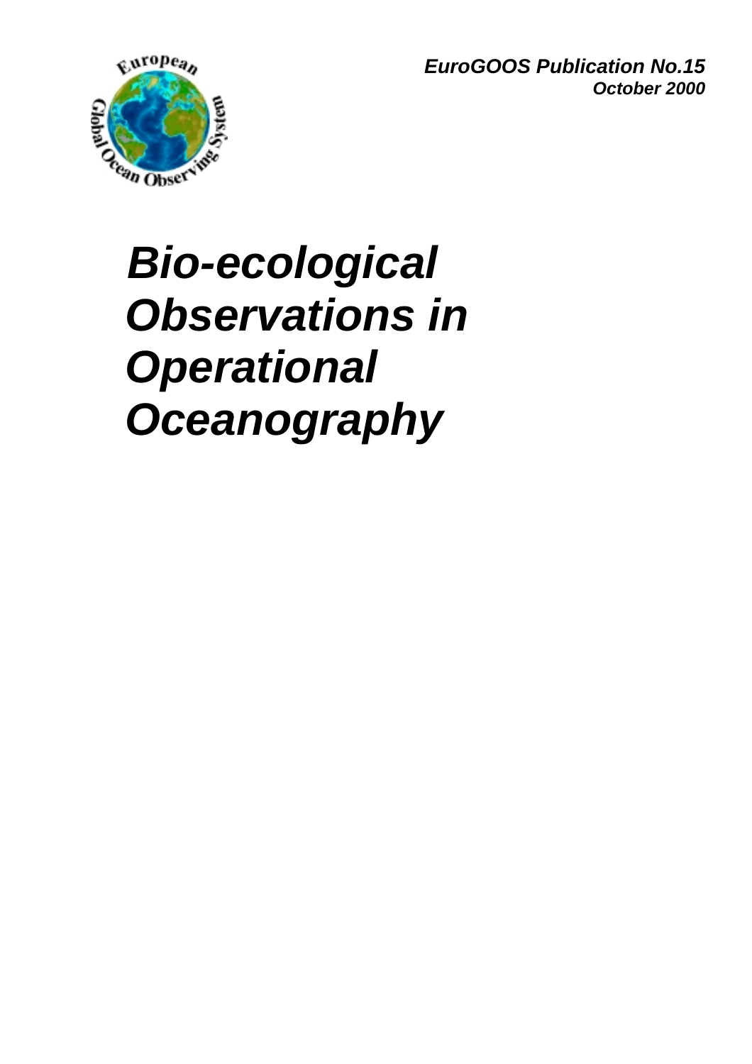*EuroGOOS Publication No.15*
*October 2000*

# *Bio-ecological Observations in Operational Oceanography*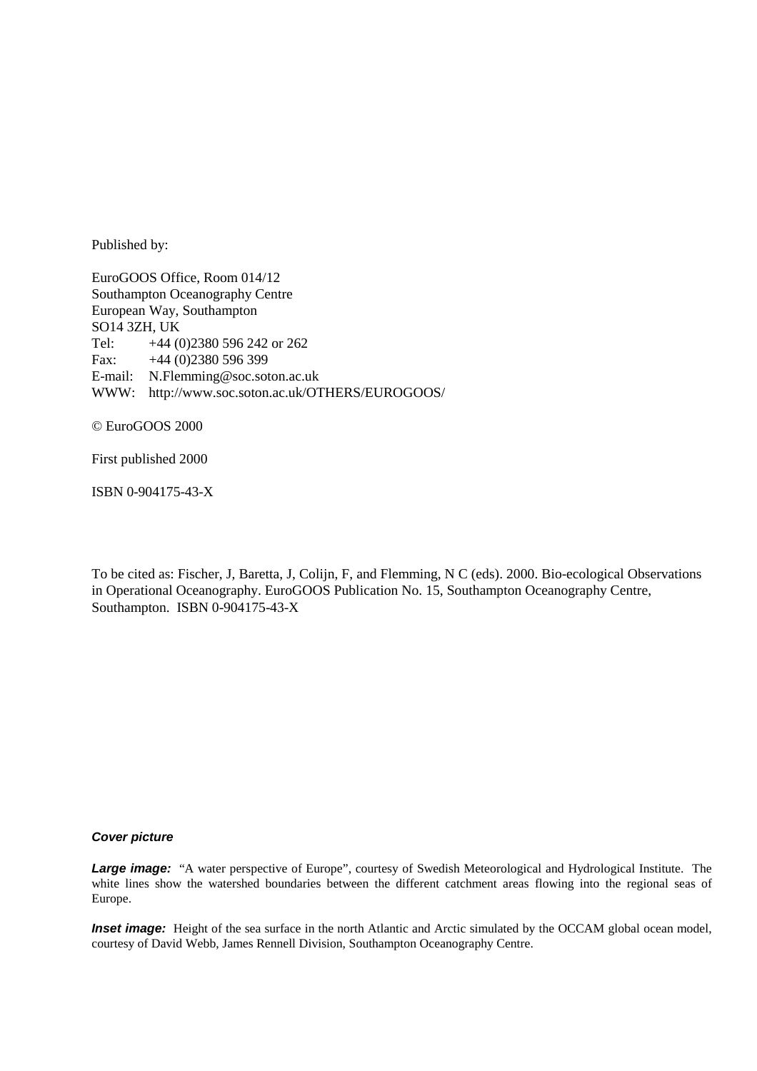Published by:

EuroGOOS Office, Room 014/12
Southampton Oceanography Centre
European Way, Southampton
SO14 3ZH, UK
Tel: +44 (0)2380 596 242 or 262
Fax: +44 (0)2380 596 399
E-mail: N.Flemming@soc.soton.ac.uk
WWW: http://www.soc.soton.ac.uk/OTHERS/EUROGOOS/

© EuroGOOS 2000

First published 2000

ISBN 0-904175-43-X

To be cited as: Fischer, J, Baretta, J, Colijn, F, and Flemming, N C (eds). 2000. Bio-ecological Observations in Operational Oceanography. EuroGOOS Publication No. 15, Southampton Oceanography Centre, Southampton. ISBN 0-904175-43-X

***Cover picture***

***Large image:*** "A water perspective of Europe", courtesy of Swedish Meteorological and Hydrological Institute. The white lines show the watershed boundaries between the different catchment areas flowing into the regional seas of Europe.

***Inset image:*** Height of the sea surface in the north Atlantic and Arctic simulated by the OCCAM global ocean model, courtesy of David Webb, James Rennell Division, Southampton Oceanography Centre.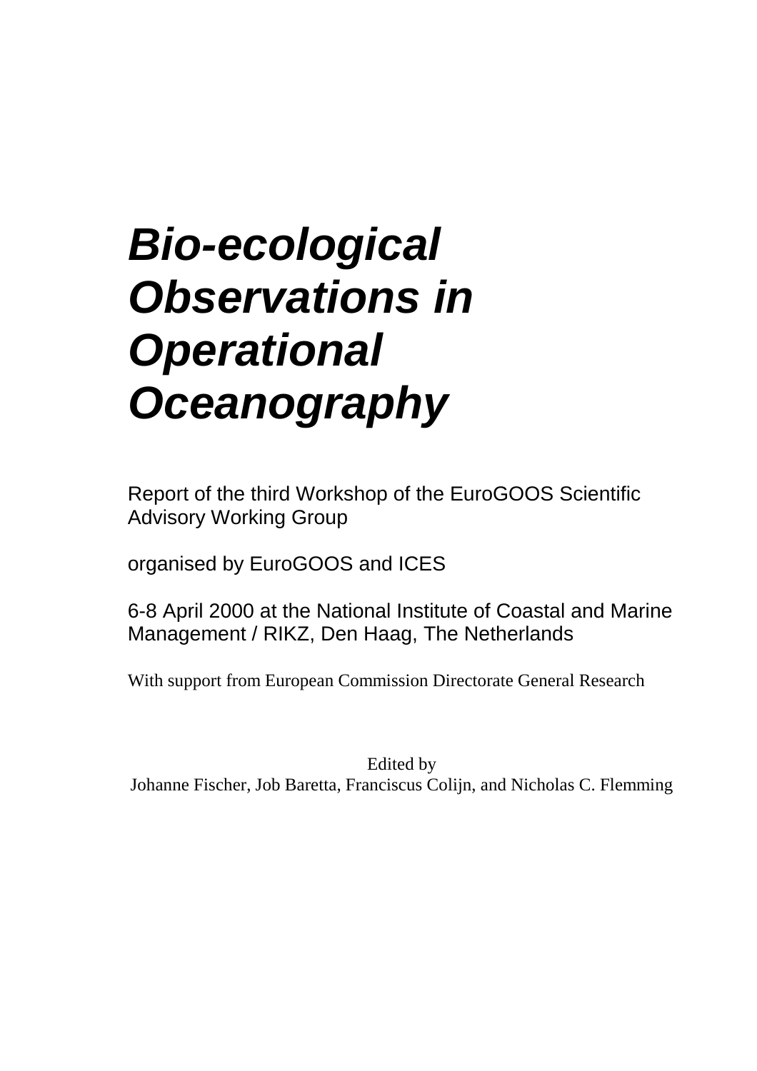# *Bio-ecological Observations in Operational Oceanography*

Report of the third Workshop of the EuroGOOS Scientific Advisory Working Group

organised by EuroGOOS and ICES

6-8 April 2000 at the National Institute of Coastal and Marine Management / RIKZ, Den Haag, The Netherlands

With support from European Commission Directorate General Research

Edited by
Johanne Fischer, Job Baretta, Franciscus Colijn, and Nicholas C. Flemming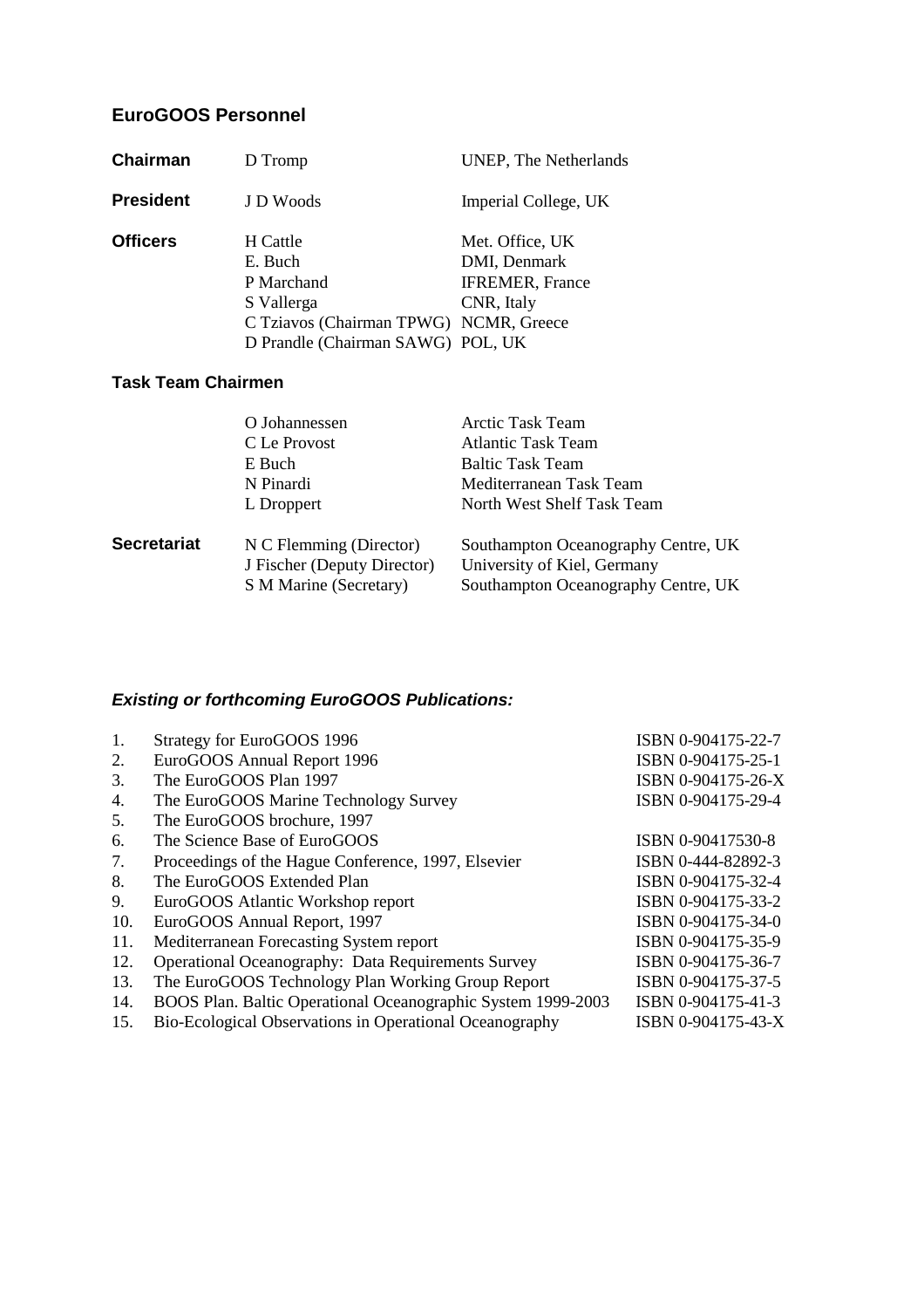## EuroGOOS Personnel

| | | |
|---|---|---|
| **Chairman** | D Tromp | UNEP, The Netherlands |
| **President** | J D Woods | Imperial College, UK |
| **Officers** | H Cattle | Met. Office, UK |
| | E. Buch | DMI, Denmark |
| | P Marchand | IFREMER, France |
| | S Vallerga | CNR, Italy |
| | C Tziavos (Chairman TPWG) | NCMR, Greece |
| | D Prandle (Chairman SAWG) | POL, UK |

### Task Team Chairmen

| | | |
|---|---|---|
| | O Johannessen | Arctic Task Team |
| | C Le Provost | Atlantic Task Team |
| | E Buch | Baltic Task Team |
| | N Pinardi | Mediterranean Task Team |
| | L Droppert | North West Shelf Task Team |
| **Secretariat** | N C Flemming (Director) | Southampton Oceanography Centre, UK |
| | J Fischer (Deputy Director) | University of Kiel, Germany |
| | S M Marine (Secretary) | Southampton Oceanography Centre, UK |

### *Existing or forthcoming EuroGOOS Publications:*

| | | |
|---|---|---|
| 1. | Strategy for EuroGOOS 1996 | ISBN 0-904175-22-7 |
| 2. | EuroGOOS Annual Report 1996 | ISBN 0-904175-25-1 |
| 3. | The EuroGOOS Plan 1997 | ISBN 0-904175-26-X |
| 4. | The EuroGOOS Marine Technology Survey | ISBN 0-904175-29-4 |
| 5. | The EuroGOOS brochure, 1997 | |
| 6. | The Science Base of EuroGOOS | ISBN 0-90417530-8 |
| 7. | Proceedings of the Hague Conference, 1997, Elsevier | ISBN 0-444-82892-3 |
| 8. | The EuroGOOS Extended Plan | ISBN 0-904175-32-4 |
| 9. | EuroGOOS Atlantic Workshop report | ISBN 0-904175-33-2 |
| 10. | EuroGOOS Annual Report, 1997 | ISBN 0-904175-34-0 |
| 11. | Mediterranean Forecasting System report | ISBN 0-904175-35-9 |
| 12. | Operational Oceanography: Data Requirements Survey | ISBN 0-904175-36-7 |
| 13. | The EuroGOOS Technology Plan Working Group Report | ISBN 0-904175-37-5 |
| 14. | BOOS Plan. Baltic Operational Oceanographic System 1999-2003 | ISBN 0-904175-41-3 |
| 15. | Bio-Ecological Observations in Operational Oceanography | ISBN 0-904175-43-X |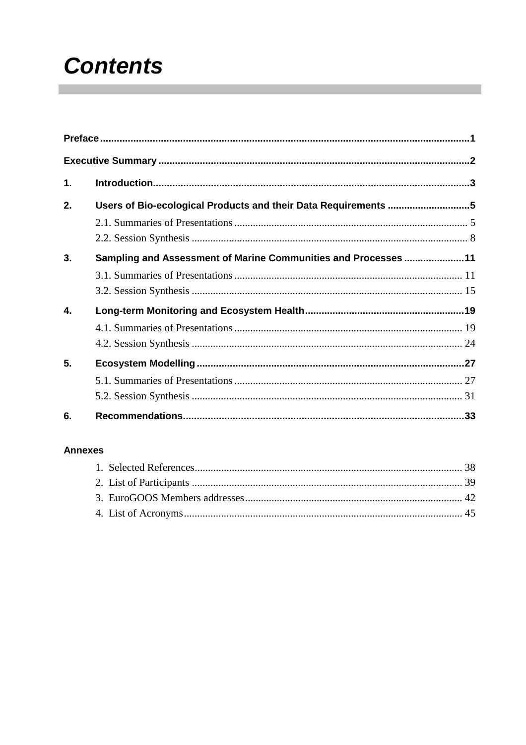# Contents

**Preface** ..................................................................................................................... **1**

**Executive Summary** ................................................................................................ **2**

**1. Introduction** ........................................................................................................ **3**

**2. Users of Bio-ecological Products and their Data Requirements** ........................... **5**

2.1. Summaries of Presentations ...................................................................................... 5
2.2. Session Synthesis ...................................................................................................... 8

**3. Sampling and Assessment of Marine Communities and Processes** ...................... **11**

3.1. Summaries of Presentations ...................................................................................... 11
3.2. Session Synthesis ...................................................................................................... 15

**4. Long-term Monitoring and Ecosystem Health** .................................................... **19**

4.1. Summaries of Presentations ...................................................................................... 19
4.2. Session Synthesis ...................................................................................................... 24

**5. Ecosystem Modelling** ......................................................................................... **27**

5.1. Summaries of Presentations ...................................................................................... 27
5.2. Session Synthesis ...................................................................................................... 31

**6. Recommendations** ............................................................................................... **33**

**Annexes**

1. Selected References ..................................................................................................... 38
2. List of Participants ...................................................................................................... 39
3. EuroGOOS Members addresses .................................................................................. 42
4. List of Acronyms ......................................................................................................... 45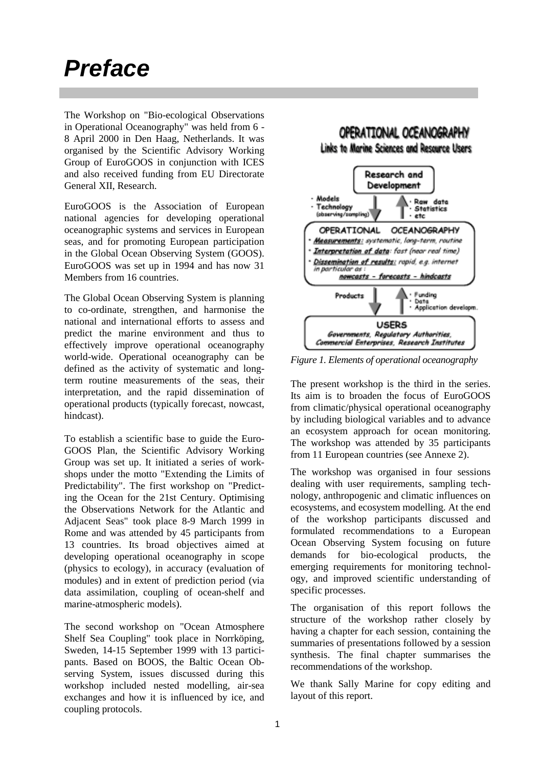# Preface

The Workshop on "Bio-ecological Observations in Operational Oceanography" was held from 6 - 8 April 2000 in Den Haag, Netherlands. It was organised by the Scientific Advisory Working Group of EuroGOOS in conjunction with ICES and also received funding from EU Directorate General XII, Research.

EuroGOOS is the Association of European national agencies for developing operational oceanographic systems and services in European seas, and for promoting European participation in the Global Ocean Observing System (GOOS). EuroGOOS was set up in 1994 and has now 31 Members from 16 countries.

The Global Ocean Observing System is planning to co-ordinate, strengthen, and harmonise the national and international efforts to assess and predict the marine environment and thus to effectively improve operational oceanography world-wide. Operational oceanography can be defined as the activity of systematic and long-term routine measurements of the seas, their interpretation, and the rapid dissemination of operational products (typically forecast, nowcast, hindcast).

To establish a scientific base to guide the Euro-GOOS Plan, the Scientific Advisory Working Group was set up. It initiated a series of workshops under the motto "Extending the Limits of Predictability". The first workshop on "Predicting the Ocean for the 21st Century. Optimising the Observations Network for the Atlantic and Adjacent Seas" took place 8-9 March 1999 in Rome and was attended by 45 participants from 13 countries. Its broad objectives aimed at developing operational oceanography in scope (physics to ecology), in accuracy (evaluation of modules) and in extent of prediction period (via data assimilation, coupling of ocean-shelf and marine-atmospheric models).

The second workshop on "Ocean Atmosphere Shelf Sea Coupling" took place in Norrköping, Sweden, 14-15 September 1999 with 13 participants. Based on BOOS, the Baltic Ocean Observing System, issues discussed during this workshop included nested modelling, air-sea exchanges and how it is influenced by ice, and coupling protocols.

OPERATIONAL OCEANOGRAPHY
Links to Marine Sciences and Resource Users

Research and Development

- Models
- Technology (observing/sampling)

- Raw data
- Statistics
- etc

OPERATIONAL OCEANOGRAPHY
- Measurements: systematic, long-term, routine
- Interpretation of data: fast (near real time)
- Dissemination of results: rapid, e.g. internet in particular as : nowcasts - forecasts - hindcasts

Products

- Funding
- Data
- Application developm.

USERS
Governments, Regulatory Authorities, Commercial Enterprises, Research Institutes

*Figure 1. Elements of operational oceanography*

The present workshop is the third in the series. Its aim is to broaden the focus of EuroGOOS from climatic/physical operational oceanography by including biological variables and to advance an ecosystem approach for ocean monitoring. The workshop was attended by 35 participants from 11 European countries (see Annexe 2).

The workshop was organised in four sessions dealing with user requirements, sampling technology, anthropogenic and climatic influences on ecosystems, and ecosystem modelling. At the end of the workshop participants discussed and formulated recommendations to a European Ocean Observing System focusing on future demands for bio-ecological products, the emerging requirements for monitoring technology, and improved scientific understanding of specific processes.

The organisation of this report follows the structure of the workshop rather closely by having a chapter for each session, containing the summaries of presentations followed by a session synthesis. The final chapter summarises the recommendations of the workshop.

We thank Sally Marine for copy editing and layout of this report.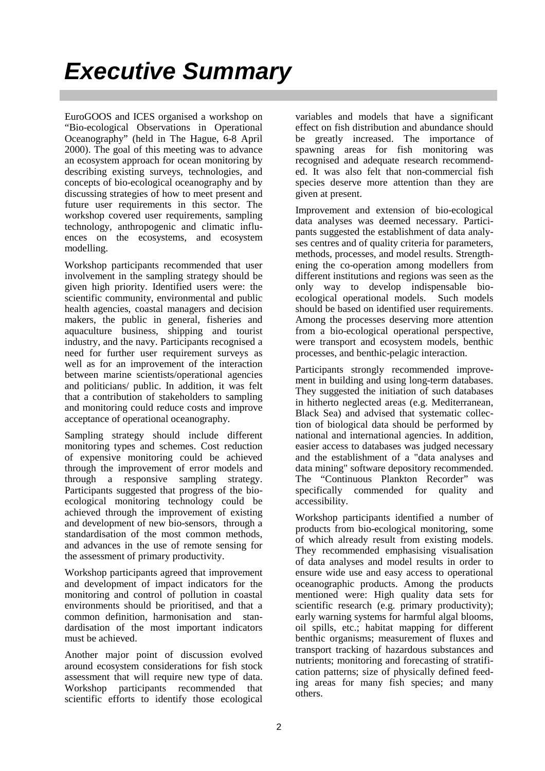# Executive Summary

EuroGOOS and ICES organised a workshop on "Bio-ecological Observations in Operational Oceanography" (held in The Hague, 6-8 April 2000). The goal of this meeting was to advance an ecosystem approach for ocean monitoring by describing existing surveys, technologies, and concepts of bio-ecological oceanography and by discussing strategies of how to meet present and future user requirements in this sector. The workshop covered user requirements, sampling technology, anthropogenic and climatic influences on the ecosystems, and ecosystem modelling.

Workshop participants recommended that user involvement in the sampling strategy should be given high priority. Identified users were: the scientific community, environmental and public health agencies, coastal managers and decision makers, the public in general, fisheries and aquaculture business, shipping and tourist industry, and the navy. Participants recognised a need for further user requirement surveys as well as for an improvement of the interaction between marine scientists/operational agencies and politicians/ public. In addition, it was felt that a contribution of stakeholders to sampling and monitoring could reduce costs and improve acceptance of operational oceanography.

Sampling strategy should include different monitoring types and schemes. Cost reduction of expensive monitoring could be achieved through the improvement of error models and through a responsive sampling strategy. Participants suggested that progress of the bio-ecological monitoring technology could be achieved through the improvement of existing and development of new bio-sensors, through a standardisation of the most common methods, and advances in the use of remote sensing for the assessment of primary productivity.

Workshop participants agreed that improvement and development of impact indicators for the monitoring and control of pollution in coastal environments should be prioritised, and that a common definition, harmonisation and standardisation of the most important indicators must be achieved.

Another major point of discussion evolved around ecosystem considerations for fish stock assessment that will require new type of data. Workshop participants recommended that scientific efforts to identify those ecological variables and models that have a significant effect on fish distribution and abundance should be greatly increased. The importance of spawning areas for fish monitoring was recognised and adequate research recommended. It was also felt that non-commercial fish species deserve more attention than they are given at present.

Improvement and extension of bio-ecological data analyses was deemed necessary. Participants suggested the establishment of data analyses centres and of quality criteria for parameters, methods, processes, and model results. Strengthening the co-operation among modellers from different institutions and regions was seen as the only way to develop indispensable bio-ecological operational models. Such models should be based on identified user requirements. Among the processes deserving more attention from a bio-ecological operational perspective, were transport and ecosystem models, benthic processes, and benthic-pelagic interaction.

Participants strongly recommended improvement in building and using long-term databases. They suggested the initiation of such databases in hitherto neglected areas (e.g. Mediterranean, Black Sea) and advised that systematic collection of biological data should be performed by national and international agencies. In addition, easier access to databases was judged necessary and the establishment of a "data analyses and data mining" software depository recommended. The "Continuous Plankton Recorder" was specifically commended for quality and accessibility.

Workshop participants identified a number of products from bio-ecological monitoring, some of which already result from existing models. They recommended emphasising visualisation of data analyses and model results in order to ensure wide use and easy access to operational oceanographic products. Among the products mentioned were: High quality data sets for scientific research (e.g. primary productivity); early warning systems for harmful algal blooms, oil spills, etc.; habitat mapping for different benthic organisms; measurement of fluxes and transport tracking of hazardous substances and nutrients; monitoring and forecasting of stratification patterns; size of physically defined feeding areas for many fish species; and many others.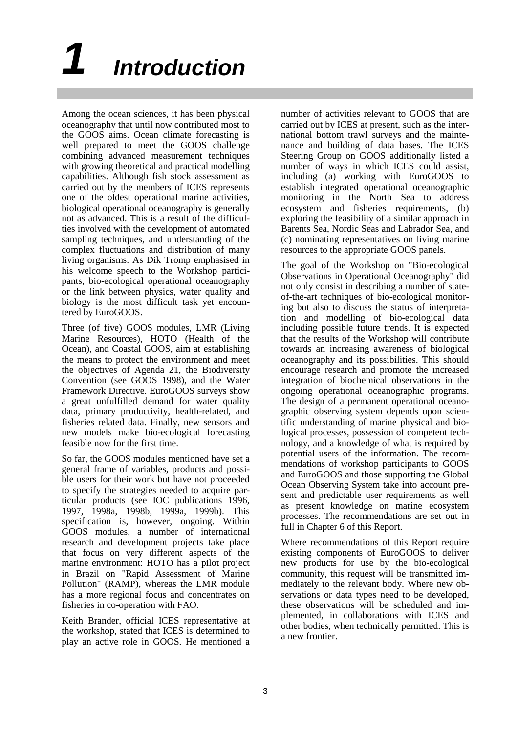# 1 Introduction

Among the ocean sciences, it has been physical oceanography that until now contributed most to the GOOS aims. Ocean climate forecasting is well prepared to meet the GOOS challenge combining advanced measurement techniques with growing theoretical and practical modelling capabilities. Although fish stock assessment as carried out by the members of ICES represents one of the oldest operational marine activities, biological operational oceanography is generally not as advanced. This is a result of the difficulties involved with the development of automated sampling techniques, and understanding of the complex fluctuations and distribution of many living organisms. As Dik Tromp emphasised in his welcome speech to the Workshop participants, bio-ecological operational oceanography or the link between physics, water quality and biology is the most difficult task yet encountered by EuroGOOS.

Three (of five) GOOS modules, LMR (Living Marine Resources), HOTO (Health of the Ocean), and Coastal GOOS, aim at establishing the means to protect the environment and meet the objectives of Agenda 21, the Biodiversity Convention (see GOOS 1998), and the Water Framework Directive. EuroGOOS surveys show a great unfulfilled demand for water quality data, primary productivity, health-related, and fisheries related data. Finally, new sensors and new models make bio-ecological forecasting feasible now for the first time.

So far, the GOOS modules mentioned have set a general frame of variables, products and possible users for their work but have not proceeded to specify the strategies needed to acquire particular products (see IOC publications 1996, 1997, 1998a, 1998b, 1999a, 1999b). This specification is, however, ongoing. Within GOOS modules, a number of international research and development projects take place that focus on very different aspects of the marine environment: HOTO has a pilot project in Brazil on "Rapid Assessment of Marine Pollution" (RAMP), whereas the LMR module has a more regional focus and concentrates on fisheries in co-operation with FAO.

Keith Brander, official ICES representative at the workshop, stated that ICES is determined to play an active role in GOOS. He mentioned a number of activities relevant to GOOS that are carried out by ICES at present, such as the international bottom trawl surveys and the maintenance and building of data bases. The ICES Steering Group on GOOS additionally listed a number of ways in which ICES could assist, including (a) working with EuroGOOS to establish integrated operational oceanographic monitoring in the North Sea to address ecosystem and fisheries requirements, (b) exploring the feasibility of a similar approach in Barents Sea, Nordic Seas and Labrador Sea, and (c) nominating representatives on living marine resources to the appropriate GOOS panels.

The goal of the Workshop on "Bio-ecological Observations in Operational Oceanography" did not only consist in describing a number of state-of-the-art techniques of bio-ecological monitoring but also to discuss the status of interpretation and modelling of bio-ecological data including possible future trends. It is expected that the results of the Workshop will contribute towards an increasing awareness of biological oceanography and its possibilities. This should encourage research and promote the increased integration of biochemical observations in the ongoing operational oceanographic programs. The design of a permanent operational oceanographic observing system depends upon scientific understanding of marine physical and biological processes, possession of competent technology, and a knowledge of what is required by potential users of the information. The recommendations of workshop participants to GOOS and EuroGOOS and those supporting the Global Ocean Observing System take into account present and predictable user requirements as well as present knowledge on marine ecosystem processes. The recommendations are set out in full in Chapter 6 of this Report.

Where recommendations of this Report require existing components of EuroGOOS to deliver new products for use by the bio-ecological community, this request will be transmitted immediately to the relevant body. Where new observations or data types need to be developed, these observations will be scheduled and implemented, in collaborations with ICES and other bodies, when technically permitted. This is a new frontier.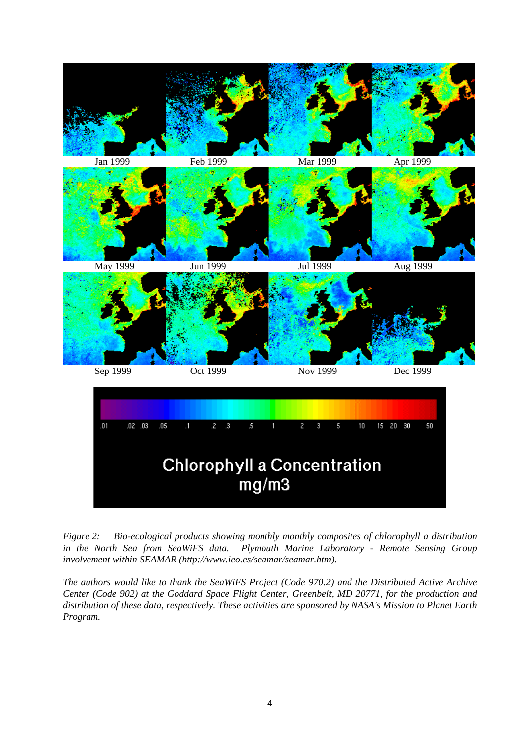Jan 1999
Feb 1999
Mar 1999
Apr 1999
May 1999
Jun 1999
Jul 1999
Aug 1999
Sep 1999
Oct 1999
Nov 1999
Dec 1999

.01 .02 .03 .05 .1 .2 .3 .5 1 2 3 5 10 15 20 30 50

Chlorophyll a Concentration
mg/m3

*Figure 2: Bio-ecological products showing monthly monthly composites of chlorophyll a distribution in the North Sea from SeaWiFS data. Plymouth Marine Laboratory - Remote Sensing Group involvement within SEAMAR (http://www.ieo.es/seamar/seamar.htm).*

*The authors would like to thank the SeaWiFS Project (Code 970.2) and the Distributed Active Archive Center (Code 902) at the Goddard Space Flight Center, Greenbelt, MD 20771, for the production and distribution of these data, respectively. These activities are sponsored by NASA's Mission to Planet Earth Program.*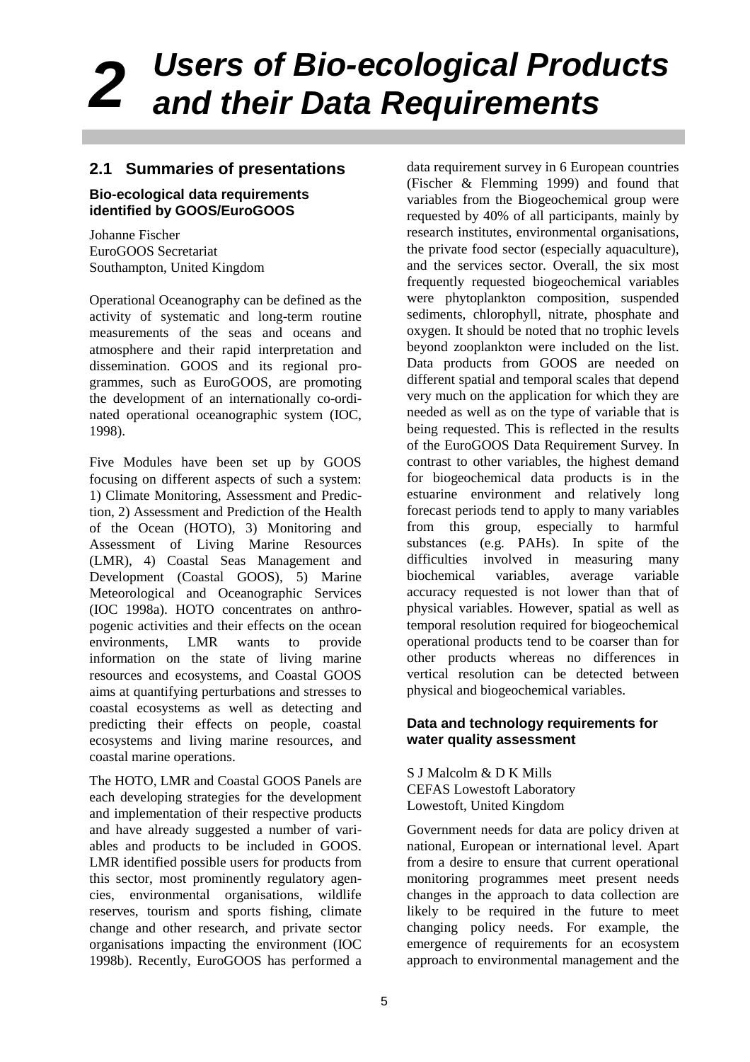# 2 Users of Bio-ecological Products and their Data Requirements

## 2.1 Summaries of presentations

### Bio-ecological data requirements identified by GOOS/EuroGOOS

Johanne Fischer
EuroGOOS Secretariat
Southampton, United Kingdom

Operational Oceanography can be defined as the activity of systematic and long-term routine measurements of the seas and oceans and atmosphere and their rapid interpretation and dissemination. GOOS and its regional programmes, such as EuroGOOS, are promoting the development of an internationally co-ordinated operational oceanographic system (IOC, 1998).

Five Modules have been set up by GOOS focusing on different aspects of such a system: 1) Climate Monitoring, Assessment and Prediction, 2) Assessment and Prediction of the Health of the Ocean (HOTO), 3) Monitoring and Assessment of Living Marine Resources (LMR), 4) Coastal Seas Management and Development (Coastal GOOS), 5) Marine Meteorological and Oceanographic Services (IOC 1998a). HOTO concentrates on anthropogenic activities and their effects on the ocean environments, LMR wants to provide information on the state of living marine resources and ecosystems, and Coastal GOOS aims at quantifying perturbations and stresses to coastal ecosystems as well as detecting and predicting their effects on people, coastal ecosystems and living marine resources, and coastal marine operations.

The HOTO, LMR and Coastal GOOS Panels are each developing strategies for the development and implementation of their respective products and have already suggested a number of variables and products to be included in GOOS. LMR identified possible users for products from this sector, most prominently regulatory agencies, environmental organisations, wildlife reserves, tourism and sports fishing, climate change and other research, and private sector organisations impacting the environment (IOC 1998b). Recently, EuroGOOS has performed a data requirement survey in 6 European countries (Fischer & Flemming 1999) and found that variables from the Biogeochemical group were requested by 40% of all participants, mainly by research institutes, environmental organisations, the private food sector (especially aquaculture), and the services sector. Overall, the six most frequently requested biogeochemical variables were phytoplankton composition, suspended sediments, chlorophyll, nitrate, phosphate and oxygen. It should be noted that no trophic levels beyond zooplankton were included on the list. Data products from GOOS are needed on different spatial and temporal scales that depend very much on the application for which they are needed as well as on the type of variable that is being requested. This is reflected in the results of the EuroGOOS Data Requirement Survey. In contrast to other variables, the highest demand for biogeochemical data products is in the estuarine environment and relatively long forecast periods tend to apply to many variables from this group, especially to harmful substances (e.g. PAHs). In spite of the difficulties involved in measuring many biochemical variables, average variable accuracy requested is not lower than that of physical variables. However, spatial as well as temporal resolution required for biogeochemical operational products tend to be coarser than for other products whereas no differences in vertical resolution can be detected between physical and biogeochemical variables.

### Data and technology requirements for water quality assessment

S J Malcolm & D K Mills
CEFAS Lowestoft Laboratory
Lowestoft, United Kingdom

Government needs for data are policy driven at national, European or international level. Apart from a desire to ensure that current operational monitoring programmes meet present needs changes in the approach to data collection are likely to be required in the future to meet changing policy needs. For example, the emergence of requirements for an ecosystem approach to environmental management and the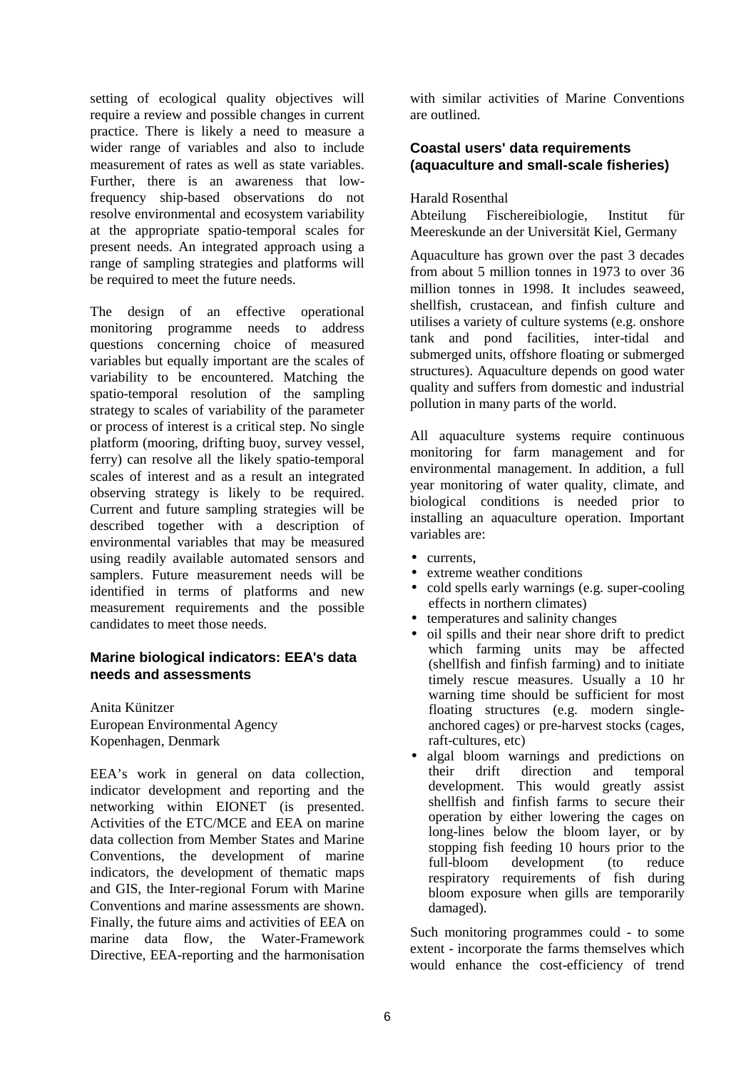setting of ecological quality objectives will require a review and possible changes in current practice. There is likely a need to measure a wider range of variables and also to include measurement of rates as well as state variables. Further, there is an awareness that low-frequency ship-based observations do not resolve environmental and ecosystem variability at the appropriate spatio-temporal scales for present needs. An integrated approach using a range of sampling strategies and platforms will be required to meet the future needs.

The design of an effective operational monitoring programme needs to address questions concerning choice of measured variables but equally important are the scales of variability to be encountered. Matching the spatio-temporal resolution of the sampling strategy to scales of variability of the parameter or process of interest is a critical step. No single platform (mooring, drifting buoy, survey vessel, ferry) can resolve all the likely spatio-temporal scales of interest and as a result an integrated observing strategy is likely to be required. Current and future sampling strategies will be described together with a description of environmental variables that may be measured using readily available automated sensors and samplers. Future measurement needs will be identified in terms of platforms and new measurement requirements and the possible candidates to meet those needs.

### Marine biological indicators: EEA's data needs and assessments

Anita Künitzer
European Environmental Agency
Kopenhagen, Denmark

EEA's work in general on data collection, indicator development and reporting and the networking within EIONET (is presented. Activities of the ETC/MCE and EEA on marine data collection from Member States and Marine Conventions, the development of marine indicators, the development of thematic maps and GIS, the Inter-regional Forum with Marine Conventions and marine assessments are shown. Finally, the future aims and activities of EEA on marine data flow, the Water-Framework Directive, EEA-reporting and the harmonisation with similar activities of Marine Conventions are outlined.

### Coastal users' data requirements (aquaculture and small-scale fisheries)

Harald Rosenthal
Abteilung Fischereibiologie, Institut für Meereskunde an der Universität Kiel, Germany

Aquaculture has grown over the past 3 decades from about 5 million tonnes in 1973 to over 36 million tonnes in 1998. It includes seaweed, shellfish, crustacean, and finfish culture and utilises a variety of culture systems (e.g. onshore tank and pond facilities, inter-tidal and submerged units, offshore floating or submerged structures). Aquaculture depends on good water quality and suffers from domestic and industrial pollution in many parts of the world.

All aquaculture systems require continuous monitoring for farm management and for environmental management. In addition, a full year monitoring of water quality, climate, and biological conditions is needed prior to installing an aquaculture operation. Important variables are:

- currents,
- extreme weather conditions
- cold spells early warnings (e.g. super-cooling effects in northern climates)
- temperatures and salinity changes
- oil spills and their near shore drift to predict which farming units may be affected (shellfish and finfish farming) and to initiate timely rescue measures. Usually a 10 hr warning time should be sufficient for most floating structures (e.g. modern single-anchored cages) or pre-harvest stocks (cages, raft-cultures, etc)
- algal bloom warnings and predictions on their drift direction and temporal development. This would greatly assist shellfish and finfish farms to secure their operation by either lowering the cages on long-lines below the bloom layer, or by stopping fish feeding 10 hours prior to the full-bloom development (to reduce respiratory requirements of fish during bloom exposure when gills are temporarily damaged).

Such monitoring programmes could - to some extent - incorporate the farms themselves which would enhance the cost-efficiency of trend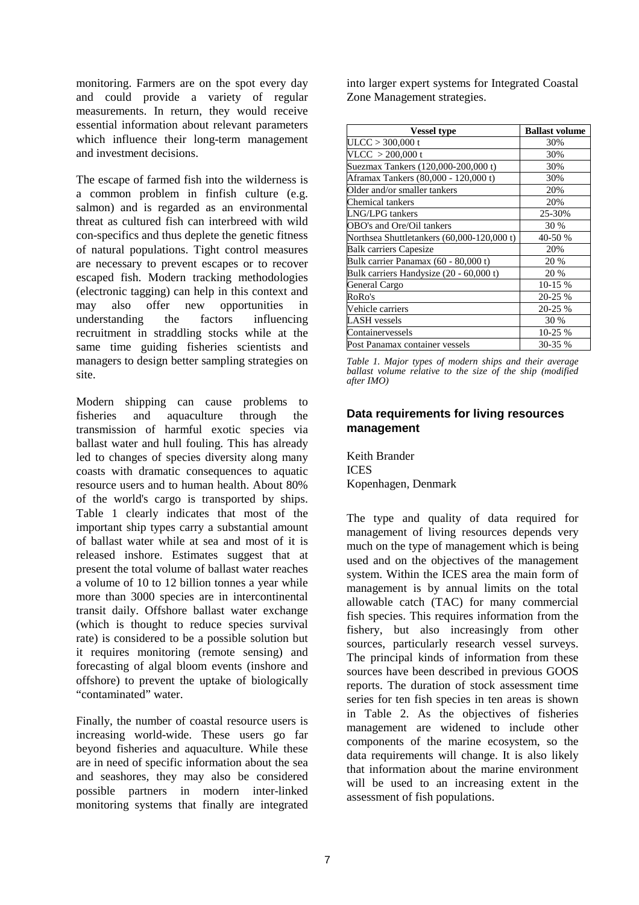monitoring. Farmers are on the spot every day and could provide a variety of regular measurements. In return, they would receive essential information about relevant parameters which influence their long-term management and investment decisions.

The escape of farmed fish into the wilderness is a common problem in finfish culture (e.g. salmon) and is regarded as an environmental threat as cultured fish can interbreed with wild con-specifics and thus deplete the genetic fitness of natural populations. Tight control measures are necessary to prevent escapes or to recover escaped fish. Modern tracking methodologies (electronic tagging) can help in this context and may also offer new opportunities in understanding the factors influencing recruitment in straddling stocks while at the same time guiding fisheries scientists and managers to design better sampling strategies on site.

Modern shipping can cause problems to fisheries and aquaculture through the transmission of harmful exotic species via ballast water and hull fouling. This has already led to changes of species diversity along many coasts with dramatic consequences to aquatic resource users and to human health. About 80% of the world's cargo is transported by ships. Table 1 clearly indicates that most of the important ship types carry a substantial amount of ballast water while at sea and most of it is released inshore. Estimates suggest that at present the total volume of ballast water reaches a volume of 10 to 12 billion tonnes a year while more than 3000 species are in intercontinental transit daily. Offshore ballast water exchange (which is thought to reduce species survival rate) is considered to be a possible solution but it requires monitoring (remote sensing) and forecasting of algal bloom events (inshore and offshore) to prevent the uptake of biologically "contaminated" water.

Finally, the number of coastal resource users is increasing world-wide. These users go far beyond fisheries and aquaculture. While these are in need of specific information about the sea and seashores, they may also be considered possible partners in modern inter-linked monitoring systems that finally are integrated into larger expert systems for Integrated Coastal Zone Management strategies.

| Vessel type | Ballast volume |
|---|---|
| ULCC > 300,000 t | 30% |
| VLCC > 200,000 t | 30% |
| Suezmax Tankers (120,000-200,000 t) | 30% |
| Aframax Tankers (80,000 - 120,000 t) | 30% |
| Older and/or smaller tankers | 20% |
| Chemical tankers | 20% |
| LNG/LPG tankers | 25-30% |
| OBO's and Ore/Oil tankers | 30 % |
| Northsea Shuttletankers (60,000-120,000 t) | 40-50 % |
| Balk carriers Capesize | 20% |
| Bulk carrier Panamax (60 - 80,000 t) | 20 % |
| Bulk carriers Handysize (20 - 60,000 t) | 20 % |
| General Cargo | 10-15 % |
| RoRo's | 20-25 % |
| Vehicle carriers | 20-25 % |
| LASH vessels | 30 % |
| Containervessels | 10-25 % |
| Post Panamax container vessels | 30-35 % |

*Table 1. Major types of modern ships and their average ballast volume relative to the size of the ship (modified after IMO)*

## Data requirements for living resources management

Keith Brander
ICES
Kopenhagen, Denmark

The type and quality of data required for management of living resources depends very much on the type of management which is being used and on the objectives of the management system. Within the ICES area the main form of management is by annual limits on the total allowable catch (TAC) for many commercial fish species. This requires information from the fishery, but also increasingly from other sources, particularly research vessel surveys. The principal kinds of information from these sources have been described in previous GOOS reports. The duration of stock assessment time series for ten fish species in ten areas is shown in Table 2. As the objectives of fisheries management are widened to include other components of the marine ecosystem, so the data requirements will change. It is also likely that information about the marine environment will be used to an increasing extent in the assessment of fish populations.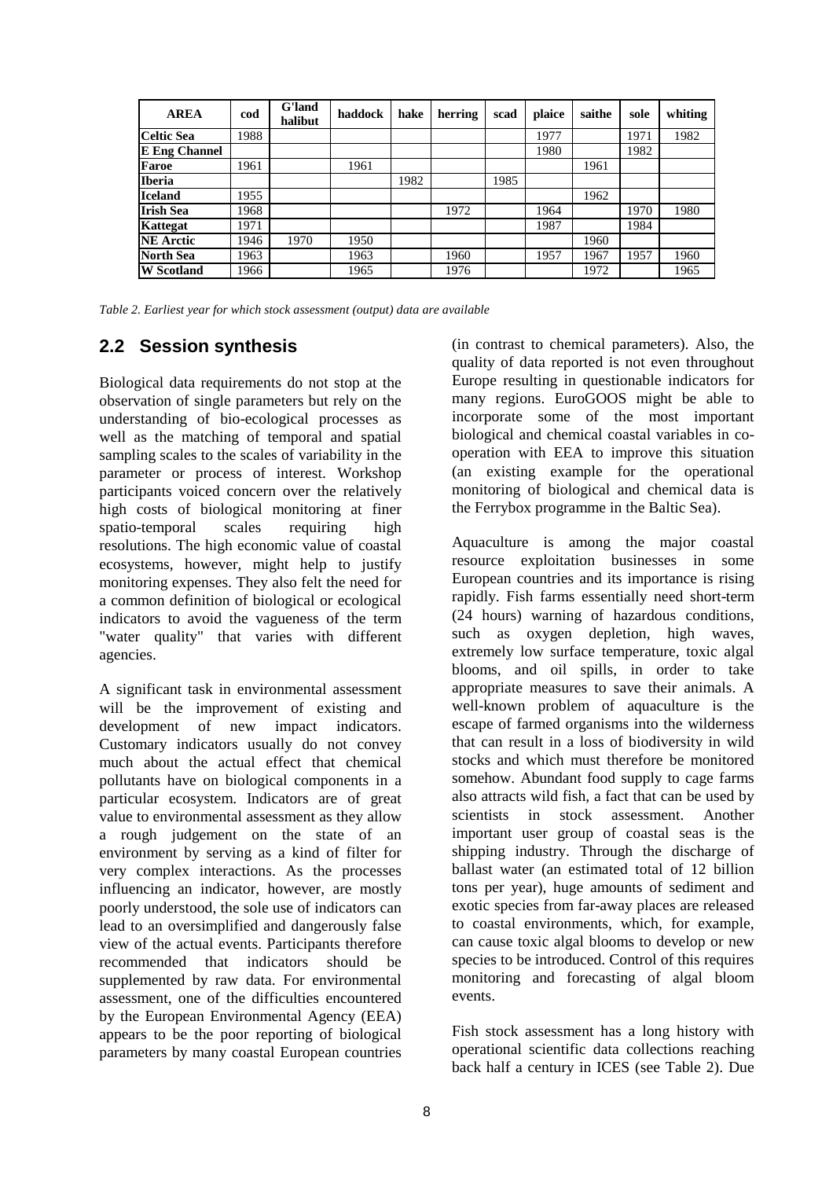| AREA | cod | G'land halibut | haddock | hake | herring | scad | plaice | saithe | sole | whiting |
|---|---|---|---|---|---|---|---|---|---|---|
| **Celtic Sea** | 1988 | | | | | | 1977 | | 1971 | 1982 |
| **E Eng Channel** | | | | | | | 1980 | | 1982 | |
| **Faroe** | 1961 | | 1961 | | | | | 1961 | | |
| **Iberia** | | | | 1982 | | 1985 | | | | |
| **Iceland** | 1955 | | | | | | | 1962 | | |
| **Irish Sea** | 1968 | | | | 1972 | | 1964 | | 1970 | 1980 |
| **Kattegat** | 1971 | | | | | | 1987 | | 1984 | |
| **NE Arctic** | 1946 | 1970 | 1950 | | | | | 1960 | | |
| **North Sea** | 1963 | | 1963 | | 1960 | | 1957 | 1967 | 1957 | 1960 |
| **W Scotland** | 1966 | | 1965 | | 1976 | | | 1972 | | 1965 |

*Table 2. Earliest year for which stock assessment (output) data are available*

## 2.2 Session synthesis

Biological data requirements do not stop at the observation of single parameters but rely on the understanding of bio-ecological processes as well as the matching of temporal and spatial sampling scales to the scales of variability in the parameter or process of interest. Workshop participants voiced concern over the relatively high costs of biological monitoring at finer spatio-temporal scales requiring high resolutions. The high economic value of coastal ecosystems, however, might help to justify monitoring expenses. They also felt the need for a common definition of biological or ecological indicators to avoid the vagueness of the term "water quality" that varies with different agencies.

A significant task in environmental assessment will be the improvement of existing and development of new impact indicators. Customary indicators usually do not convey much about the actual effect that chemical pollutants have on biological components in a particular ecosystem. Indicators are of great value to environmental assessment as they allow a rough judgement on the state of an environment by serving as a kind of filter for very complex interactions. As the processes influencing an indicator, however, are mostly poorly understood, the sole use of indicators can lead to an oversimplified and dangerously false view of the actual events. Participants therefore recommended that indicators should be supplemented by raw data. For environmental assessment, one of the difficulties encountered by the European Environmental Agency (EEA) appears to be the poor reporting of biological parameters by many coastal European countries (in contrast to chemical parameters). Also, the quality of data reported is not even throughout Europe resulting in questionable indicators for many regions. EuroGOOS might be able to incorporate some of the most important biological and chemical coastal variables in co-operation with EEA to improve this situation (an existing example for the operational monitoring of biological and chemical data is the Ferrybox programme in the Baltic Sea).

Aquaculture is among the major coastal resource exploitation businesses in some European countries and its importance is rising rapidly. Fish farms essentially need short-term (24 hours) warning of hazardous conditions, such as oxygen depletion, high waves, extremely low surface temperature, toxic algal blooms, and oil spills, in order to take appropriate measures to save their animals. A well-known problem of aquaculture is the escape of farmed organisms into the wilderness that can result in a loss of biodiversity in wild stocks and which must therefore be monitored somehow. Abundant food supply to cage farms also attracts wild fish, a fact that can be used by scientists in stock assessment. Another important user group of coastal seas is the shipping industry. Through the discharge of ballast water (an estimated total of 12 billion tons per year), huge amounts of sediment and exotic species from far-away places are released to coastal environments, which, for example, can cause toxic algal blooms to develop or new species to be introduced. Control of this requires monitoring and forecasting of algal bloom events.

Fish stock assessment has a long history with operational scientific data collections reaching back half a century in ICES (see Table 2). Due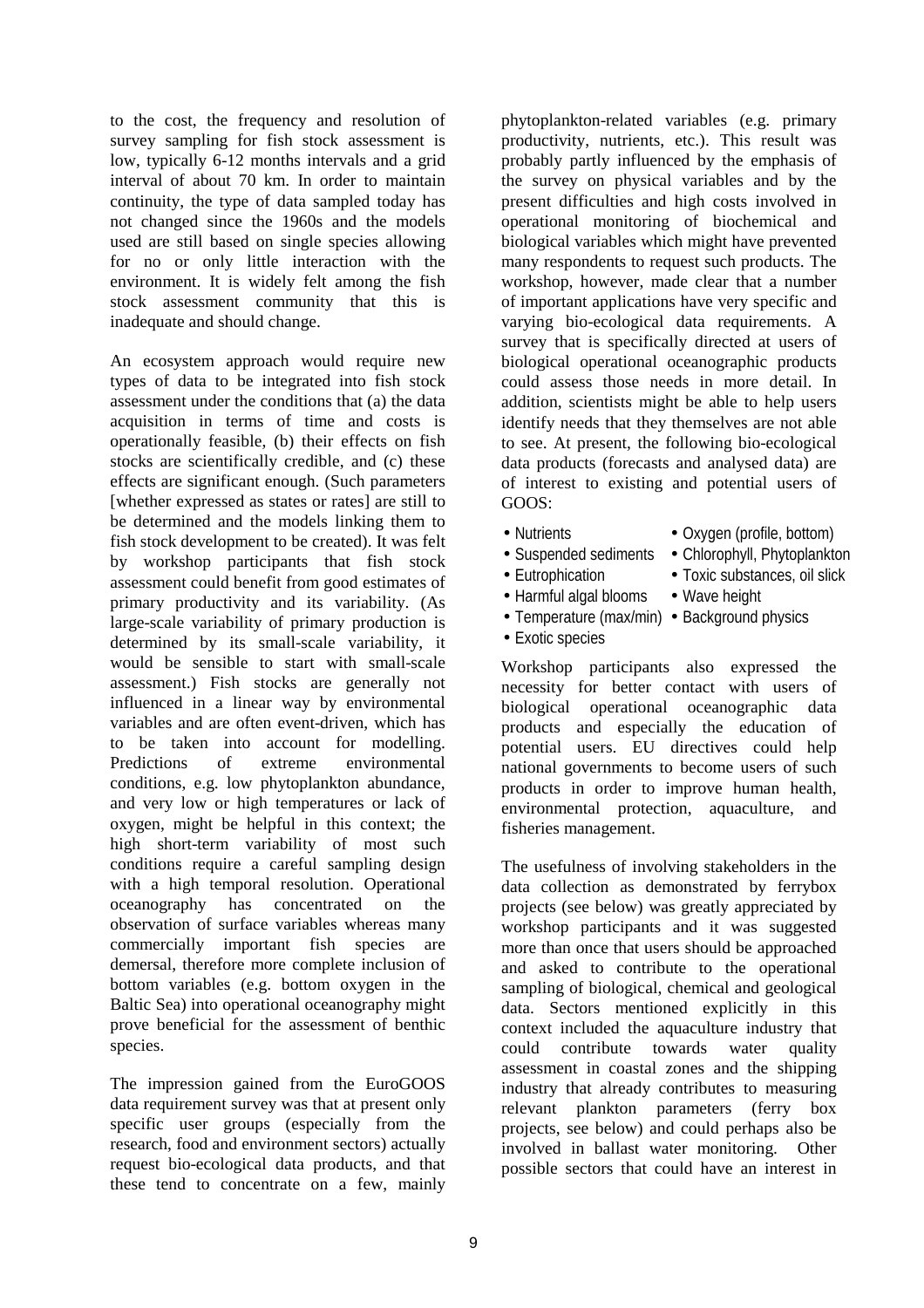to the cost, the frequency and resolution of survey sampling for fish stock assessment is low, typically 6-12 months intervals and a grid interval of about 70 km. In order to maintain continuity, the type of data sampled today has not changed since the 1960s and the models used are still based on single species allowing for no or only little interaction with the environment. It is widely felt among the fish stock assessment community that this is inadequate and should change.

An ecosystem approach would require new types of data to be integrated into fish stock assessment under the conditions that (a) the data acquisition in terms of time and costs is operationally feasible, (b) their effects on fish stocks are scientifically credible, and (c) these effects are significant enough. (Such parameters [whether expressed as states or rates] are still to be determined and the models linking them to fish stock development to be created). It was felt by workshop participants that fish stock assessment could benefit from good estimates of primary productivity and its variability. (As large-scale variability of primary production is determined by its small-scale variability, it would be sensible to start with small-scale assessment.) Fish stocks are generally not influenced in a linear way by environmental variables and are often event-driven, which has to be taken into account for modelling. Predictions of extreme environmental conditions, e.g. low phytoplankton abundance, and very low or high temperatures or lack of oxygen, might be helpful in this context; the high short-term variability of most such conditions require a careful sampling design with a high temporal resolution. Operational oceanography has concentrated on the observation of surface variables whereas many commercially important fish species are demersal, therefore more complete inclusion of bottom variables (e.g. bottom oxygen in the Baltic Sea) into operational oceanography might prove beneficial for the assessment of benthic species.

The impression gained from the EuroGOOS data requirement survey was that at present only specific user groups (especially from the research, food and environment sectors) actually request bio-ecological data products, and that these tend to concentrate on a few, mainly phytoplankton-related variables (e.g. primary productivity, nutrients, etc.). This result was probably partly influenced by the emphasis of the survey on physical variables and by the present difficulties and high costs involved in operational monitoring of biochemical and biological variables which might have prevented many respondents to request such products. The workshop, however, made clear that a number of important applications have very specific and varying bio-ecological data requirements. A survey that is specifically directed at users of biological operational oceanographic products could assess those needs in more detail. In addition, scientists might be able to help users identify needs that they themselves are not able to see. At present, the following bio-ecological data products (forecasts and analysed data) are of interest to existing and potential users of GOOS:

- Nutrients
- Oxygen (profile, bottom)
- Suspended sediments
- Chlorophyll, Phytoplankton
- Eutrophication
- Toxic substances, oil slick
- Harmful algal blooms
- Wave height
- Temperature (max/min)
- Background physics
- Exotic species

Workshop participants also expressed the necessity for better contact with users of biological operational oceanographic data products and especially the education of potential users. EU directives could help national governments to become users of such products in order to improve human health, environmental protection, aquaculture, and fisheries management.

The usefulness of involving stakeholders in the data collection as demonstrated by ferrybox projects (see below) was greatly appreciated by workshop participants and it was suggested more than once that users should be approached and asked to contribute to the operational sampling of biological, chemical and geological data. Sectors mentioned explicitly in this context included the aquaculture industry that could contribute towards water quality assessment in coastal zones and the shipping industry that already contributes to measuring relevant plankton parameters (ferry box projects, see below) and could perhaps also be involved in ballast water monitoring. Other possible sectors that could have an interest in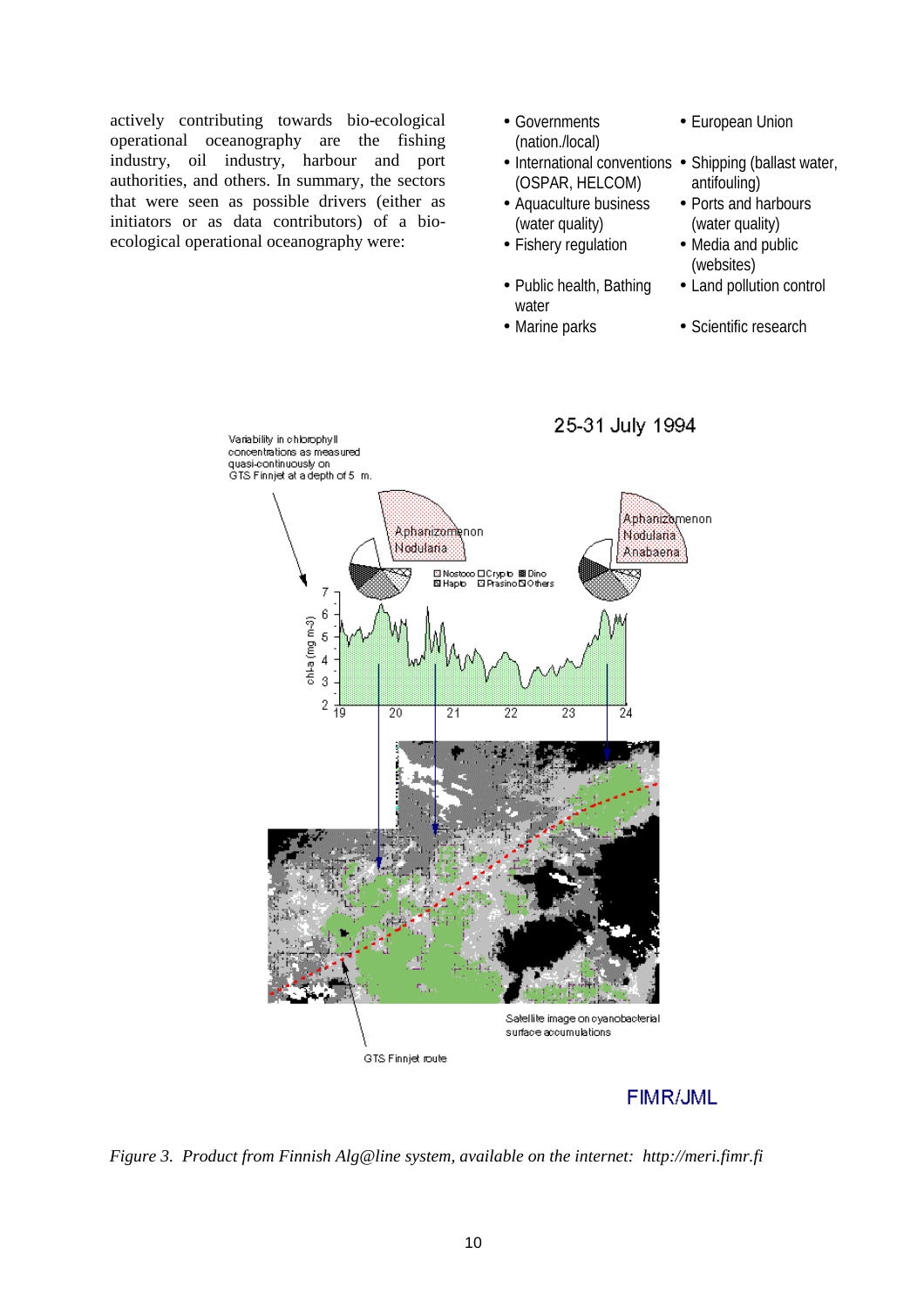actively contributing towards bio-ecological operational oceanography are the fishing industry, oil industry, harbour and port authorities, and others. In summary, the sectors that were seen as possible drivers (either as initiators or as data contributors) of a bio-ecological operational oceanography were:

- Governments (nation./local)
- European Union
- International conventions (OSPAR, HELCOM)
- Shipping (ballast water, antifouling)
- Aquaculture business (water quality)
- Ports and harbours (water quality)
- Fishery regulation
- Media and public (websites)
- Public health, Bathing water
- Land pollution control
- Marine parks
- Scientific research

25-31 July 1994

Variability in chlorophyll concentrations as measured quasi-continuously on GTS Finnjet at a depth of 5 m.

Aphanizomenon
Nodularia

Aphanizomenon
Nodularia
Anabaena

Nostoco Crypto Dino
Hapto Prasino Others

chl-a (mg m-3)

7
6
5
4
3
2

19 20 21 22 23 24

Satellite image on cyanobacterial surface accumulations

GTS Finnjet route

FIMR/JML

*Figure 3. Product from Finnish Alg@line system, available on the internet: http://meri.fimr.fi*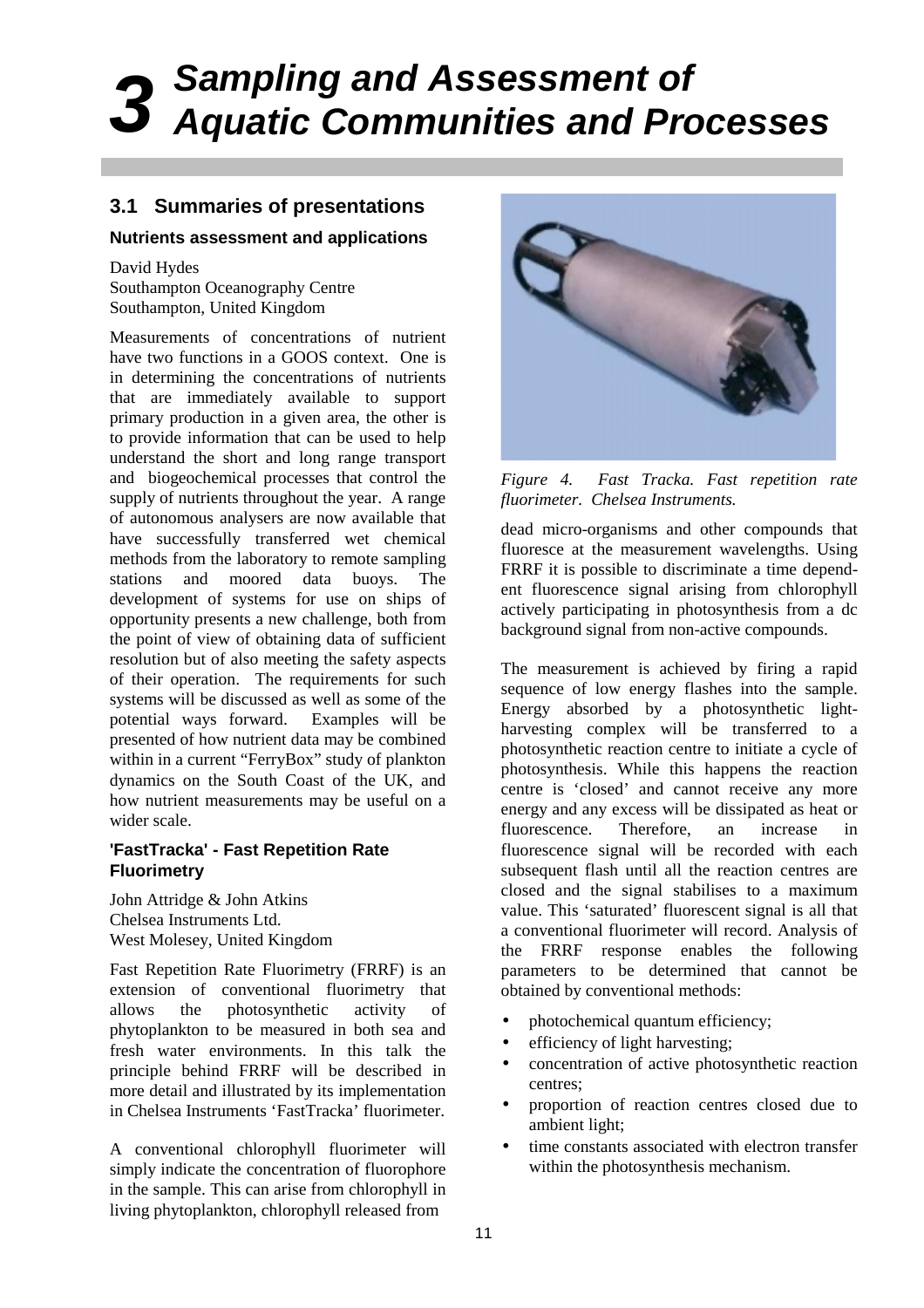# 3 Sampling and Assessment of Aquatic Communities and Processes

## 3.1 Summaries of presentations

### Nutrients assessment and applications

David Hydes
Southampton Oceanography Centre
Southampton, United Kingdom

Measurements of concentrations of nutrient have two functions in a GOOS context. One is in determining the concentrations of nutrients that are immediately available to support primary production in a given area, the other is to provide information that can be used to help understand the short and long range transport and biogeochemical processes that control the supply of nutrients throughout the year. A range of autonomous analysers are now available that have successfully transferred wet chemical methods from the laboratory to remote sampling stations and moored data buoys. The development of systems for use on ships of opportunity presents a new challenge, both from the point of view of obtaining data of sufficient resolution but of also meeting the safety aspects of their operation. The requirements for such systems will be discussed as well as some of the potential ways forward. Examples will be presented of how nutrient data may be combined within in a current "FerryBox" study of plankton dynamics on the South Coast of the UK, and how nutrient measurements may be useful on a wider scale.

### 'FastTracka' - Fast Repetition Rate Fluorimetry

John Attridge & John Atkins
Chelsea Instruments Ltd.
West Molesey, United Kingdom

Fast Repetition Rate Fluorimetry (FRRF) is an extension of conventional fluorimetry that allows the photosynthetic activity of phytoplankton to be measured in both sea and fresh water environments. In this talk the principle behind FRRF will be described in more detail and illustrated by its implementation in Chelsea Instruments 'FastTracka' fluorimeter.

A conventional chlorophyll fluorimeter will simply indicate the concentration of fluorophore in the sample. This can arise from chlorophyll in living phytoplankton, chlorophyll released from dead micro-organisms and other compounds that fluoresce at the measurement wavelengths. Using FRRF it is possible to discriminate a time dependent fluorescence signal arising from chlorophyll actively participating in photosynthesis from a dc background signal from non-active compounds.

*Figure 4. Fast Tracka. Fast repetition rate fluorimeter. Chelsea Instruments.*

The measurement is achieved by firing a rapid sequence of low energy flashes into the sample. Energy absorbed by a photosynthetic light-harvesting complex will be transferred to a photosynthetic reaction centre to initiate a cycle of photosynthesis. While this happens the reaction centre is 'closed' and cannot receive any more energy and any excess will be dissipated as heat or fluorescence. Therefore, an increase in fluorescence signal will be recorded with each subsequent flash until all the reaction centres are closed and the signal stabilises to a maximum value. This 'saturated' fluorescent signal is all that a conventional fluorimeter will record. Analysis of the FRRF response enables the following parameters to be determined that cannot be obtained by conventional methods:

- photochemical quantum efficiency;
- efficiency of light harvesting;
- concentration of active photosynthetic reaction centres;
- proportion of reaction centres closed due to ambient light;
- time constants associated with electron transfer within the photosynthesis mechanism.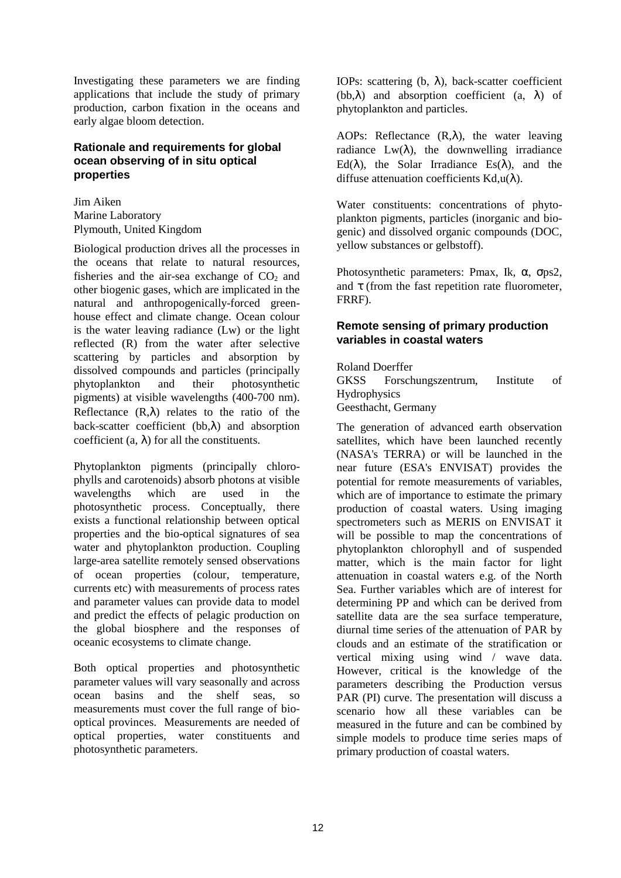Investigating these parameters we are finding applications that include the study of primary production, carbon fixation in the oceans and early algae bloom detection.

### Rationale and requirements for global ocean observing of in situ optical properties

Jim Aiken
Marine Laboratory
Plymouth, United Kingdom

Biological production drives all the processes in the oceans that relate to natural resources, fisheries and the air-sea exchange of $CO_2$ and other biogenic gases, which are implicated in the natural and anthropogenically-forced greenhouse effect and climate change. Ocean colour is the water leaving radiance (Lw) or the light reflected (R) from the water after selective scattering by particles and absorption by dissolved compounds and particles (principally phytoplankton and their photosynthetic pigments) at visible wavelengths (400-700 nm). Reflectance $(R,\lambda)$ relates to the ratio of the back-scatter coefficient $(bb,\lambda)$ and absorption coefficient $(a, \lambda)$ for all the constituents.

Phytoplankton pigments (principally chlorophylls and carotenoids) absorb photons at visible wavelengths which are used in the photosynthetic process. Conceptually, there exists a functional relationship between optical properties and the bio-optical signatures of sea water and phytoplankton production. Coupling large-area satellite remotely sensed observations of ocean properties (colour, temperature, currents etc) with measurements of process rates and parameter values can provide data to model and predict the effects of pelagic production on the global biosphere and the responses of oceanic ecosystems to climate change.

Both optical properties and photosynthetic parameter values will vary seasonally and across ocean basins and the shelf seas, so measurements must cover the full range of bio-optical provinces. Measurements are needed of optical properties, water constituents and photosynthetic parameters.

IOPs: scattering $(b, \lambda)$, back-scatter coefficient $(bb,\lambda)$ and absorption coefficient $(a, \lambda)$ of phytoplankton and particles.

AOPs: Reflectance $(R,\lambda)$, the water leaving radiance $Lw(\lambda)$, the downwelling irradiance $Ed(\lambda)$, the Solar Irradiance $Es(\lambda)$, and the diffuse attenuation coefficients $Kd,u(\lambda)$.

Water constituents: concentrations of phytoplankton pigments, particles (inorganic and biogenic) and dissolved organic compounds (DOC, yellow substances or gelbstoff).

Photosynthetic parameters: Pmax, Ik, $\alpha$, $\sigma$ps2, and $\tau$ (from the fast repetition rate fluorometer, FRRF).

### Remote sensing of primary production variables in coastal waters

Roland Doerffer
GKSS Forschungszentrum, Institute of Hydrophysics
Geesthacht, Germany

The generation of advanced earth observation satellites, which have been launched recently (NASA's TERRA) or will be launched in the near future (ESA's ENVISAT) provides the potential for remote measurements of variables, which are of importance to estimate the primary production of coastal waters. Using imaging spectrometers such as MERIS on ENVISAT it will be possible to map the concentrations of phytoplankton chlorophyll and of suspended matter, which is the main factor for light attenuation in coastal waters e.g. of the North Sea. Further variables which are of interest for determining PP and which can be derived from satellite data are the sea surface temperature, diurnal time series of the attenuation of PAR by clouds and an estimate of the stratification or vertical mixing using wind / wave data. However, critical is the knowledge of the parameters describing the Production versus PAR (PI) curve. The presentation will discuss a scenario how all these variables can be measured in the future and can be combined by simple models to produce time series maps of primary production of coastal waters.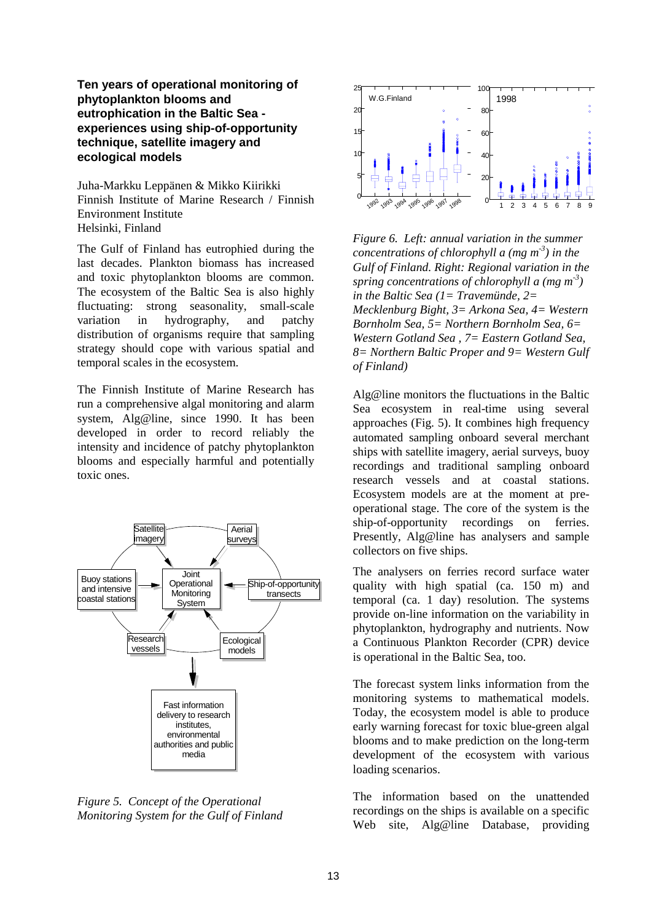**Ten years of operational monitoring of phytoplankton blooms and eutrophication in the Baltic Sea - experiences using ship-of-opportunity technique, satellite imagery and ecological models**

Juha-Markku Leppänen & Mikko Kiirikki
Finnish Institute of Marine Research / Finnish Environment Institute
Helsinki, Finland

The Gulf of Finland has eutrophied during the last decades. Plankton biomass has increased and toxic phytoplankton blooms are common. The ecosystem of the Baltic Sea is also highly fluctuating: strong seasonality, small-scale variation in hydrography, and patchy distribution of organisms require that sampling strategy should cope with various spatial and temporal scales in the ecosystem.

The Finnish Institute of Marine Research has run a comprehensive algal monitoring and alarm system, Alg@line, since 1990. It has been developed in order to record reliably the intensity and incidence of patchy phytoplankton blooms and especially harmful and potentially toxic ones.

Satellite imagery
Aerial surveys
Buoy stations and intensive coastal stations
Joint Operational Monitoring System
Ship-of-opportunity transects
Research vessels
Ecological models
Fast information delivery to research institutes, environmental authorities and public media

*Figure 5. Concept of the Operational Monitoring System for the Gulf of Finland*

W.G.Finland
0 5 10 15 20 25
1992 1993 1994 1995 1996 1997 1998

1998
0 20 40 60 80 100
1 2 3 4 5 6 7 8 9

*Figure 6. Left: annual variation in the summer concentrations of chlorophyll a (mg m$^{-3}$) in the Gulf of Finland. Right: Regional variation in the spring concentrations of chlorophyll a (mg m$^{-3}$) in the Baltic Sea (1= Travemünde, 2= Mecklenburg Bight, 3= Arkona Sea, 4= Western Bornholm Sea, 5= Northern Bornholm Sea, 6= Western Gotland Sea , 7= Eastern Gotland Sea, 8= Northern Baltic Proper and 9= Western Gulf of Finland)*

Alg@line monitors the fluctuations in the Baltic Sea ecosystem in real-time using several approaches (Fig. 5). It combines high frequency automated sampling onboard several merchant ships with satellite imagery, aerial surveys, buoy recordings and traditional sampling onboard research vessels and at coastal stations. Ecosystem models are at the moment at pre-operational stage. The core of the system is the ship-of-opportunity recordings on ferries. Presently, Alg@line has analysers and sample collectors on five ships.

The analysers on ferries record surface water quality with high spatial (ca. 150 m) and temporal (ca. 1 day) resolution. The systems provide on-line information on the variability in phytoplankton, hydrography and nutrients. Now a Continuous Plankton Recorder (CPR) device is operational in the Baltic Sea, too.

The forecast system links information from the monitoring systems to mathematical models. Today, the ecosystem model is able to produce early warning forecast for toxic blue-green algal blooms and to make prediction on the long-term development of the ecosystem with various loading scenarios.

The information based on the unattended recordings on the ships is available on a specific Web site, Alg@line Database, providing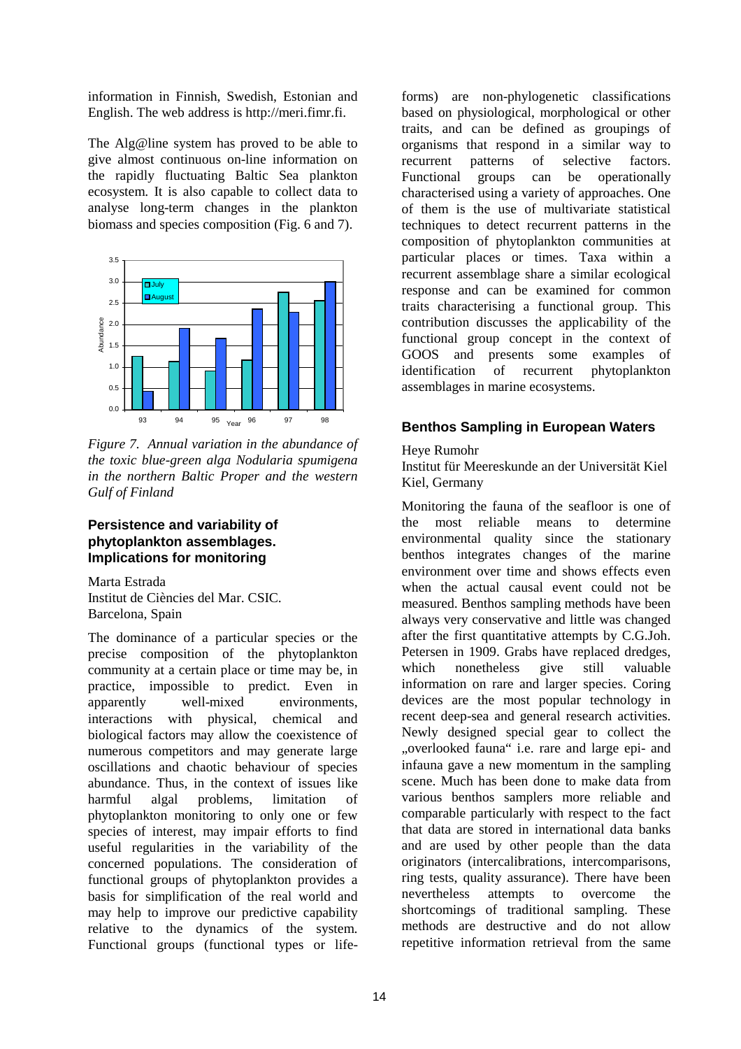information in Finnish, Swedish, Estonian and English. The web address is http://meri.fimr.fi.

The Alg@line system has proved to be able to give almost continuous on-line information on the rapidly fluctuating Baltic Sea plankton ecosystem. It is also capable to collect data to analyse long-term changes in the plankton biomass and species composition (Fig. 6 and 7).

Abundance

3.5
3.0
2.5
2.0
1.5
1.0
0.5
0.0

July
August

93 94 95 96 97 98
Year

*Figure 7. Annual variation in the abundance of the toxic blue-green alga Nodularia spumigena in the northern Baltic Proper and the western Gulf of Finland*

### Persistence and variability of phytoplankton assemblages. Implications for monitoring

Marta Estrada
Institut de Ciències del Mar. CSIC.
Barcelona, Spain

The dominance of a particular species or the precise composition of the phytoplankton community at a certain place or time may be, in practice, impossible to predict. Even in apparently well-mixed environments, interactions with physical, chemical and biological factors may allow the coexistence of numerous competitors and may generate large oscillations and chaotic behaviour of species abundance. Thus, in the context of issues like harmful algal problems, limitation of phytoplankton monitoring to only one or few species of interest, may impair efforts to find useful regularities in the variability of the concerned populations. The consideration of functional groups of phytoplankton provides a basis for simplification of the real world and may help to improve our predictive capability relative to the dynamics of the system. Functional groups (functional types or life-forms) are non-phylogenetic classifications based on physiological, morphological or other traits, and can be defined as groupings of organisms that respond in a similar way to recurrent patterns of selective factors. Functional groups can be operationally characterised using a variety of approaches. One of them is the use of multivariate statistical techniques to detect recurrent patterns in the composition of phytoplankton communities at particular places or times. Taxa within a recurrent assemblage share a similar ecological response and can be examined for common traits characterising a functional group. This contribution discusses the applicability of the functional group concept in the context of GOOS and presents some examples of identification of recurrent phytoplankton assemblages in marine ecosystems.

### Benthos Sampling in European Waters

Heye Rumohr
Institut für Meereskunde an der Universität Kiel
Kiel, Germany

Monitoring the fauna of the seafloor is one of the most reliable means to determine environmental quality since the stationary benthos integrates changes of the marine environment over time and shows effects even when the actual causal event could not be measured. Benthos sampling methods have been always very conservative and little was changed after the first quantitative attempts by C.G.Joh. Petersen in 1909. Grabs have replaced dredges, which nonetheless give still valuable information on rare and larger species. Coring devices are the most popular technology in recent deep-sea and general research activities. Newly designed special gear to collect the „overlooked fauna“ i.e. rare and large epi- and infauna gave a new momentum in the sampling scene. Much has been done to make data from various benthos samplers more reliable and comparable particularly with respect to the fact that data are stored in international data banks and are used by other people than the data originators (intercalibrations, intercomparisons, ring tests, quality assurance). There have been nevertheless attempts to overcome the shortcomings of traditional sampling. These methods are destructive and do not allow repetitive information retrieval from the same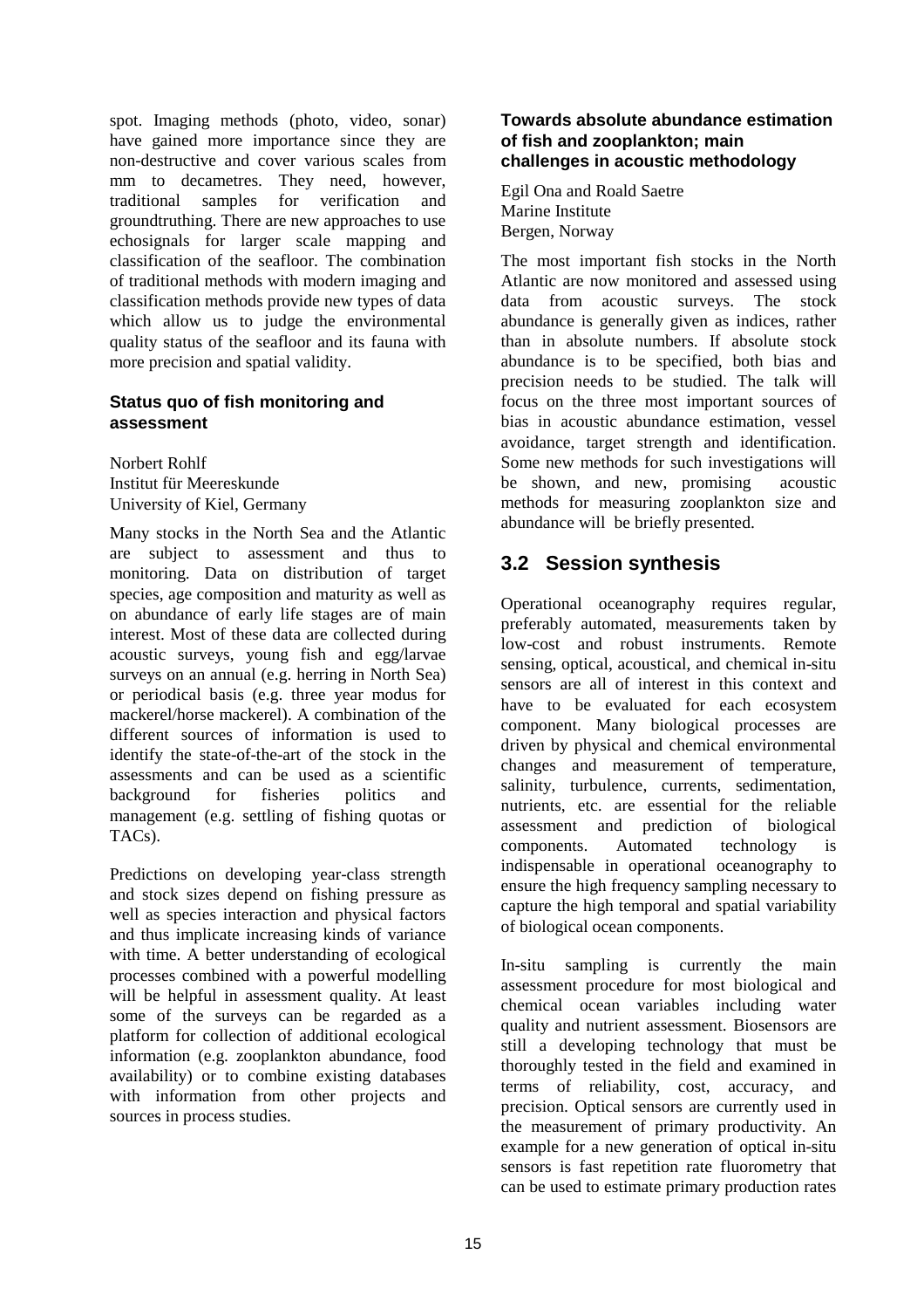spot. Imaging methods (photo, video, sonar) have gained more importance since they are non-destructive and cover various scales from mm to decametres. They need, however, traditional samples for verification and groundtruthing. There are new approaches to use echosignals for larger scale mapping and classification of the seafloor. The combination of traditional methods with modern imaging and classification methods provide new types of data which allow us to judge the environmental quality status of the seafloor and its fauna with more precision and spatial validity.

### Status quo of fish monitoring and assessment

Norbert Rohlf
Institut für Meereskunde
University of Kiel, Germany

Many stocks in the North Sea and the Atlantic are subject to assessment and thus to monitoring. Data on distribution of target species, age composition and maturity as well as on abundance of early life stages are of main interest. Most of these data are collected during acoustic surveys, young fish and egg/larvae surveys on an annual (e.g. herring in North Sea) or periodical basis (e.g. three year modus for mackerel/horse mackerel). A combination of the different sources of information is used to identify the state-of-the-art of the stock in the assessments and can be used as a scientific background for fisheries politics and management (e.g. settling of fishing quotas or TACs).

Predictions on developing year-class strength and stock sizes depend on fishing pressure as well as species interaction and physical factors and thus implicate increasing kinds of variance with time. A better understanding of ecological processes combined with a powerful modelling will be helpful in assessment quality. At least some of the surveys can be regarded as a platform for collection of additional ecological information (e.g. zooplankton abundance, food availability) or to combine existing databases with information from other projects and sources in process studies.

### Towards absolute abundance estimation of fish and zooplankton; main challenges in acoustic methodology

Egil Ona and Roald Saetre
Marine Institute
Bergen, Norway

The most important fish stocks in the North Atlantic are now monitored and assessed using data from acoustic surveys. The stock abundance is generally given as indices, rather than in absolute numbers. If absolute stock abundance is to be specified, both bias and precision needs to be studied. The talk will focus on the three most important sources of bias in acoustic abundance estimation, vessel avoidance, target strength and identification. Some new methods for such investigations will be shown, and new, promising acoustic methods for measuring zooplankton size and abundance will be briefly presented.

## 3.2 Session synthesis

Operational oceanography requires regular, preferably automated, measurements taken by low-cost and robust instruments. Remote sensing, optical, acoustical, and chemical in-situ sensors are all of interest in this context and have to be evaluated for each ecosystem component. Many biological processes are driven by physical and chemical environmental changes and measurement of temperature, salinity, turbulence, currents, sedimentation, nutrients, etc. are essential for the reliable assessment and prediction of biological components. Automated technology is indispensable in operational oceanography to ensure the high frequency sampling necessary to capture the high temporal and spatial variability of biological ocean components.

In-situ sampling is currently the main assessment procedure for most biological and chemical ocean variables including water quality and nutrient assessment. Biosensors are still a developing technology that must be thoroughly tested in the field and examined in terms of reliability, cost, accuracy, and precision. Optical sensors are currently used in the measurement of primary productivity. An example for a new generation of optical in-situ sensors is fast repetition rate fluorometry that can be used to estimate primary production rates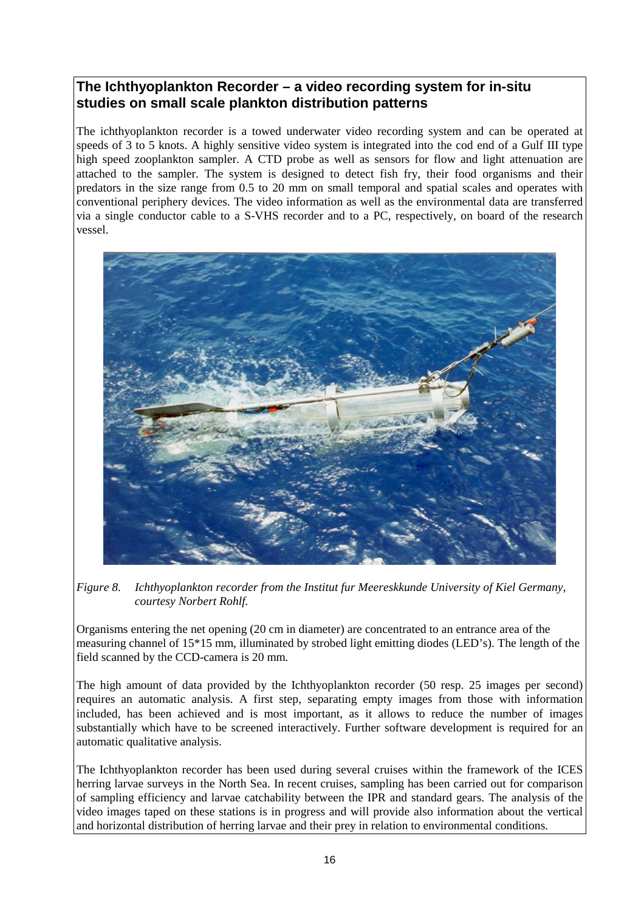## The Ichthyoplankton Recorder – a video recording system for in-situ studies on small scale plankton distribution patterns

The ichthyoplankton recorder is a towed underwater video recording system and can be operated at speeds of 3 to 5 knots. A highly sensitive video system is integrated into the cod end of a Gulf III type high speed zooplankton sampler. A CTD probe as well as sensors for flow and light attenuation are attached to the sampler. The system is designed to detect fish fry, their food organisms and their predators in the size range from 0.5 to 20 mm on small temporal and spatial scales and operates with conventional periphery devices. The video information as well as the environmental data are transferred via a single conductor cable to a S-VHS recorder and to a PC, respectively, on board of the research vessel.

*Figure 8. Ichthyoplankton recorder from the Institut fur Meereskkunde University of Kiel Germany, courtesy Norbert Rohlf.*

Organisms entering the net opening (20 cm in diameter) are concentrated to an entrance area of the measuring channel of 15*15 mm, illuminated by strobed light emitting diodes (LED's). The length of the field scanned by the CCD-camera is 20 mm.

The high amount of data provided by the Ichthyoplankton recorder (50 resp. 25 images per second) requires an automatic analysis. A first step, separating empty images from those with information included, has been achieved and is most important, as it allows to reduce the number of images substantially which have to be screened interactively. Further software development is required for an automatic qualitative analysis.

The Ichthyoplankton recorder has been used during several cruises within the framework of the ICES herring larvae surveys in the North Sea. In recent cruises, sampling has been carried out for comparison of sampling efficiency and larvae catchability between the IPR and standard gears. The analysis of the video images taped on these stations is in progress and will provide also information about the vertical and horizontal distribution of herring larvae and their prey in relation to environmental conditions.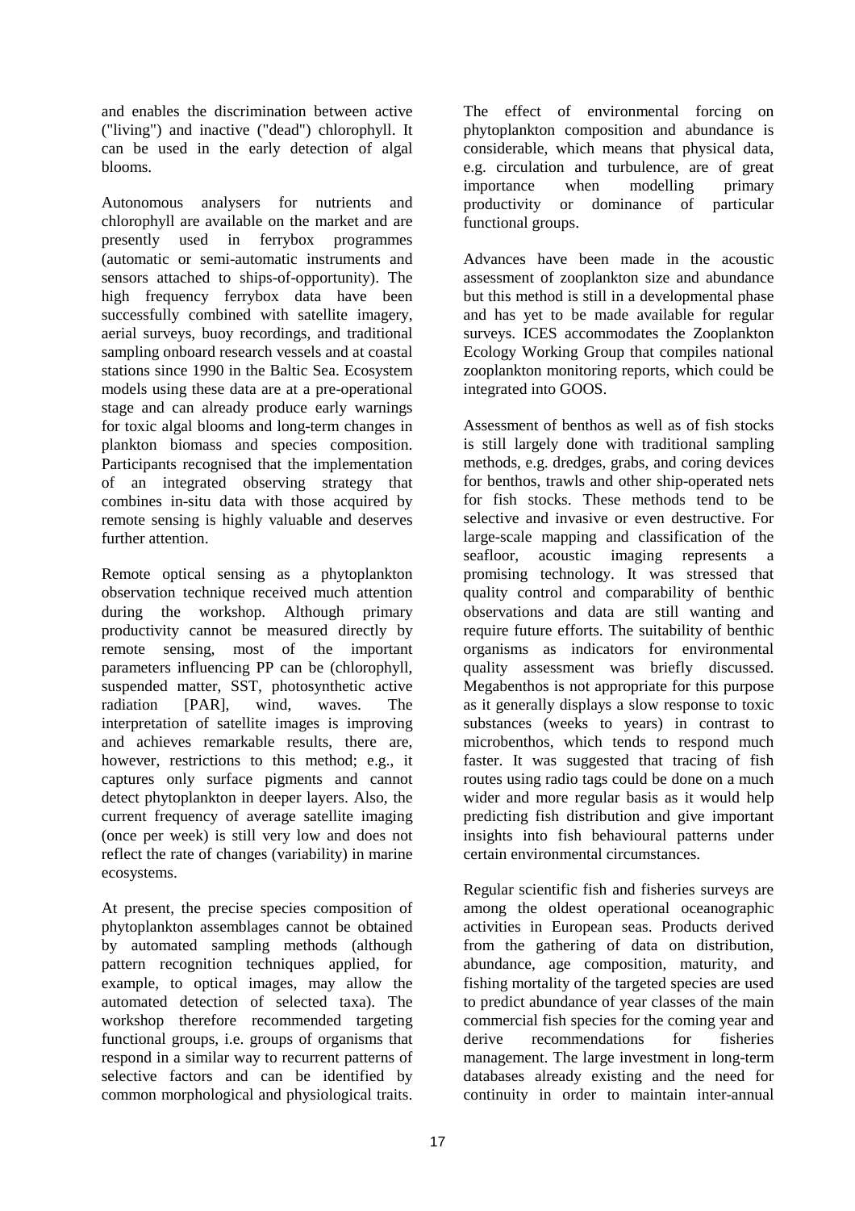and enables the discrimination between active ("living") and inactive ("dead") chlorophyll. It can be used in the early detection of algal blooms.

Autonomous analysers for nutrients and chlorophyll are available on the market and are presently used in ferrybox programmes (automatic or semi-automatic instruments and sensors attached to ships-of-opportunity). The high frequency ferrybox data have been successfully combined with satellite imagery, aerial surveys, buoy recordings, and traditional sampling onboard research vessels and at coastal stations since 1990 in the Baltic Sea. Ecosystem models using these data are at a pre-operational stage and can already produce early warnings for toxic algal blooms and long-term changes in plankton biomass and species composition. Participants recognised that the implementation of an integrated observing strategy that combines in-situ data with those acquired by remote sensing is highly valuable and deserves further attention.

Remote optical sensing as a phytoplankton observation technique received much attention during the workshop. Although primary productivity cannot be measured directly by remote sensing, most of the important parameters influencing PP can be (chlorophyll, suspended matter, SST, photosynthetic active radiation [PAR], wind, waves. The interpretation of satellite images is improving and achieves remarkable results, there are, however, restrictions to this method; e.g., it captures only surface pigments and cannot detect phytoplankton in deeper layers. Also, the current frequency of average satellite imaging (once per week) is still very low and does not reflect the rate of changes (variability) in marine ecosystems.

At present, the precise species composition of phytoplankton assemblages cannot be obtained by automated sampling methods (although pattern recognition techniques applied, for example, to optical images, may allow the automated detection of selected taxa). The workshop therefore recommended targeting functional groups, i.e. groups of organisms that respond in a similar way to recurrent patterns of selective factors and can be identified by common morphological and physiological traits.

The effect of environmental forcing on phytoplankton composition and abundance is considerable, which means that physical data, e.g. circulation and turbulence, are of great importance when modelling primary productivity or dominance of particular functional groups.

Advances have been made in the acoustic assessment of zooplankton size and abundance but this method is still in a developmental phase and has yet to be made available for regular surveys. ICES accommodates the Zooplankton Ecology Working Group that compiles national zooplankton monitoring reports, which could be integrated into GOOS.

Assessment of benthos as well as of fish stocks is still largely done with traditional sampling methods, e.g. dredges, grabs, and coring devices for benthos, trawls and other ship-operated nets for fish stocks. These methods tend to be selective and invasive or even destructive. For large-scale mapping and classification of the seafloor, acoustic imaging represents a promising technology. It was stressed that quality control and comparability of benthic observations and data are still wanting and require future efforts. The suitability of benthic organisms as indicators for environmental quality assessment was briefly discussed. Megabenthos is not appropriate for this purpose as it generally displays a slow response to toxic substances (weeks to years) in contrast to microbenthos, which tends to respond much faster. It was suggested that tracing of fish routes using radio tags could be done on a much wider and more regular basis as it would help predicting fish distribution and give important insights into fish behavioural patterns under certain environmental circumstances.

Regular scientific fish and fisheries surveys are among the oldest operational oceanographic activities in European seas. Products derived from the gathering of data on distribution, abundance, age composition, maturity, and fishing mortality of the targeted species are used to predict abundance of year classes of the main commercial fish species for the coming year and derive recommendations for fisheries management. The large investment in long-term databases already existing and the need for continuity in order to maintain inter-annual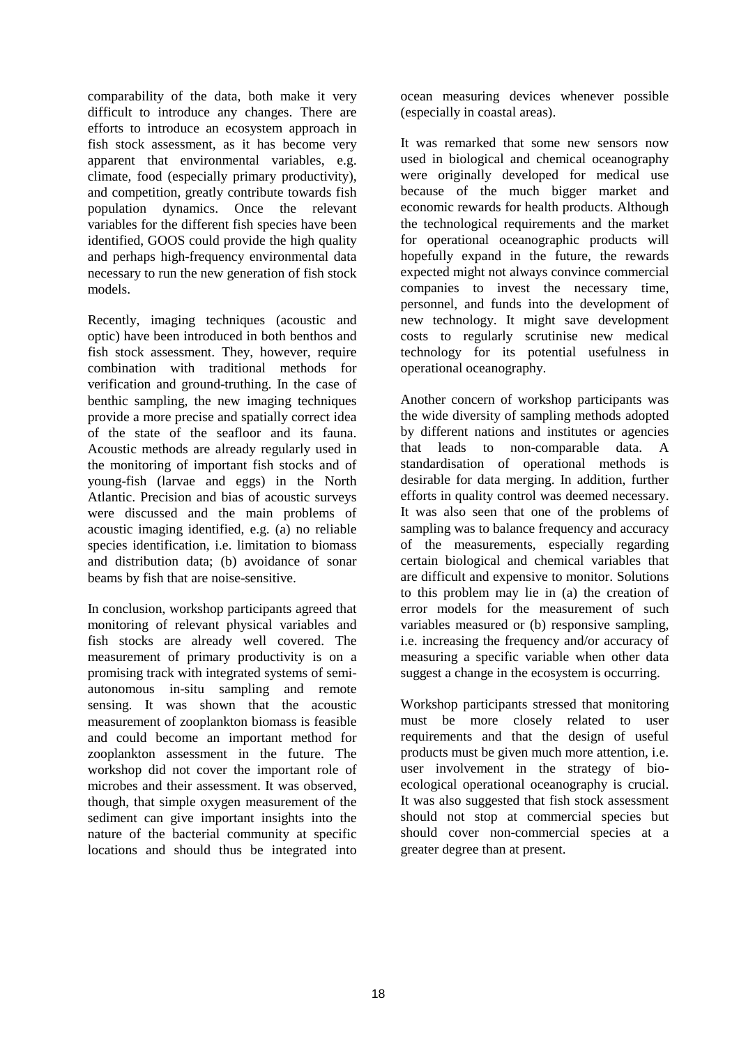comparability of the data, both make it very difficult to introduce any changes. There are efforts to introduce an ecosystem approach in fish stock assessment, as it has become very apparent that environmental variables, e.g. climate, food (especially primary productivity), and competition, greatly contribute towards fish population dynamics. Once the relevant variables for the different fish species have been identified, GOOS could provide the high quality and perhaps high-frequency environmental data necessary to run the new generation of fish stock models.

Recently, imaging techniques (acoustic and optic) have been introduced in both benthos and fish stock assessment. They, however, require combination with traditional methods for verification and ground-truthing. In the case of benthic sampling, the new imaging techniques provide a more precise and spatially correct idea of the state of the seafloor and its fauna. Acoustic methods are already regularly used in the monitoring of important fish stocks and of young-fish (larvae and eggs) in the North Atlantic. Precision and bias of acoustic surveys were discussed and the main problems of acoustic imaging identified, e.g. (a) no reliable species identification, i.e. limitation to biomass and distribution data; (b) avoidance of sonar beams by fish that are noise-sensitive.

In conclusion, workshop participants agreed that monitoring of relevant physical variables and fish stocks are already well covered. The measurement of primary productivity is on a promising track with integrated systems of semi-autonomous in-situ sampling and remote sensing. It was shown that the acoustic measurement of zooplankton biomass is feasible and could become an important method for zooplankton assessment in the future. The workshop did not cover the important role of microbes and their assessment. It was observed, though, that simple oxygen measurement of the sediment can give important insights into the nature of the bacterial community at specific locations and should thus be integrated into ocean measuring devices whenever possible (especially in coastal areas).

It was remarked that some new sensors now used in biological and chemical oceanography were originally developed for medical use because of the much bigger market and economic rewards for health products. Although the technological requirements and the market for operational oceanographic products will hopefully expand in the future, the rewards expected might not always convince commercial companies to invest the necessary time, personnel, and funds into the development of new technology. It might save development costs to regularly scrutinise new medical technology for its potential usefulness in operational oceanography.

Another concern of workshop participants was the wide diversity of sampling methods adopted by different nations and institutes or agencies that leads to non-comparable data. A standardisation of operational methods is desirable for data merging. In addition, further efforts in quality control was deemed necessary. It was also seen that one of the problems of sampling was to balance frequency and accuracy of the measurements, especially regarding certain biological and chemical variables that are difficult and expensive to monitor. Solutions to this problem may lie in (a) the creation of error models for the measurement of such variables measured or (b) responsive sampling, i.e. increasing the frequency and/or accuracy of measuring a specific variable when other data suggest a change in the ecosystem is occurring.

Workshop participants stressed that monitoring must be more closely related to user requirements and that the design of useful products must be given much more attention, i.e. user involvement in the strategy of bio-ecological operational oceanography is crucial. It was also suggested that fish stock assessment should not stop at commercial species but should cover non-commercial species at a greater degree than at present.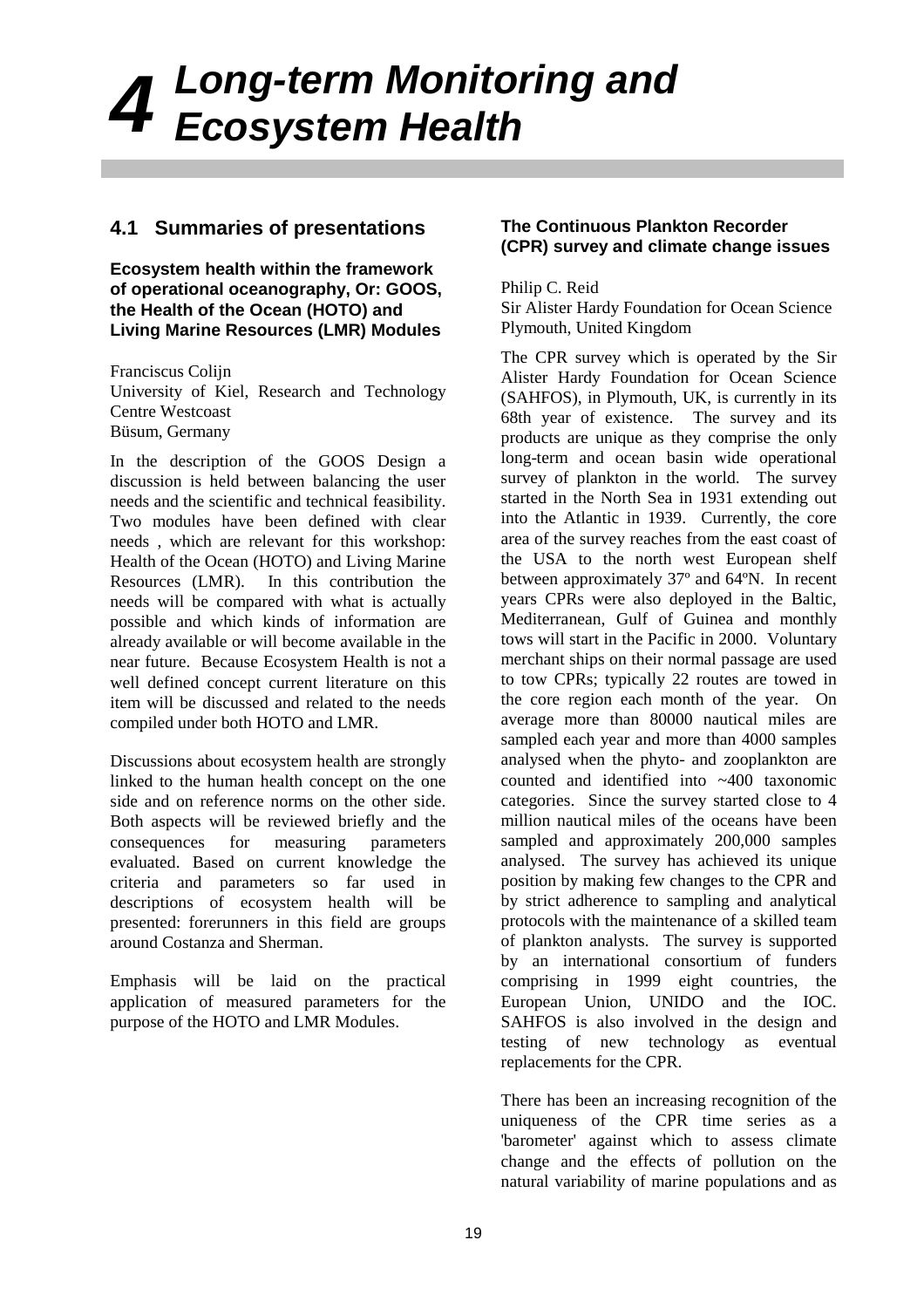# 4 Long-term Monitoring and Ecosystem Health

## 4.1 Summaries of presentations

### Ecosystem health within the framework of operational oceanography, Or: GOOS, the Health of the Ocean (HOTO) and Living Marine Resources (LMR) Modules

Franciscus Colijn
University of Kiel, Research and Technology Centre Westcoast
Büsum, Germany

In the description of the GOOS Design a discussion is held between balancing the user needs and the scientific and technical feasibility. Two modules have been defined with clear needs , which are relevant for this workshop: Health of the Ocean (HOTO) and Living Marine Resources (LMR). In this contribution the needs will be compared with what is actually possible and which kinds of information are already available or will become available in the near future. Because Ecosystem Health is not a well defined concept current literature on this item will be discussed and related to the needs compiled under both HOTO and LMR.

Discussions about ecosystem health are strongly linked to the human health concept on the one side and on reference norms on the other side. Both aspects will be reviewed briefly and the consequences for measuring parameters evaluated. Based on current knowledge the criteria and parameters so far used in descriptions of ecosystem health will be presented: forerunners in this field are groups around Costanza and Sherman.

Emphasis will be laid on the practical application of measured parameters for the purpose of the HOTO and LMR Modules.

### The Continuous Plankton Recorder (CPR) survey and climate change issues

Philip C. Reid
Sir Alister Hardy Foundation for Ocean Science
Plymouth, United Kingdom

The CPR survey which is operated by the Sir Alister Hardy Foundation for Ocean Science (SAHFOS), in Plymouth, UK, is currently in its 68th year of existence. The survey and its products are unique as they comprise the only long-term and ocean basin wide operational survey of plankton in the world. The survey started in the North Sea in 1931 extending out into the Atlantic in 1939. Currently, the core area of the survey reaches from the east coast of the USA to the north west European shelf between approximately 37º and 64ºN. In recent years CPRs were also deployed in the Baltic, Mediterranean, Gulf of Guinea and monthly tows will start in the Pacific in 2000. Voluntary merchant ships on their normal passage are used to tow CPRs; typically 22 routes are towed in the core region each month of the year. On average more than 80000 nautical miles are sampled each year and more than 4000 samples analysed when the phyto- and zooplankton are counted and identified into ~400 taxonomic categories. Since the survey started close to 4 million nautical miles of the oceans have been sampled and approximately 200,000 samples analysed. The survey has achieved its unique position by making few changes to the CPR and by strict adherence to sampling and analytical protocols with the maintenance of a skilled team of plankton analysts. The survey is supported by an international consortium of funders comprising in 1999 eight countries, the European Union, UNIDO and the IOC. SAHFOS is also involved in the design and testing of new technology as eventual replacements for the CPR.

There has been an increasing recognition of the uniqueness of the CPR time series as a 'barometer' against which to assess climate change and the effects of pollution on the natural variability of marine populations and as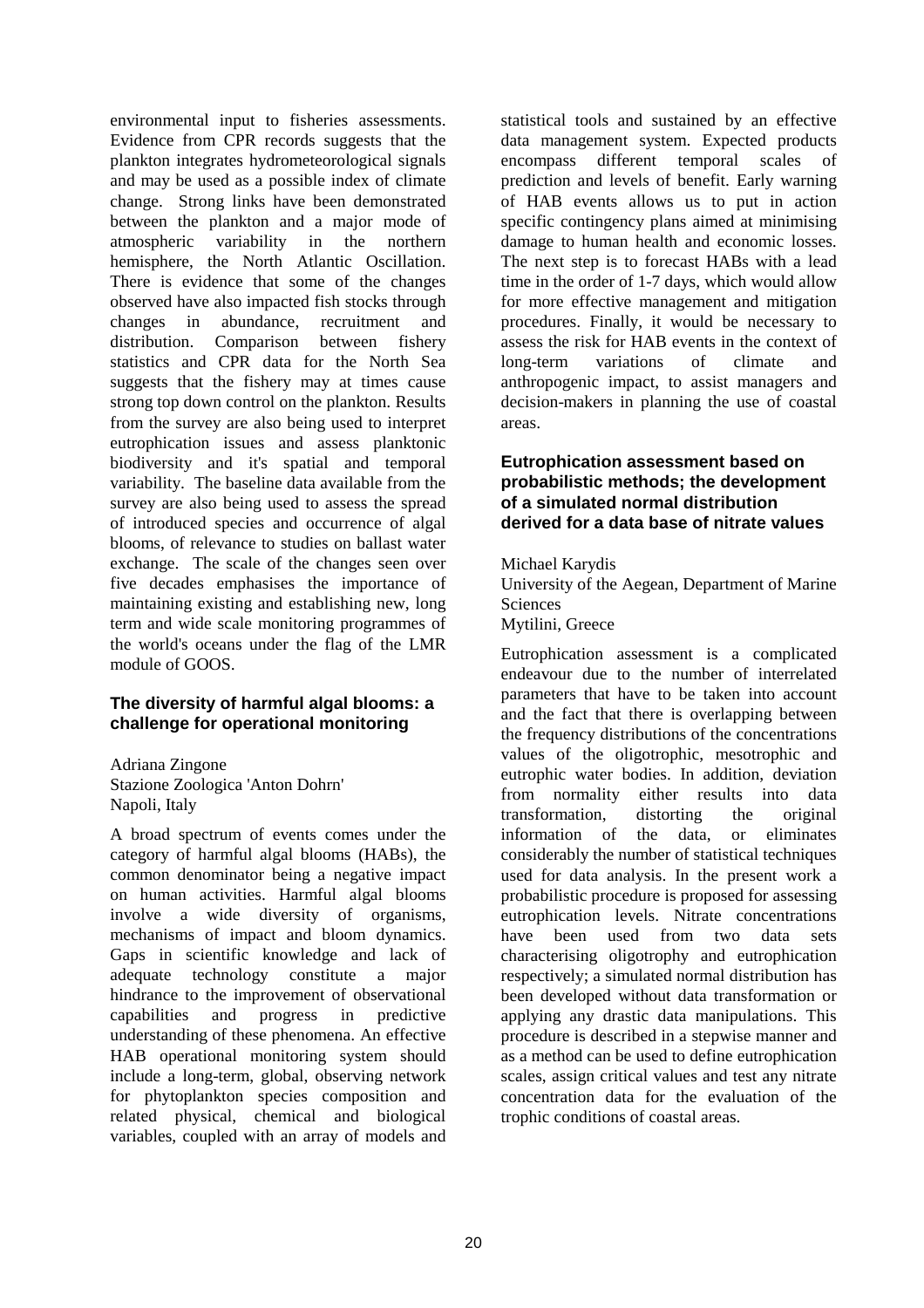environmental input to fisheries assessments. Evidence from CPR records suggests that the plankton integrates hydrometeorological signals and may be used as a possible index of climate change. Strong links have been demonstrated between the plankton and a major mode of atmospheric variability in the northern hemisphere, the North Atlantic Oscillation. There is evidence that some of the changes observed have also impacted fish stocks through changes in abundance, recruitment and distribution. Comparison between fishery statistics and CPR data for the North Sea suggests that the fishery may at times cause strong top down control on the plankton. Results from the survey are also being used to interpret eutrophication issues and assess planktonic biodiversity and it's spatial and temporal variability. The baseline data available from the survey are also being used to assess the spread of introduced species and occurrence of algal blooms, of relevance to studies on ballast water exchange. The scale of the changes seen over five decades emphasises the importance of maintaining existing and establishing new, long term and wide scale monitoring programmes of the world's oceans under the flag of the LMR module of GOOS.

### The diversity of harmful algal blooms: a challenge for operational monitoring

Adriana Zingone
Stazione Zoologica 'Anton Dohrn'
Napoli, Italy

A broad spectrum of events comes under the category of harmful algal blooms (HABs), the common denominator being a negative impact on human activities. Harmful algal blooms involve a wide diversity of organisms, mechanisms of impact and bloom dynamics. Gaps in scientific knowledge and lack of adequate technology constitute a major hindrance to the improvement of observational capabilities and progress in predictive understanding of these phenomena. An effective HAB operational monitoring system should include a long-term, global, observing network for phytoplankton species composition and related physical, chemical and biological variables, coupled with an array of models and statistical tools and sustained by an effective data management system. Expected products encompass different temporal scales of prediction and levels of benefit. Early warning of HAB events allows us to put in action specific contingency plans aimed at minimising damage to human health and economic losses. The next step is to forecast HABs with a lead time in the order of 1-7 days, which would allow for more effective management and mitigation procedures. Finally, it would be necessary to assess the risk for HAB events in the context of long-term variations of climate and anthropogenic impact, to assist managers and decision-makers in planning the use of coastal areas.

### Eutrophication assessment based on probabilistic methods; the development of a simulated normal distribution derived for a data base of nitrate values

Michael Karydis
University of the Aegean, Department of Marine Sciences
Mytilini, Greece

Eutrophication assessment is a complicated endeavour due to the number of interrelated parameters that have to be taken into account and the fact that there is overlapping between the frequency distributions of the concentrations values of the oligotrophic, mesotrophic and eutrophic water bodies. In addition, deviation from normality either results into data transformation, distorting the original information of the data, or eliminates considerably the number of statistical techniques used for data analysis. In the present work a probabilistic procedure is proposed for assessing eutrophication levels. Nitrate concentrations have been used from two data sets characterising oligotrophy and eutrophication respectively; a simulated normal distribution has been developed without data transformation or applying any drastic data manipulations. This procedure is described in a stepwise manner and as a method can be used to define eutrophication scales, assign critical values and test any nitrate concentration data for the evaluation of the trophic conditions of coastal areas.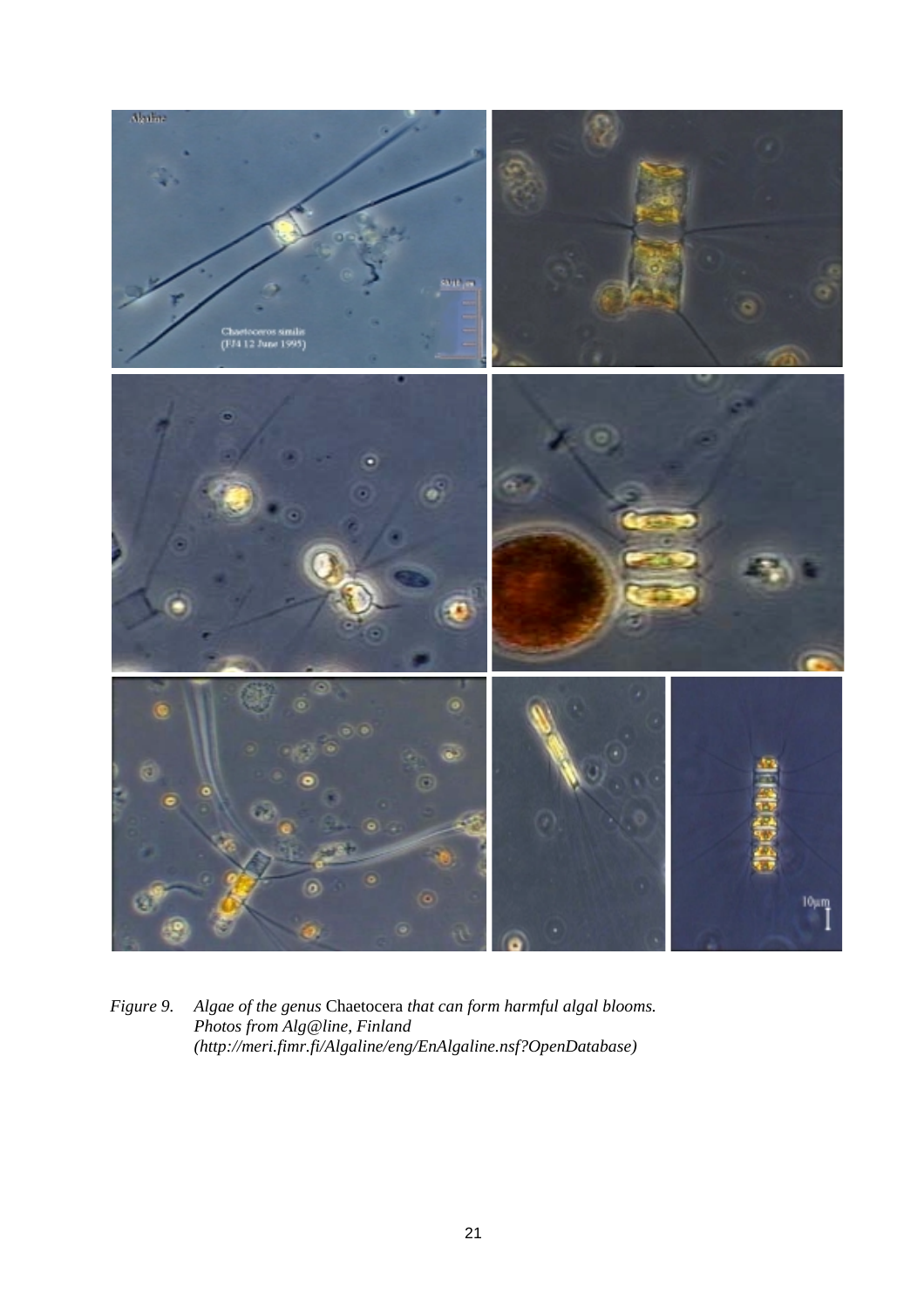*Figure 9. Algae of the genus* Chaetocera *that can form harmful algal blooms. Photos from Alg@line, Finland (http://meri.fimr.fi/Algaline/eng/EnAlgaline.nsf?OpenDatabase)*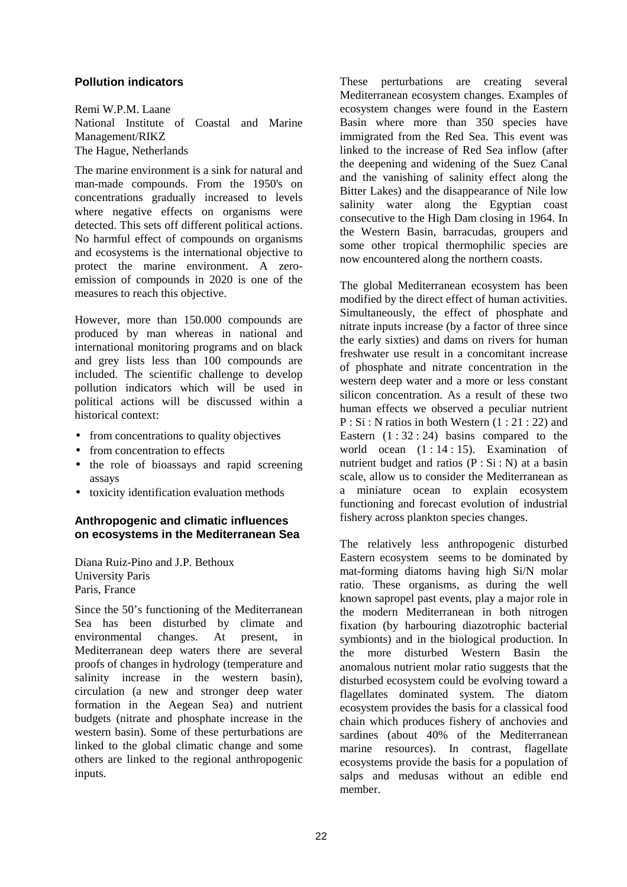## Pollution indicators

Remi W.P.M. Laane
National Institute of Coastal and Marine Management/RIKZ
The Hague, Netherlands

The marine environment is a sink for natural and man-made compounds. From the 1950's on concentrations gradually increased to levels where negative effects on organisms were detected. This sets off different political actions. No harmful effect of compounds on organisms and ecosystems is the international objective to protect the marine environment. A zero-emission of compounds in 2020 is one of the measures to reach this objective.

However, more than 150.000 compounds are produced by man whereas in national and international monitoring programs and on black and grey lists less than 100 compounds are included. The scientific challenge to develop pollution indicators which will be used in political actions will be discussed within a historical context:

- from concentrations to quality objectives
- from concentration to effects
- the role of bioassays and rapid screening assays
- toxicity identification evaluation methods

## Anthropogenic and climatic influences on ecosystems in the Mediterranean Sea

Diana Ruiz-Pino and J.P. Bethoux
University Paris
Paris, France

Since the 50's functioning of the Mediterranean Sea has been disturbed by climate and environmental changes. At present, in Mediterranean deep waters there are several proofs of changes in hydrology (temperature and salinity increase in the western basin), circulation (a new and stronger deep water formation in the Aegean Sea) and nutrient budgets (nitrate and phosphate increase in the western basin). Some of these perturbations are linked to the global climatic change and some others are linked to the regional anthropogenic inputs.

These perturbations are creating several Mediterranean ecosystem changes. Examples of ecosystem changes were found in the Eastern Basin where more than 350 species have immigrated from the Red Sea. This event was linked to the increase of Red Sea inflow (after the deepening and widening of the Suez Canal and the vanishing of salinity effect along the Bitter Lakes) and the disappearance of Nile low salinity water along the Egyptian coast consecutive to the High Dam closing in 1964. In the Western Basin, barracudas, groupers and some other tropical thermophilic species are now encountered along the northern coasts.

The global Mediterranean ecosystem has been modified by the direct effect of human activities. Simultaneously, the effect of phosphate and nitrate inputs increase (by a factor of three since the early sixties) and dams on rivers for human freshwater use result in a concomitant increase of phosphate and nitrate concentration in the western deep water and a more or less constant silicon concentration. As a result of these two human effects we observed a peculiar nutrient P : Si : N ratios in both Western (1 : 21 : 22) and Eastern (1 : 32 : 24) basins compared to the world ocean (1 : 14 : 15). Examination of nutrient budget and ratios (P : Si : N) at a basin scale, allow us to consider the Mediterranean as a miniature ocean to explain ecosystem functioning and forecast evolution of industrial fishery across plankton species changes.

The relatively less anthropogenic disturbed Eastern ecosystem seems to be dominated by mat-forming diatoms having high Si/N molar ratio. These organisms, as during the well known sapropel past events, play a major role in the modern Mediterranean in both nitrogen fixation (by harbouring diazotrophic bacterial symbionts) and in the biological production. In the more disturbed Western Basin the anomalous nutrient molar ratio suggests that the disturbed ecosystem could be evolving toward a flagellates dominated system. The diatom ecosystem provides the basis for a classical food chain which produces fishery of anchovies and sardines (about 40% of the Mediterranean marine resources). In contrast, flagellate ecosystems provide the basis for a population of salps and medusas without an edible end member.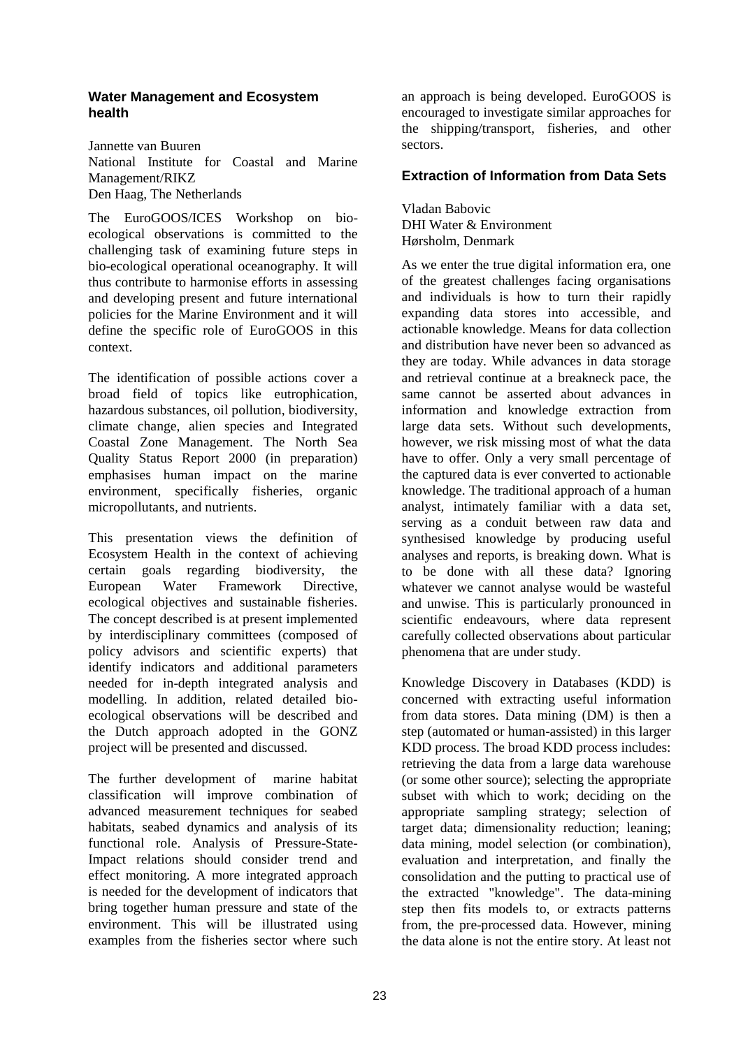## Water Management and Ecosystem health

Jannette van Buuren
National Institute for Coastal and Marine Management/RIKZ
Den Haag, The Netherlands

The EuroGOOS/ICES Workshop on bio-ecological observations is committed to the challenging task of examining future steps in bio-ecological operational oceanography. It will thus contribute to harmonise efforts in assessing and developing present and future international policies for the Marine Environment and it will define the specific role of EuroGOOS in this context.

The identification of possible actions cover a broad field of topics like eutrophication, hazardous substances, oil pollution, biodiversity, climate change, alien species and Integrated Coastal Zone Management. The North Sea Quality Status Report 2000 (in preparation) emphasises human impact on the marine environment, specifically fisheries, organic micropollutants, and nutrients.

This presentation views the definition of Ecosystem Health in the context of achieving certain goals regarding biodiversity, the European Water Framework Directive, ecological objectives and sustainable fisheries. The concept described is at present implemented by interdisciplinary committees (composed of policy advisors and scientific experts) that identify indicators and additional parameters needed for in-depth integrated analysis and modelling. In addition, related detailed bio-ecological observations will be described and the Dutch approach adopted in the GONZ project will be presented and discussed.

The further development of marine habitat classification will improve combination of advanced measurement techniques for seabed habitats, seabed dynamics and analysis of its functional role. Analysis of Pressure-State-Impact relations should consider trend and effect monitoring. A more integrated approach is needed for the development of indicators that bring together human pressure and state of the environment. This will be illustrated using examples from the fisheries sector where such an approach is being developed. EuroGOOS is encouraged to investigate similar approaches for the shipping/transport, fisheries, and other sectors.

## Extraction of Information from Data Sets

Vladan Babovic
DHI Water & Environment
Hørsholm, Denmark

As we enter the true digital information era, one of the greatest challenges facing organisations and individuals is how to turn their rapidly expanding data stores into accessible, and actionable knowledge. Means for data collection and distribution have never been so advanced as they are today. While advances in data storage and retrieval continue at a breakneck pace, the same cannot be asserted about advances in information and knowledge extraction from large data sets. Without such developments, however, we risk missing most of what the data have to offer. Only a very small percentage of the captured data is ever converted to actionable knowledge. The traditional approach of a human analyst, intimately familiar with a data set, serving as a conduit between raw data and synthesised knowledge by producing useful analyses and reports, is breaking down. What is to be done with all these data? Ignoring whatever we cannot analyse would be wasteful and unwise. This is particularly pronounced in scientific endeavours, where data represent carefully collected observations about particular phenomena that are under study.

Knowledge Discovery in Databases (KDD) is concerned with extracting useful information from data stores. Data mining (DM) is then a step (automated or human-assisted) in this larger KDD process. The broad KDD process includes: retrieving the data from a large data warehouse (or some other source); selecting the appropriate subset with which to work; deciding on the appropriate sampling strategy; selection of target data; dimensionality reduction; leaning; data mining, model selection (or combination), evaluation and interpretation, and finally the consolidation and the putting to practical use of the extracted "knowledge". The data-mining step then fits models to, or extracts patterns from, the pre-processed data. However, mining the data alone is not the entire story. At least not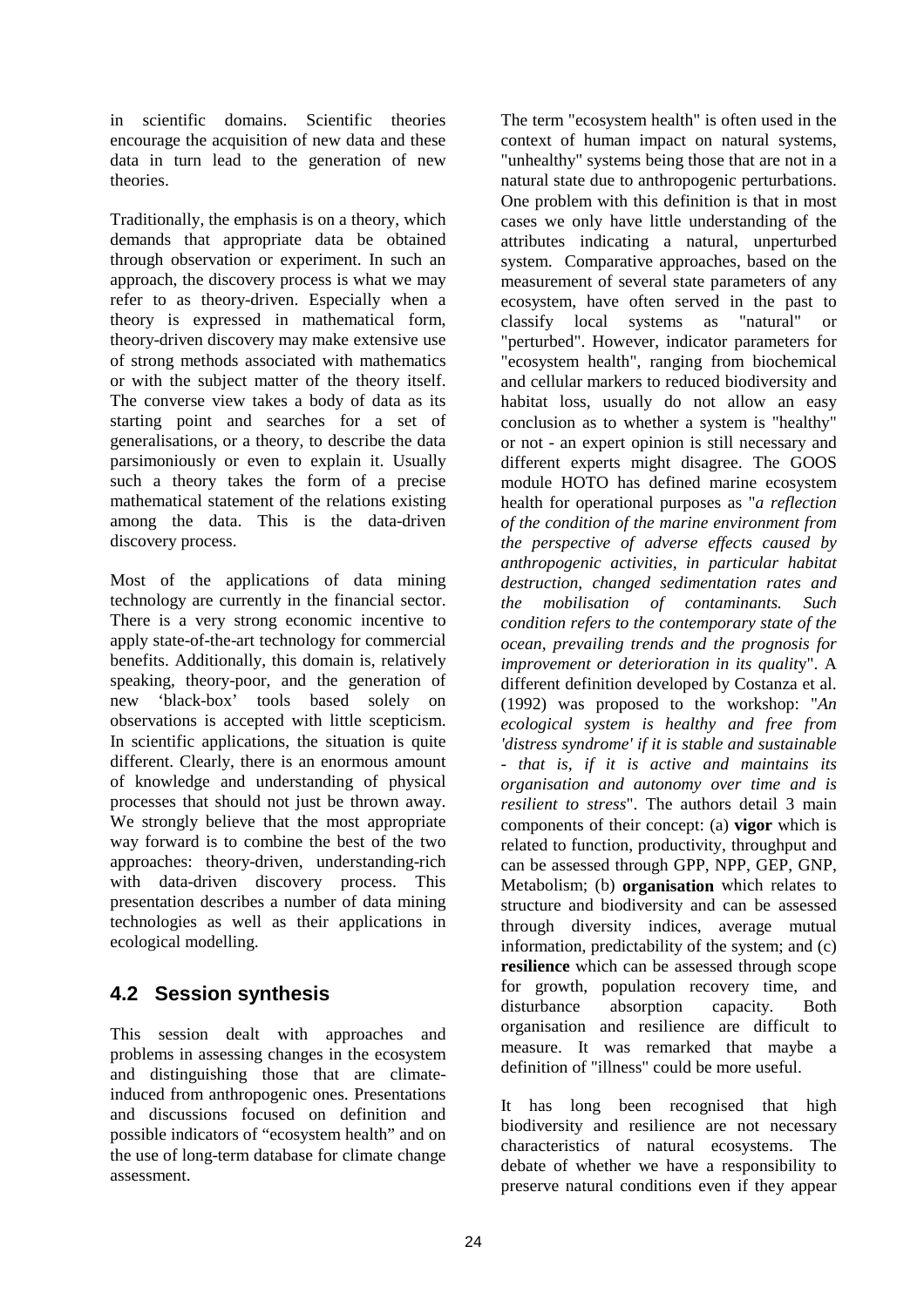in scientific domains. Scientific theories encourage the acquisition of new data and these data in turn lead to the generation of new theories.

Traditionally, the emphasis is on a theory, which demands that appropriate data be obtained through observation or experiment. In such an approach, the discovery process is what we may refer to as theory-driven. Especially when a theory is expressed in mathematical form, theory-driven discovery may make extensive use of strong methods associated with mathematics or with the subject matter of the theory itself. The converse view takes a body of data as its starting point and searches for a set of generalisations, or a theory, to describe the data parsimoniously or even to explain it. Usually such a theory takes the form of a precise mathematical statement of the relations existing among the data. This is the data-driven discovery process.

Most of the applications of data mining technology are currently in the financial sector. There is a very strong economic incentive to apply state-of-the-art technology for commercial benefits. Additionally, this domain is, relatively speaking, theory-poor, and the generation of new 'black-box' tools based solely on observations is accepted with little scepticism. In scientific applications, the situation is quite different. Clearly, there is an enormous amount of knowledge and understanding of physical processes that should not just be thrown away. We strongly believe that the most appropriate way forward is to combine the best of the two approaches: theory-driven, understanding-rich with data-driven discovery process. This presentation describes a number of data mining technologies as well as their applications in ecological modelling.

## 4.2 Session synthesis

This session dealt with approaches and problems in assessing changes in the ecosystem and distinguishing those that are climate-induced from anthropogenic ones. Presentations and discussions focused on definition and possible indicators of "ecosystem health" and on the use of long-term database for climate change assessment.

The term "ecosystem health" is often used in the context of human impact on natural systems, "unhealthy" systems being those that are not in a natural state due to anthropogenic perturbations. One problem with this definition is that in most cases we only have little understanding of the attributes indicating a natural, unperturbed system. Comparative approaches, based on the measurement of several state parameters of any ecosystem, have often served in the past to classify local systems as "natural" or "perturbed". However, indicator parameters for "ecosystem health", ranging from biochemical and cellular markers to reduced biodiversity and habitat loss, usually do not allow an easy conclusion as to whether a system is "healthy" or not - an expert opinion is still necessary and different experts might disagree. The GOOS module HOTO has defined marine ecosystem health for operational purposes as "*a reflection of the condition of the marine environment from the perspective of adverse effects caused by anthropogenic activities, in particular habitat destruction, changed sedimentation rates and the mobilisation of contaminants. Such condition refers to the contemporary state of the ocean, prevailing trends and the prognosis for improvement or deterioration in its quality*". A different definition developed by Costanza et al. (1992) was proposed to the workshop: "*An ecological system is healthy and free from 'distress syndrome' if it is stable and sustainable - that is, if it is active and maintains its organisation and autonomy over time and is resilient to stress*". The authors detail 3 main components of their concept: (a) **vigor** which is related to function, productivity, throughput and can be assessed through GPP, NPP, GEP, GNP, Metabolism; (b) **organisation** which relates to structure and biodiversity and can be assessed through diversity indices, average mutual information, predictability of the system; and (c) **resilience** which can be assessed through scope for growth, population recovery time, and disturbance absorption capacity. Both organisation and resilience are difficult to measure. It was remarked that maybe a definition of "illness" could be more useful.

It has long been recognised that high biodiversity and resilience are not necessary characteristics of natural ecosystems. The debate of whether we have a responsibility to preserve natural conditions even if they appear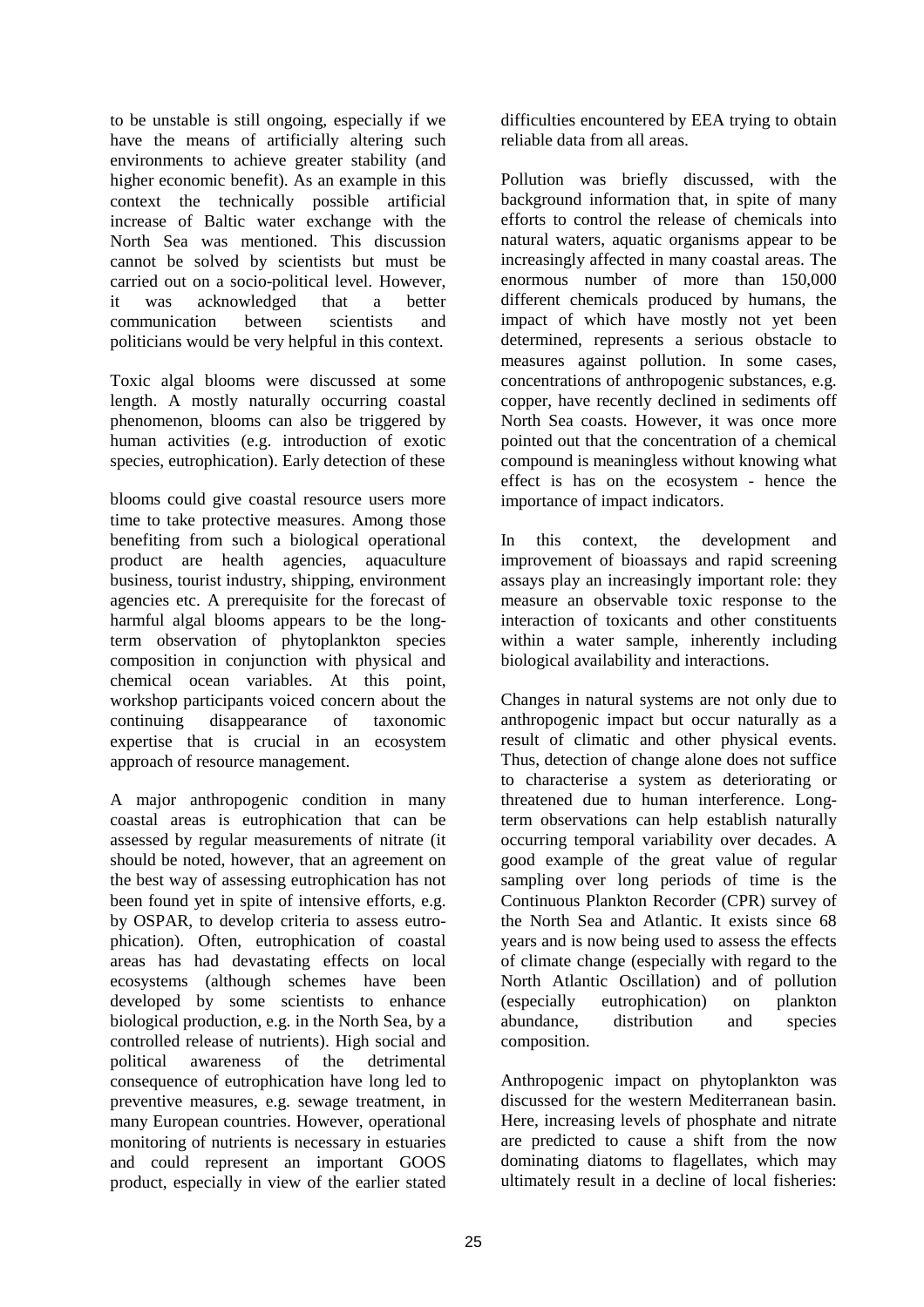to be unstable is still ongoing, especially if we have the means of artificially altering such environments to achieve greater stability (and higher economic benefit). As an example in this context the technically possible artificial increase of Baltic water exchange with the North Sea was mentioned. This discussion cannot be solved by scientists but must be carried out on a socio-political level. However, it was acknowledged that a better communication between scientists and politicians would be very helpful in this context.

Toxic algal blooms were discussed at some length. A mostly naturally occurring coastal phenomenon, blooms can also be triggered by human activities (e.g. introduction of exotic species, eutrophication). Early detection of these blooms could give coastal resource users more time to take protective measures. Among those benefiting from such a biological operational product are health agencies, aquaculture business, tourist industry, shipping, environment agencies etc. A prerequisite for the forecast of harmful algal blooms appears to be the long-term observation of phytoplankton species composition in conjunction with physical and chemical ocean variables. At this point, workshop participants voiced concern about the continuing disappearance of taxonomic expertise that is crucial in an ecosystem approach of resource management.

A major anthropogenic condition in many coastal areas is eutrophication that can be assessed by regular measurements of nitrate (it should be noted, however, that an agreement on the best way of assessing eutrophication has not been found yet in spite of intensive efforts, e.g. by OSPAR, to develop criteria to assess eutrophication). Often, eutrophication of coastal areas has had devastating effects on local ecosystems (although schemes have been developed by some scientists to enhance biological production, e.g. in the North Sea, by a controlled release of nutrients). High social and political awareness of the detrimental consequence of eutrophication have long led to preventive measures, e.g. sewage treatment, in many European countries. However, operational monitoring of nutrients is necessary in estuaries and could represent an important GOOS product, especially in view of the earlier stated difficulties encountered by EEA trying to obtain reliable data from all areas.

Pollution was briefly discussed, with the background information that, in spite of many efforts to control the release of chemicals into natural waters, aquatic organisms appear to be increasingly affected in many coastal areas. The enormous number of more than 150,000 different chemicals produced by humans, the impact of which have mostly not yet been determined, represents a serious obstacle to measures against pollution. In some cases, concentrations of anthropogenic substances, e.g. copper, have recently declined in sediments off North Sea coasts. However, it was once more pointed out that the concentration of a chemical compound is meaningless without knowing what effect is has on the ecosystem - hence the importance of impact indicators.

In this context, the development and improvement of bioassays and rapid screening assays play an increasingly important role: they measure an observable toxic response to the interaction of toxicants and other constituents within a water sample, inherently including biological availability and interactions.

Changes in natural systems are not only due to anthropogenic impact but occur naturally as a result of climatic and other physical events. Thus, detection of change alone does not suffice to characterise a system as deteriorating or threatened due to human interference. Long-term observations can help establish naturally occurring temporal variability over decades. A good example of the great value of regular sampling over long periods of time is the Continuous Plankton Recorder (CPR) survey of the North Sea and Atlantic. It exists since 68 years and is now being used to assess the effects of climate change (especially with regard to the North Atlantic Oscillation) and of pollution (especially eutrophication) on plankton abundance, distribution and species composition.

Anthropogenic impact on phytoplankton was discussed for the western Mediterranean basin. Here, increasing levels of phosphate and nitrate are predicted to cause a shift from the now dominating diatoms to flagellates, which may ultimately result in a decline of local fisheries: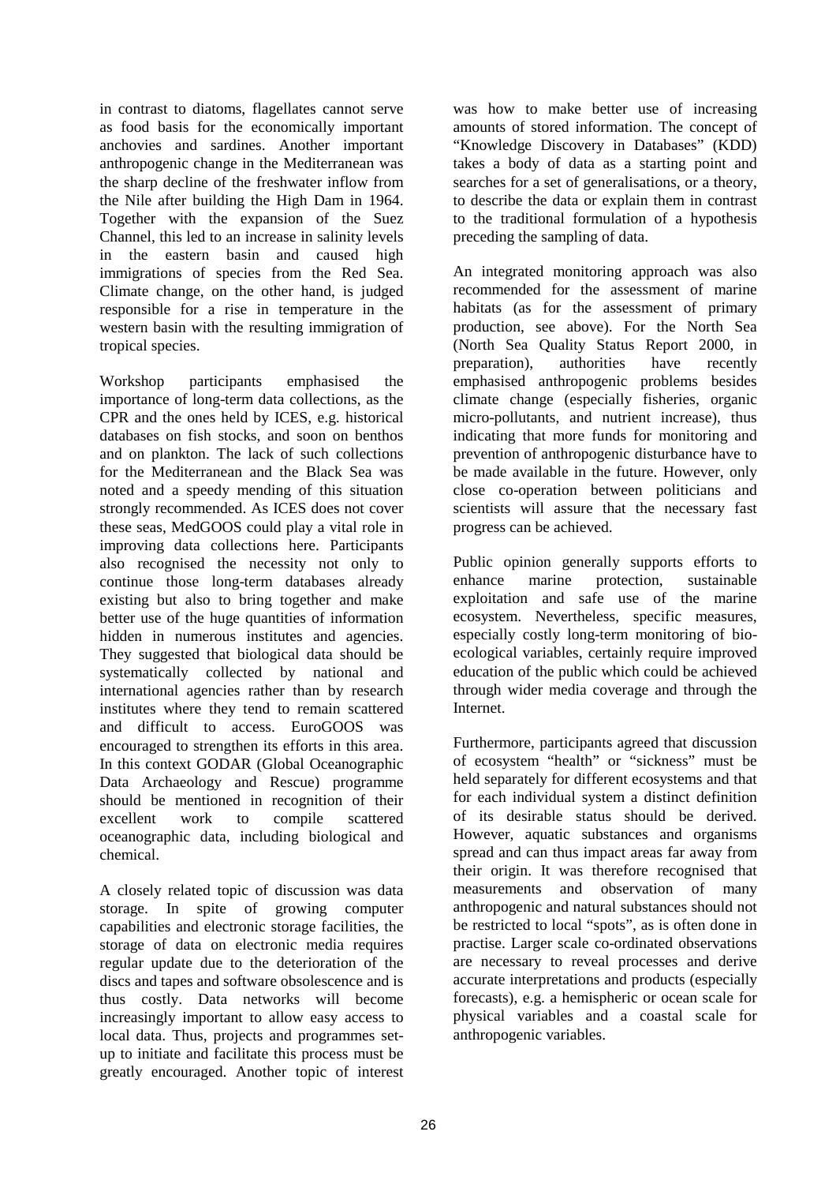in contrast to diatoms, flagellates cannot serve as food basis for the economically important anchovies and sardines. Another important anthropogenic change in the Mediterranean was the sharp decline of the freshwater inflow from the Nile after building the High Dam in 1964. Together with the expansion of the Suez Channel, this led to an increase in salinity levels in the eastern basin and caused high immigrations of species from the Red Sea. Climate change, on the other hand, is judged responsible for a rise in temperature in the western basin with the resulting immigration of tropical species.

Workshop participants emphasised the importance of long-term data collections, as the CPR and the ones held by ICES, e.g. historical databases on fish stocks, and soon on benthos and on plankton. The lack of such collections for the Mediterranean and the Black Sea was noted and a speedy mending of this situation strongly recommended. As ICES does not cover these seas, MedGOOS could play a vital role in improving data collections here. Participants also recognised the necessity not only to continue those long-term databases already existing but also to bring together and make better use of the huge quantities of information hidden in numerous institutes and agencies. They suggested that biological data should be systematically collected by national and international agencies rather than by research institutes where they tend to remain scattered and difficult to access. EuroGOOS was encouraged to strengthen its efforts in this area. In this context GODAR (Global Oceanographic Data Archaeology and Rescue) programme should be mentioned in recognition of their excellent work to compile scattered oceanographic data, including biological and chemical.

A closely related topic of discussion was data storage. In spite of growing computer capabilities and electronic storage facilities, the storage of data on electronic media requires regular update due to the deterioration of the discs and tapes and software obsolescence and is thus costly. Data networks will become increasingly important to allow easy access to local data. Thus, projects and programmes set-up to initiate and facilitate this process must be greatly encouraged. Another topic of interest was how to make better use of increasing amounts of stored information. The concept of "Knowledge Discovery in Databases" (KDD) takes a body of data as a starting point and searches for a set of generalisations, or a theory, to describe the data or explain them in contrast to the traditional formulation of a hypothesis preceding the sampling of data.

An integrated monitoring approach was also recommended for the assessment of marine habitats (as for the assessment of primary production, see above). For the North Sea (North Sea Quality Status Report 2000, in preparation), authorities have recently emphasised anthropogenic problems besides climate change (especially fisheries, organic micro-pollutants, and nutrient increase), thus indicating that more funds for monitoring and prevention of anthropogenic disturbance have to be made available in the future. However, only close co-operation between politicians and scientists will assure that the necessary fast progress can be achieved.

Public opinion generally supports efforts to enhance marine protection, sustainable exploitation and safe use of the marine ecosystem. Nevertheless, specific measures, especially costly long-term monitoring of bio-ecological variables, certainly require improved education of the public which could be achieved through wider media coverage and through the Internet.

Furthermore, participants agreed that discussion of ecosystem "health" or "sickness" must be held separately for different ecosystems and that for each individual system a distinct definition of its desirable status should be derived. However, aquatic substances and organisms spread and can thus impact areas far away from their origin. It was therefore recognised that measurements and observation of many anthropogenic and natural substances should not be restricted to local "spots", as is often done in practise. Larger scale co-ordinated observations are necessary to reveal processes and derive accurate interpretations and products (especially forecasts), e.g. a hemispheric or ocean scale for physical variables and a coastal scale for anthropogenic variables.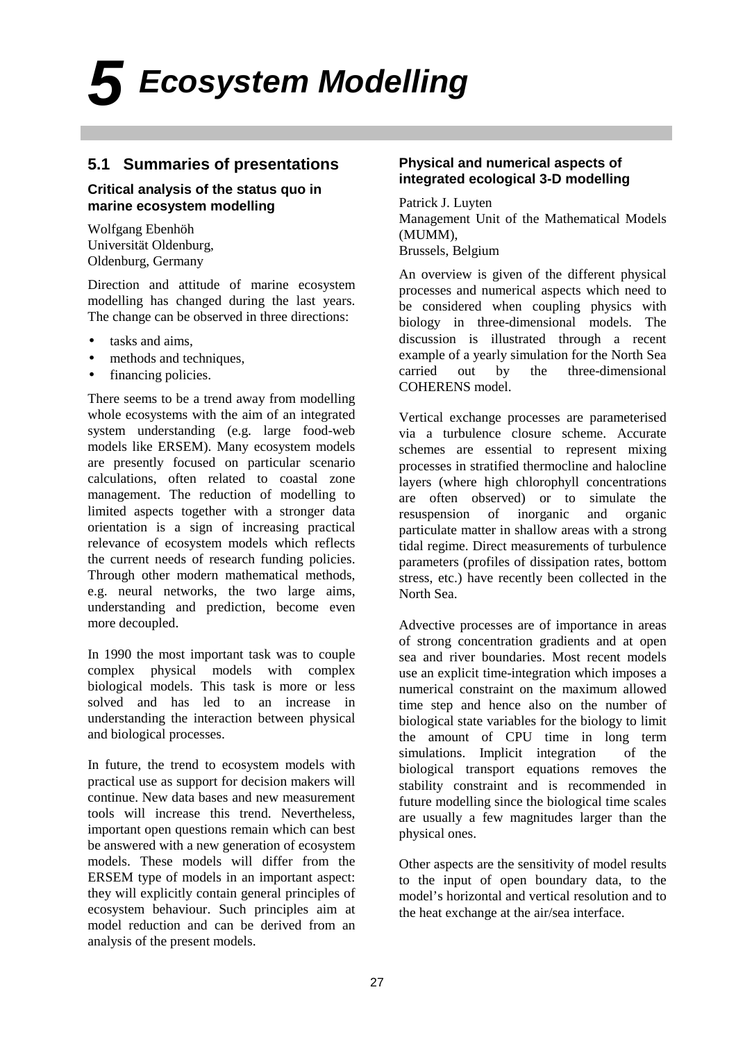# 5 Ecosystem Modelling

## 5.1 Summaries of presentations

### Critical analysis of the status quo in marine ecosystem modelling

Wolfgang Ebenhöh
Universität Oldenburg,
Oldenburg, Germany

Direction and attitude of marine ecosystem modelling has changed during the last years. The change can be observed in three directions:

- tasks and aims,
- methods and techniques,
- financing policies.

There seems to be a trend away from modelling whole ecosystems with the aim of an integrated system understanding (e.g. large food-web models like ERSEM). Many ecosystem models are presently focused on particular scenario calculations, often related to coastal zone management. The reduction of modelling to limited aspects together with a stronger data orientation is a sign of increasing practical relevance of ecosystem models which reflects the current needs of research funding policies. Through other modern mathematical methods, e.g. neural networks, the two large aims, understanding and prediction, become even more decoupled.

In 1990 the most important task was to couple complex physical models with complex biological models. This task is more or less solved and has led to an increase in understanding the interaction between physical and biological processes.

In future, the trend to ecosystem models with practical use as support for decision makers will continue. New data bases and new measurement tools will increase this trend. Nevertheless, important open questions remain which can best be answered with a new generation of ecosystem models. These models will differ from the ERSEM type of models in an important aspect: they will explicitly contain general principles of ecosystem behaviour. Such principles aim at model reduction and can be derived from an analysis of the present models.

### Physical and numerical aspects of integrated ecological 3-D modelling

Patrick J. Luyten
Management Unit of the Mathematical Models (MUMM),
Brussels, Belgium

An overview is given of the different physical processes and numerical aspects which need to be considered when coupling physics with biology in three-dimensional models. The discussion is illustrated through a recent example of a yearly simulation for the North Sea carried out by the three-dimensional COHERENS model.

Vertical exchange processes are parameterised via a turbulence closure scheme. Accurate schemes are essential to represent mixing processes in stratified thermocline and halocline layers (where high chlorophyll concentrations are often observed) or to simulate the resuspension of inorganic and organic particulate matter in shallow areas with a strong tidal regime. Direct measurements of turbulence parameters (profiles of dissipation rates, bottom stress, etc.) have recently been collected in the North Sea.

Advective processes are of importance in areas of strong concentration gradients and at open sea and river boundaries. Most recent models use an explicit time-integration which imposes a numerical constraint on the maximum allowed time step and hence also on the number of biological state variables for the biology to limit the amount of CPU time in long term simulations. Implicit integration of the biological transport equations removes the stability constraint and is recommended in future modelling since the biological time scales are usually a few magnitudes larger than the physical ones.

Other aspects are the sensitivity of model results to the input of open boundary data, to the model's horizontal and vertical resolution and to the heat exchange at the air/sea interface.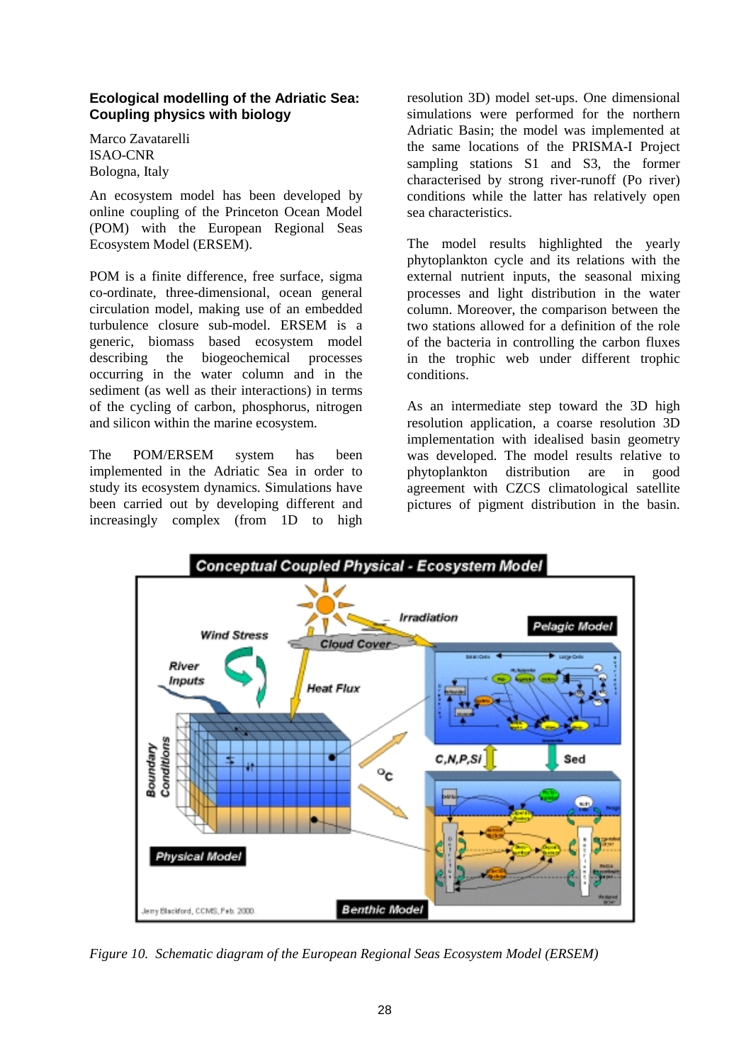### Ecological modelling of the Adriatic Sea: Coupling physics with biology

Marco Zavatarelli
ISAO-CNR
Bologna, Italy

An ecosystem model has been developed by online coupling of the Princeton Ocean Model (POM) with the European Regional Seas Ecosystem Model (ERSEM).

POM is a finite difference, free surface, sigma co-ordinate, three-dimensional, ocean general circulation model, making use of an embedded turbulence closure sub-model. ERSEM is a generic, biomass based ecosystem model describing the biogeochemical processes occurring in the water column and in the sediment (as well as their interactions) in terms of the cycling of carbon, phosphorus, nitrogen and silicon within the marine ecosystem.

The POM/ERSEM system has been implemented in the Adriatic Sea in order to study its ecosystem dynamics. Simulations have been carried out by developing different and increasingly complex (from 1D to high resolution 3D) model set-ups. One dimensional simulations were performed for the northern Adriatic Basin; the model was implemented at the same locations of the PRISMA-I Project sampling stations S1 and S3, the former characterised by strong river-runoff (Po river) conditions while the latter has relatively open sea characteristics.

The model results highlighted the yearly phytoplankton cycle and its relations with the external nutrient inputs, the seasonal mixing processes and light distribution in the water column. Moreover, the comparison between the two stations allowed for a definition of the role of the bacteria in controlling the carbon fluxes in the trophic web under different trophic conditions.

As an intermediate step toward the 3D high resolution application, a coarse resolution 3D implementation with idealised basin geometry was developed. The model results relative to phytoplankton distribution are in good agreement with CZCS climatological satellite pictures of pigment distribution in the basin.

Conceptual Coupled Physical - Ecosystem Model

Irradiation
Pelagic Model
Wind Stress
Cloud Cover
River Inputs
Heat Flux
Boundary Conditions
C,N,P,Si
Sed
°C
Physical Model
Jerry Blackford, CCMS, Feb 2000
Benthic Model

*Figure 10. Schematic diagram of the European Regional Seas Ecosystem Model (ERSEM)*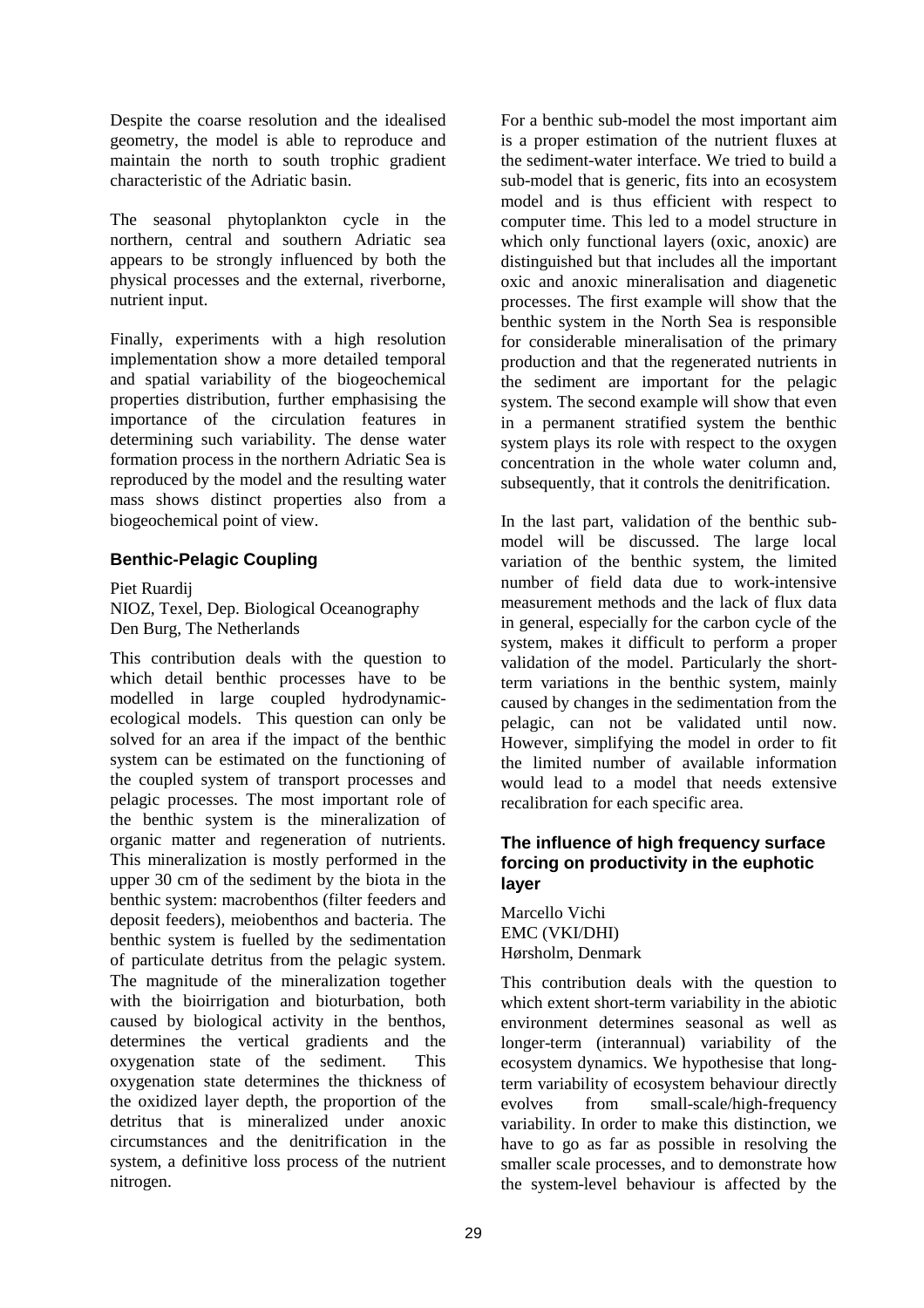Despite the coarse resolution and the idealised geometry, the model is able to reproduce and maintain the north to south trophic gradient characteristic of the Adriatic basin.

The seasonal phytoplankton cycle in the northern, central and southern Adriatic sea appears to be strongly influenced by both the physical processes and the external, riverborne, nutrient input.

Finally, experiments with a high resolution implementation show a more detailed temporal and spatial variability of the biogeochemical properties distribution, further emphasising the importance of the circulation features in determining such variability. The dense water formation process in the northern Adriatic Sea is reproduced by the model and the resulting water mass shows distinct properties also from a biogeochemical point of view.

### Benthic-Pelagic Coupling

Piet Ruardij
NIOZ, Texel, Dep. Biological Oceanography
Den Burg, The Netherlands

This contribution deals with the question to which detail benthic processes have to be modelled in large coupled hydrodynamic-ecological models. This question can only be solved for an area if the impact of the benthic system can be estimated on the functioning of the coupled system of transport processes and pelagic processes. The most important role of the benthic system is the mineralization of organic matter and regeneration of nutrients. This mineralization is mostly performed in the upper 30 cm of the sediment by the biota in the benthic system: macrobenthos (filter feeders and deposit feeders), meiobenthos and bacteria. The benthic system is fuelled by the sedimentation of particulate detritus from the pelagic system. The magnitude of the mineralization together with the bioirrigation and bioturbation, both caused by biological activity in the benthos, determines the vertical gradients and the oxygenation state of the sediment. This oxygenation state determines the thickness of the oxidized layer depth, the proportion of the detritus that is mineralized under anoxic circumstances and the denitrification in the system, a definitive loss process of the nutrient nitrogen.

For a benthic sub-model the most important aim is a proper estimation of the nutrient fluxes at the sediment-water interface. We tried to build a sub-model that is generic, fits into an ecosystem model and is thus efficient with respect to computer time. This led to a model structure in which only functional layers (oxic, anoxic) are distinguished but that includes all the important oxic and anoxic mineralisation and diagenetic processes. The first example will show that the benthic system in the North Sea is responsible for considerable mineralisation of the primary production and that the regenerated nutrients in the sediment are important for the pelagic system. The second example will show that even in a permanent stratified system the benthic system plays its role with respect to the oxygen concentration in the whole water column and, subsequently, that it controls the denitrification.

In the last part, validation of the benthic sub-model will be discussed. The large local variation of the benthic system, the limited number of field data due to work-intensive measurement methods and the lack of flux data in general, especially for the carbon cycle of the system, makes it difficult to perform a proper validation of the model. Particularly the short-term variations in the benthic system, mainly caused by changes in the sedimentation from the pelagic, can not be validated until now. However, simplifying the model in order to fit the limited number of available information would lead to a model that needs extensive recalibration for each specific area.

### The influence of high frequency surface forcing on productivity in the euphotic layer

Marcello Vichi
EMC (VKI/DHI)
Hørsholm, Denmark

This contribution deals with the question to which extent short-term variability in the abiotic environment determines seasonal as well as longer-term (interannual) variability of the ecosystem dynamics. We hypothesise that long-term variability of ecosystem behaviour directly evolves from small-scale/high-frequency variability. In order to make this distinction, we have to go as far as possible in resolving the smaller scale processes, and to demonstrate how the system-level behaviour is affected by the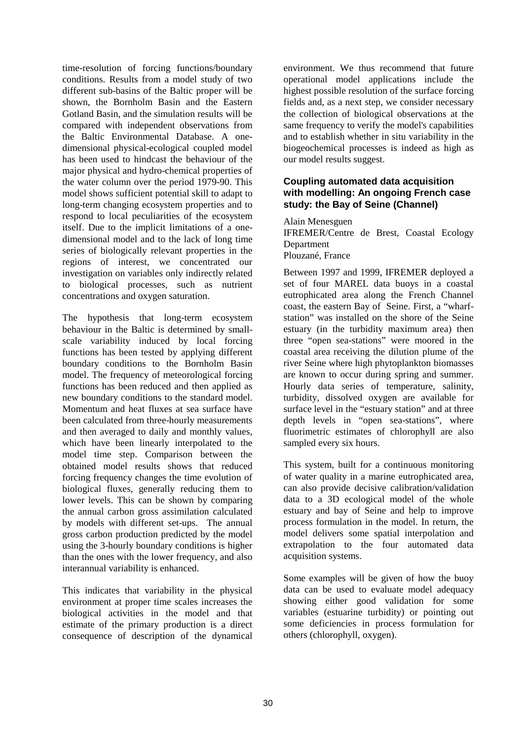time-resolution of forcing functions/boundary conditions. Results from a model study of two different sub-basins of the Baltic proper will be shown, the Bornholm Basin and the Eastern Gotland Basin, and the simulation results will be compared with independent observations from the Baltic Environmental Database. A one-dimensional physical-ecological coupled model has been used to hindcast the behaviour of the major physical and hydro-chemical properties of the water column over the period 1979-90. This model shows sufficient potential skill to adapt to long-term changing ecosystem properties and to respond to local peculiarities of the ecosystem itself. Due to the implicit limitations of a one-dimensional model and to the lack of long time series of biologically relevant properties in the regions of interest, we concentrated our investigation on variables only indirectly related to biological processes, such as nutrient concentrations and oxygen saturation.

The hypothesis that long-term ecosystem behaviour in the Baltic is determined by small-scale variability induced by local forcing functions has been tested by applying different boundary conditions to the Bornholm Basin model. The frequency of meteorological forcing functions has been reduced and then applied as new boundary conditions to the standard model. Momentum and heat fluxes at sea surface have been calculated from three-hourly measurements and then averaged to daily and monthly values, which have been linearly interpolated to the model time step. Comparison between the obtained model results shows that reduced forcing frequency changes the time evolution of biological fluxes, generally reducing them to lower levels. This can be shown by comparing the annual carbon gross assimilation calculated by models with different set-ups. The annual gross carbon production predicted by the model using the 3-hourly boundary conditions is higher than the ones with the lower frequency, and also interannual variability is enhanced.

This indicates that variability in the physical environment at proper time scales increases the biological activities in the model and that estimate of the primary production is a direct consequence of description of the dynamical environment. We thus recommend that future operational model applications include the highest possible resolution of the surface forcing fields and, as a next step, we consider necessary the collection of biological observations at the same frequency to verify the model's capabilities and to establish whether in situ variability in the biogeochemical processes is indeed as high as our model results suggest.

### Coupling automated data acquisition with modelling: An ongoing French case study: the Bay of Seine (Channel)

Alain Menesguen
IFREMER/Centre de Brest, Coastal Ecology Department
Plouzané, France

Between 1997 and 1999, IFREMER deployed a set of four MAREL data buoys in a coastal eutrophicated area along the French Channel coast, the eastern Bay of Seine. First, a "wharf-station" was installed on the shore of the Seine estuary (in the turbidity maximum area) then three "open sea-stations" were moored in the coastal area receiving the dilution plume of the river Seine where high phytoplankton biomasses are known to occur during spring and summer. Hourly data series of temperature, salinity, turbidity, dissolved oxygen are available for surface level in the "estuary station" and at three depth levels in "open sea-stations", where fluorimetric estimates of chlorophyll are also sampled every six hours.

This system, built for a continuous monitoring of water quality in a marine eutrophicated area, can also provide decisive calibration/validation data to a 3D ecological model of the whole estuary and bay of Seine and help to improve process formulation in the model. In return, the model delivers some spatial interpolation and extrapolation to the four automated data acquisition systems.

Some examples will be given of how the buoy data can be used to evaluate model adequacy showing either good validation for some variables (estuarine turbidity) or pointing out some deficiencies in process formulation for others (chlorophyll, oxygen).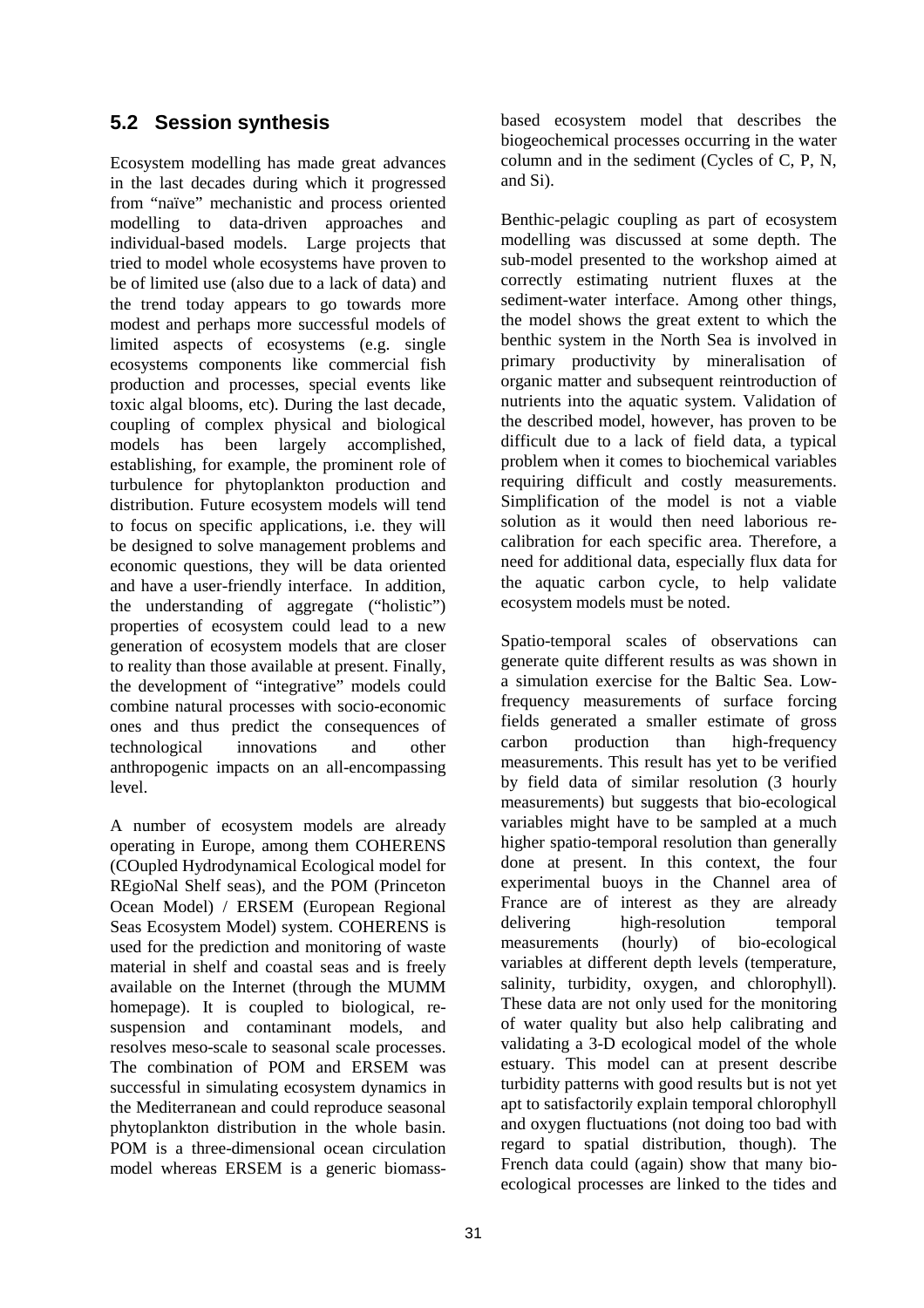## 5.2 Session synthesis

Ecosystem modelling has made great advances in the last decades during which it progressed from "naïve" mechanistic and process oriented modelling to data-driven approaches and individual-based models. Large projects that tried to model whole ecosystems have proven to be of limited use (also due to a lack of data) and the trend today appears to go towards more modest and perhaps more successful models of limited aspects of ecosystems (e.g. single ecosystems components like commercial fish production and processes, special events like toxic algal blooms, etc). During the last decade, coupling of complex physical and biological models has been largely accomplished, establishing, for example, the prominent role of turbulence for phytoplankton production and distribution. Future ecosystem models will tend to focus on specific applications, i.e. they will be designed to solve management problems and economic questions, they will be data oriented and have a user-friendly interface. In addition, the understanding of aggregate ("holistic") properties of ecosystem could lead to a new generation of ecosystem models that are closer to reality than those available at present. Finally, the development of "integrative" models could combine natural processes with socio-economic ones and thus predict the consequences of technological innovations and other anthropogenic impacts on an all-encompassing level.

A number of ecosystem models are already operating in Europe, among them COHERENS (COupled Hydrodynamical Ecological model for REgioNal Shelf seas), and the POM (Princeton Ocean Model) / ERSEM (European Regional Seas Ecosystem Model) system. COHERENS is used for the prediction and monitoring of waste material in shelf and coastal seas and is freely available on the Internet (through the MUMM homepage). It is coupled to biological, re-suspension and contaminant models, and resolves meso-scale to seasonal scale processes. The combination of POM and ERSEM was successful in simulating ecosystem dynamics in the Mediterranean and could reproduce seasonal phytoplankton distribution in the whole basin. POM is a three-dimensional ocean circulation model whereas ERSEM is a generic biomass-based ecosystem model that describes the biogeochemical processes occurring in the water column and in the sediment (Cycles of C, P, N, and Si).

Benthic-pelagic coupling as part of ecosystem modelling was discussed at some depth. The sub-model presented to the workshop aimed at correctly estimating nutrient fluxes at the sediment-water interface. Among other things, the model shows the great extent to which the benthic system in the North Sea is involved in primary productivity by mineralisation of organic matter and subsequent reintroduction of nutrients into the aquatic system. Validation of the described model, however, has proven to be difficult due to a lack of field data, a typical problem when it comes to biochemical variables requiring difficult and costly measurements. Simplification of the model is not a viable solution as it would then need laborious re-calibration for each specific area. Therefore, a need for additional data, especially flux data for the aquatic carbon cycle, to help validate ecosystem models must be noted.

Spatio-temporal scales of observations can generate quite different results as was shown in a simulation exercise for the Baltic Sea. Low-frequency measurements of surface forcing fields generated a smaller estimate of gross carbon production than high-frequency measurements. This result has yet to be verified by field data of similar resolution (3 hourly measurements) but suggests that bio-ecological variables might have to be sampled at a much higher spatio-temporal resolution than generally done at present. In this context, the four experimental buoys in the Channel area of France are of interest as they are already delivering high-resolution temporal measurements (hourly) of bio-ecological variables at different depth levels (temperature, salinity, turbidity, oxygen, and chlorophyll). These data are not only used for the monitoring of water quality but also help calibrating and validating a 3-D ecological model of the whole estuary. This model can at present describe turbidity patterns with good results but is not yet apt to satisfactorily explain temporal chlorophyll and oxygen fluctuations (not doing too bad with regard to spatial distribution, though). The French data could (again) show that many bio-ecological processes are linked to the tides and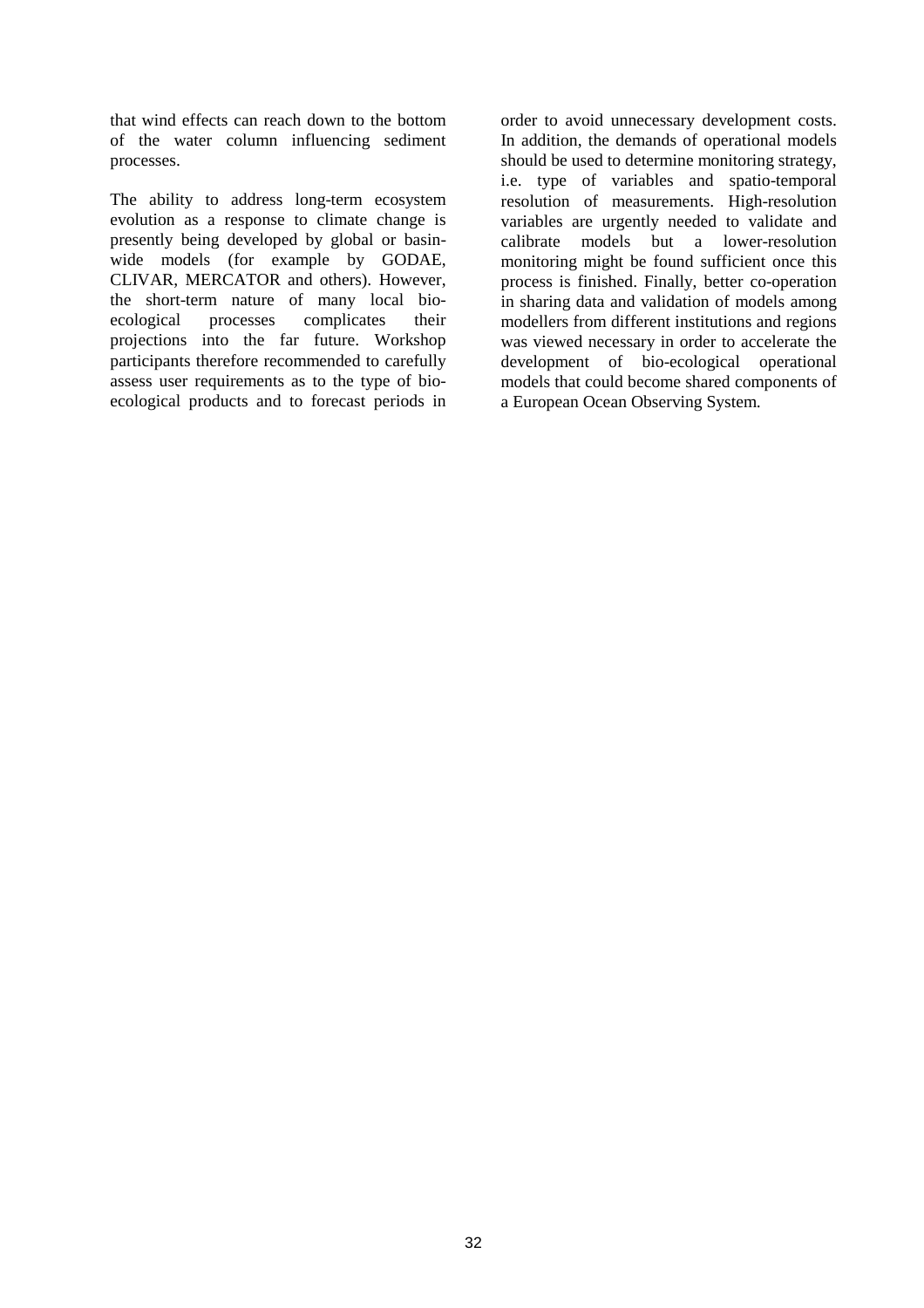that wind effects can reach down to the bottom of the water column influencing sediment processes.

The ability to address long-term ecosystem evolution as a response to climate change is presently being developed by global or basin-wide models (for example by GODAE, CLIVAR, MERCATOR and others). However, the short-term nature of many local bio-ecological processes complicates their projections into the far future. Workshop participants therefore recommended to carefully assess user requirements as to the type of bio-ecological products and to forecast periods in order to avoid unnecessary development costs. In addition, the demands of operational models should be used to determine monitoring strategy, i.e. type of variables and spatio-temporal resolution of measurements. High-resolution variables are urgently needed to validate and calibrate models but a lower-resolution monitoring might be found sufficient once this process is finished. Finally, better co-operation in sharing data and validation of models among modellers from different institutions and regions was viewed necessary in order to accelerate the development of bio-ecological operational models that could become shared components of a European Ocean Observing System.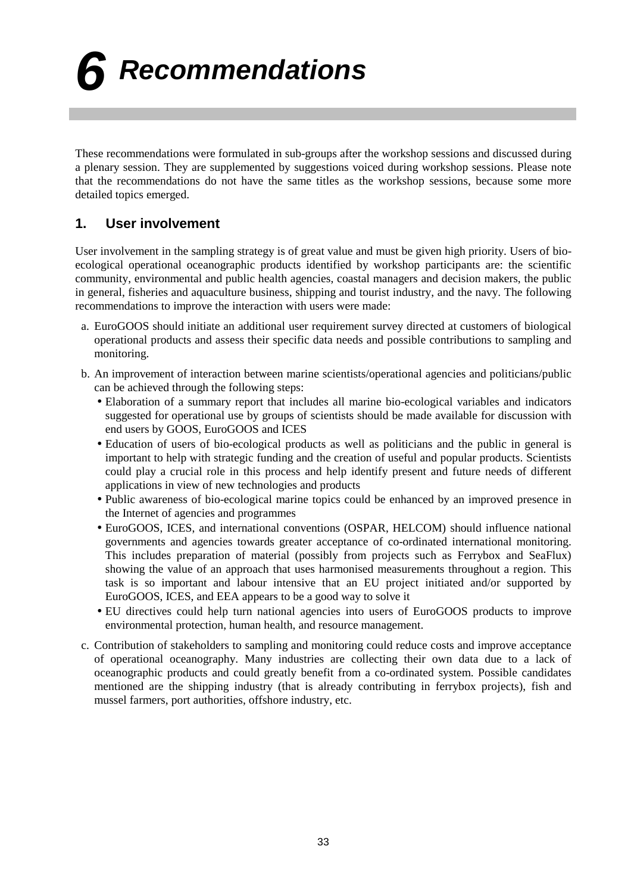# 6 Recommendations

These recommendations were formulated in sub-groups after the workshop sessions and discussed during a plenary session. They are supplemented by suggestions voiced during workshop sessions. Please note that the recommendations do not have the same titles as the workshop sessions, because some more detailed topics emerged.

## 1. User involvement

User involvement in the sampling strategy is of great value and must be given high priority. Users of bio-ecological operational oceanographic products identified by workshop participants are: the scientific community, environmental and public health agencies, coastal managers and decision makers, the public in general, fisheries and aquaculture business, shipping and tourist industry, and the navy. The following recommendations to improve the interaction with users were made:

a. EuroGOOS should initiate an additional user requirement survey directed at customers of biological operational products and assess their specific data needs and possible contributions to sampling and monitoring.

b. An improvement of interaction between marine scientists/operational agencies and politicians/public can be achieved through the following steps:
   - Elaboration of a summary report that includes all marine bio-ecological variables and indicators suggested for operational use by groups of scientists should be made available for discussion with end users by GOOS, EuroGOOS and ICES
   - Education of users of bio-ecological products as well as politicians and the public in general is important to help with strategic funding and the creation of useful and popular products. Scientists could play a crucial role in this process and help identify present and future needs of different applications in view of new technologies and products
   - Public awareness of bio-ecological marine topics could be enhanced by an improved presence in the Internet of agencies and programmes
   - EuroGOOS, ICES, and international conventions (OSPAR, HELCOM) should influence national governments and agencies towards greater acceptance of co-ordinated international monitoring. This includes preparation of material (possibly from projects such as Ferrybox and SeaFlux) showing the value of an approach that uses harmonised measurements throughout a region. This task is so important and labour intensive that an EU project initiated and/or supported by EuroGOOS, ICES, and EEA appears to be a good way to solve it
   - EU directives could help turn national agencies into users of EuroGOOS products to improve environmental protection, human health, and resource management.

c. Contribution of stakeholders to sampling and monitoring could reduce costs and improve acceptance of operational oceanography. Many industries are collecting their own data due to a lack of oceanographic products and could greatly benefit from a co-ordinated system. Possible candidates mentioned are the shipping industry (that is already contributing in ferrybox projects), fish and mussel farmers, port authorities, offshore industry, etc.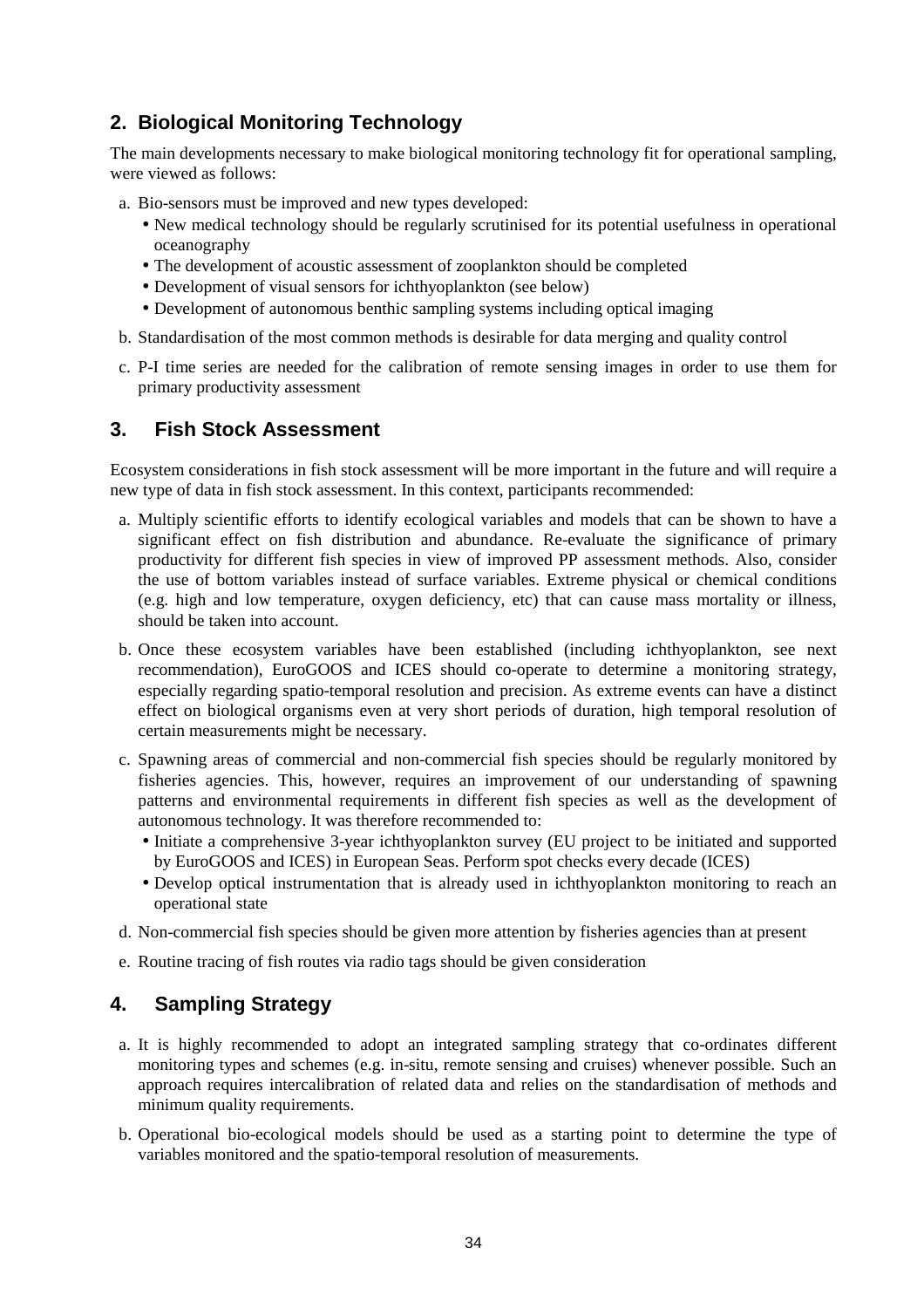## 2. Biological Monitoring Technology

The main developments necessary to make biological monitoring technology fit for operational sampling, were viewed as follows:

a. Bio-sensors must be improved and new types developed:
   - New medical technology should be regularly scrutinised for its potential usefulness in operational oceanography
   - The development of acoustic assessment of zooplankton should be completed
   - Development of visual sensors for ichthyoplankton (see below)
   - Development of autonomous benthic sampling systems including optical imaging

b. Standardisation of the most common methods is desirable for data merging and quality control

c. P-I time series are needed for the calibration of remote sensing images in order to use them for primary productivity assessment

## 3. Fish Stock Assessment

Ecosystem considerations in fish stock assessment will be more important in the future and will require a new type of data in fish stock assessment. In this context, participants recommended:

a. Multiply scientific efforts to identify ecological variables and models that can be shown to have a significant effect on fish distribution and abundance. Re-evaluate the significance of primary productivity for different fish species in view of improved PP assessment methods. Also, consider the use of bottom variables instead of surface variables. Extreme physical or chemical conditions (e.g. high and low temperature, oxygen deficiency, etc) that can cause mass mortality or illness, should be taken into account.

b. Once these ecosystem variables have been established (including ichthyoplankton, see next recommendation), EuroGOOS and ICES should co-operate to determine a monitoring strategy, especially regarding spatio-temporal resolution and precision. As extreme events can have a distinct effect on biological organisms even at very short periods of duration, high temporal resolution of certain measurements might be necessary.

c. Spawning areas of commercial and non-commercial fish species should be regularly monitored by fisheries agencies. This, however, requires an improvement of our understanding of spawning patterns and environmental requirements in different fish species as well as the development of autonomous technology. It was therefore recommended to:
   - Initiate a comprehensive 3-year ichthyoplankton survey (EU project to be initiated and supported by EuroGOOS and ICES) in European Seas. Perform spot checks every decade (ICES)
   - Develop optical instrumentation that is already used in ichthyoplankton monitoring to reach an operational state

d. Non-commercial fish species should be given more attention by fisheries agencies than at present

e. Routine tracing of fish routes via radio tags should be given consideration

## 4. Sampling Strategy

a. It is highly recommended to adopt an integrated sampling strategy that co-ordinates different monitoring types and schemes (e.g. in-situ, remote sensing and cruises) whenever possible. Such an approach requires intercalibration of related data and relies on the standardisation of methods and minimum quality requirements.

b. Operational bio-ecological models should be used as a starting point to determine the type of variables monitored and the spatio-temporal resolution of measurements.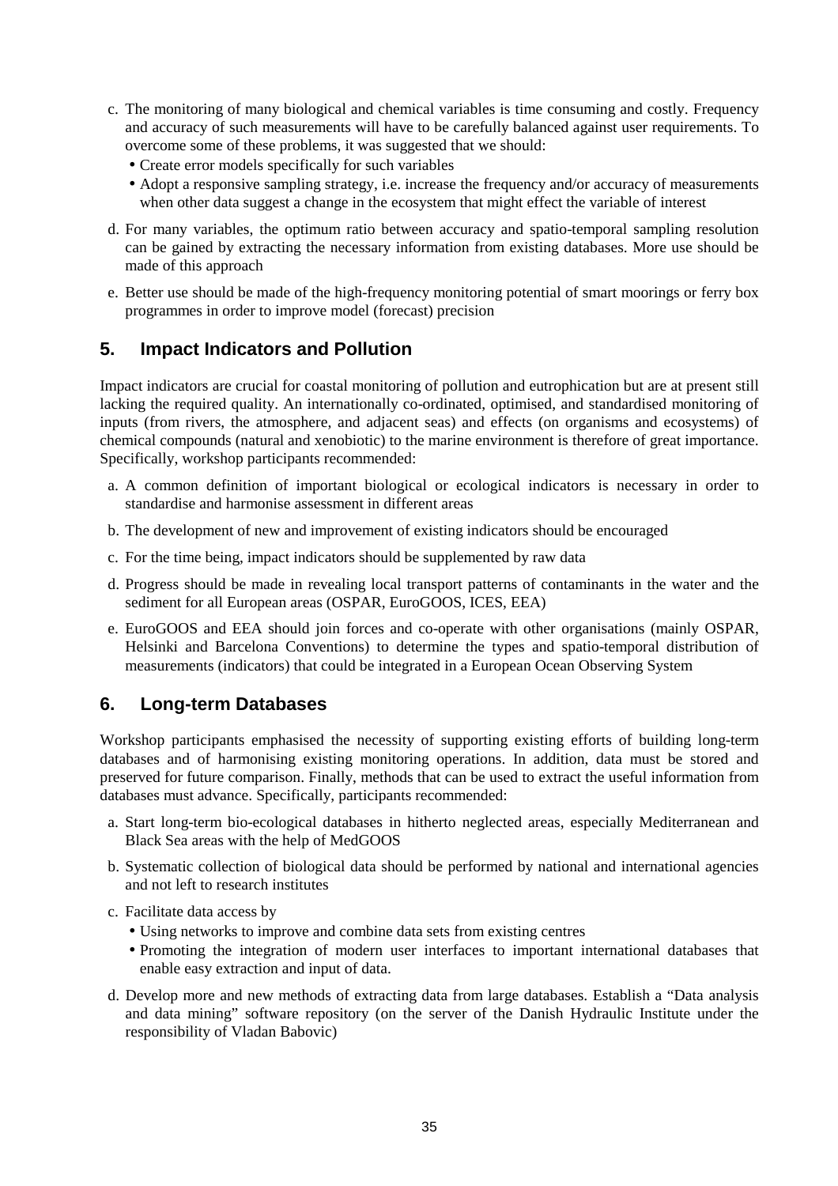c. The monitoring of many biological and chemical variables is time consuming and costly. Frequency and accuracy of such measurements will have to be carefully balanced against user requirements. To overcome some of these problems, it was suggested that we should:
   - Create error models specifically for such variables
   - Adopt a responsive sampling strategy, i.e. increase the frequency and/or accuracy of measurements when other data suggest a change in the ecosystem that might effect the variable of interest

d. For many variables, the optimum ratio between accuracy and spatio-temporal sampling resolution can be gained by extracting the necessary information from existing databases. More use should be made of this approach

e. Better use should be made of the high-frequency monitoring potential of smart moorings or ferry box programmes in order to improve model (forecast) precision

## 5. Impact Indicators and Pollution

Impact indicators are crucial for coastal monitoring of pollution and eutrophication but are at present still lacking the required quality. An internationally co-ordinated, optimised, and standardised monitoring of inputs (from rivers, the atmosphere, and adjacent seas) and effects (on organisms and ecosystems) of chemical compounds (natural and xenobiotic) to the marine environment is therefore of great importance. Specifically, workshop participants recommended:

a. A common definition of important biological or ecological indicators is necessary in order to standardise and harmonise assessment in different areas

b. The development of new and improvement of existing indicators should be encouraged

c. For the time being, impact indicators should be supplemented by raw data

d. Progress should be made in revealing local transport patterns of contaminants in the water and the sediment for all European areas (OSPAR, EuroGOOS, ICES, EEA)

e. EuroGOOS and EEA should join forces and co-operate with other organisations (mainly OSPAR, Helsinki and Barcelona Conventions) to determine the types and spatio-temporal distribution of measurements (indicators) that could be integrated in a European Ocean Observing System

## 6. Long-term Databases

Workshop participants emphasised the necessity of supporting existing efforts of building long-term databases and of harmonising existing monitoring operations. In addition, data must be stored and preserved for future comparison. Finally, methods that can be used to extract the useful information from databases must advance. Specifically, participants recommended:

a. Start long-term bio-ecological databases in hitherto neglected areas, especially Mediterranean and Black Sea areas with the help of MedGOOS

b. Systematic collection of biological data should be performed by national and international agencies and not left to research institutes

c. Facilitate data access by
   - Using networks to improve and combine data sets from existing centres
   - Promoting the integration of modern user interfaces to important international databases that enable easy extraction and input of data.

d. Develop more and new methods of extracting data from large databases. Establish a "Data analysis and data mining" software repository (on the server of the Danish Hydraulic Institute under the responsibility of Vladan Babovic)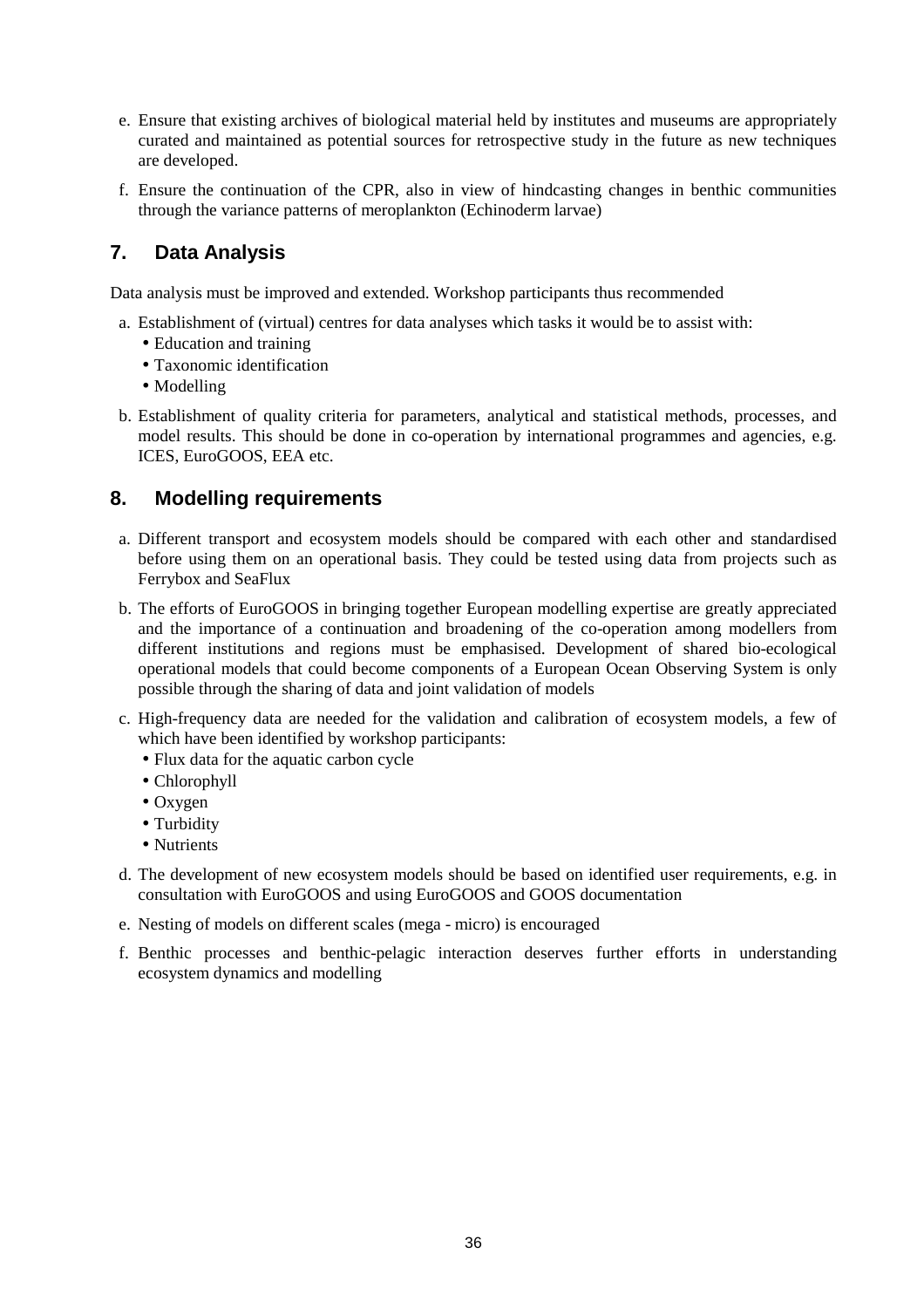e. Ensure that existing archives of biological material held by institutes and museums are appropriately curated and maintained as potential sources for retrospective study in the future as new techniques are developed.

f. Ensure the continuation of the CPR, also in view of hindcasting changes in benthic communities through the variance patterns of meroplankton (Echinoderm larvae)

## 7. Data Analysis

Data analysis must be improved and extended. Workshop participants thus recommended

a. Establishment of (virtual) centres for data analyses which tasks it would be to assist with:
   - Education and training
   - Taxonomic identification
   - Modelling

b. Establishment of quality criteria for parameters, analytical and statistical methods, processes, and model results. This should be done in co-operation by international programmes and agencies, e.g. ICES, EuroGOOS, EEA etc.

## 8. Modelling requirements

a. Different transport and ecosystem models should be compared with each other and standardised before using them on an operational basis. They could be tested using data from projects such as Ferrybox and SeaFlux

b. The efforts of EuroGOOS in bringing together European modelling expertise are greatly appreciated and the importance of a continuation and broadening of the co-operation among modellers from different institutions and regions must be emphasised. Development of shared bio-ecological operational models that could become components of a European Ocean Observing System is only possible through the sharing of data and joint validation of models

c. High-frequency data are needed for the validation and calibration of ecosystem models, a few of which have been identified by workshop participants:
   - Flux data for the aquatic carbon cycle
   - Chlorophyll
   - Oxygen
   - Turbidity
   - Nutrients

d. The development of new ecosystem models should be based on identified user requirements, e.g. in consultation with EuroGOOS and using EuroGOOS and GOOS documentation

e. Nesting of models on different scales (mega - micro) is encouraged

f. Benthic processes and benthic-pelagic interaction deserves further efforts in understanding ecosystem dynamics and modelling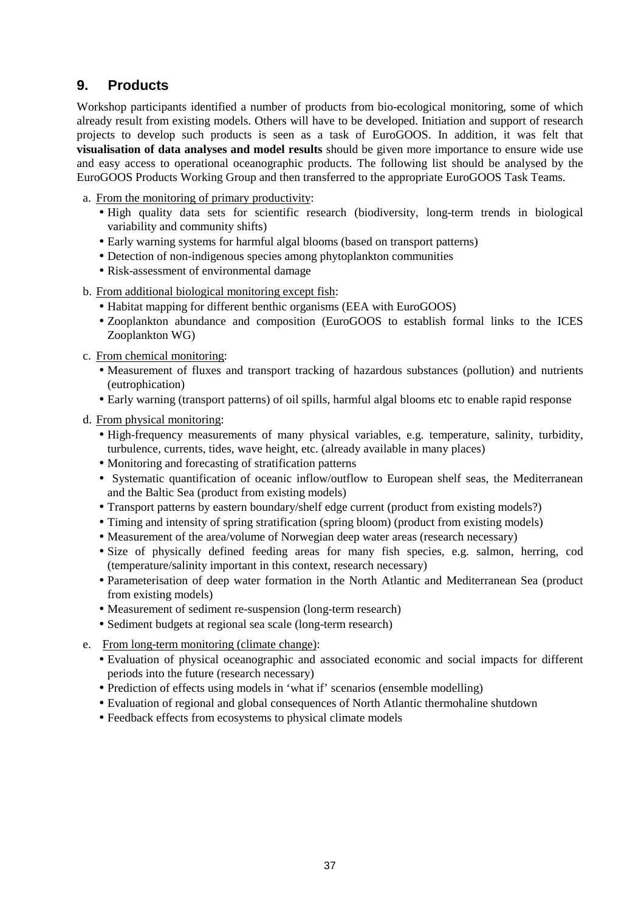## 9. Products

Workshop participants identified a number of products from bio-ecological monitoring, some of which already result from existing models. Others will have to be developed. Initiation and support of research projects to develop such products is seen as a task of EuroGOOS. In addition, it was felt that **visualisation of data analyses and model results** should be given more importance to ensure wide use and easy access to operational oceanographic products. The following list should be analysed by the EuroGOOS Products Working Group and then transferred to the appropriate EuroGOOS Task Teams.

a. From the monitoring of primary productivity:
   - High quality data sets for scientific research (biodiversity, long-term trends in biological variability and community shifts)
   - Early warning systems for harmful algal blooms (based on transport patterns)
   - Detection of non-indigenous species among phytoplankton communities
   - Risk-assessment of environmental damage

b. From additional biological monitoring except fish:
   - Habitat mapping for different benthic organisms (EEA with EuroGOOS)
   - Zooplankton abundance and composition (EuroGOOS to establish formal links to the ICES Zooplankton WG)

c. From chemical monitoring:
   - Measurement of fluxes and transport tracking of hazardous substances (pollution) and nutrients (eutrophication)
   - Early warning (transport patterns) of oil spills, harmful algal blooms etc to enable rapid response

d. From physical monitoring:
   - High-frequency measurements of many physical variables, e.g. temperature, salinity, turbidity, turbulence, currents, tides, wave height, etc. (already available in many places)
   - Monitoring and forecasting of stratification patterns
   - Systematic quantification of oceanic inflow/outflow to European shelf seas, the Mediterranean and the Baltic Sea (product from existing models)
   - Transport patterns by eastern boundary/shelf edge current (product from existing models?)
   - Timing and intensity of spring stratification (spring bloom) (product from existing models)
   - Measurement of the area/volume of Norwegian deep water areas (research necessary)
   - Size of physically defined feeding areas for many fish species, e.g. salmon, herring, cod (temperature/salinity important in this context, research necessary)
   - Parameterisation of deep water formation in the North Atlantic and Mediterranean Sea (product from existing models)
   - Measurement of sediment re-suspension (long-term research)
   - Sediment budgets at regional sea scale (long-term research)

e. From long-term monitoring (climate change):
   - Evaluation of physical oceanographic and associated economic and social impacts for different periods into the future (research necessary)
   - Prediction of effects using models in 'what if' scenarios (ensemble modelling)
   - Evaluation of regional and global consequences of North Atlantic thermohaline shutdown
   - Feedback effects from ecosystems to physical climate models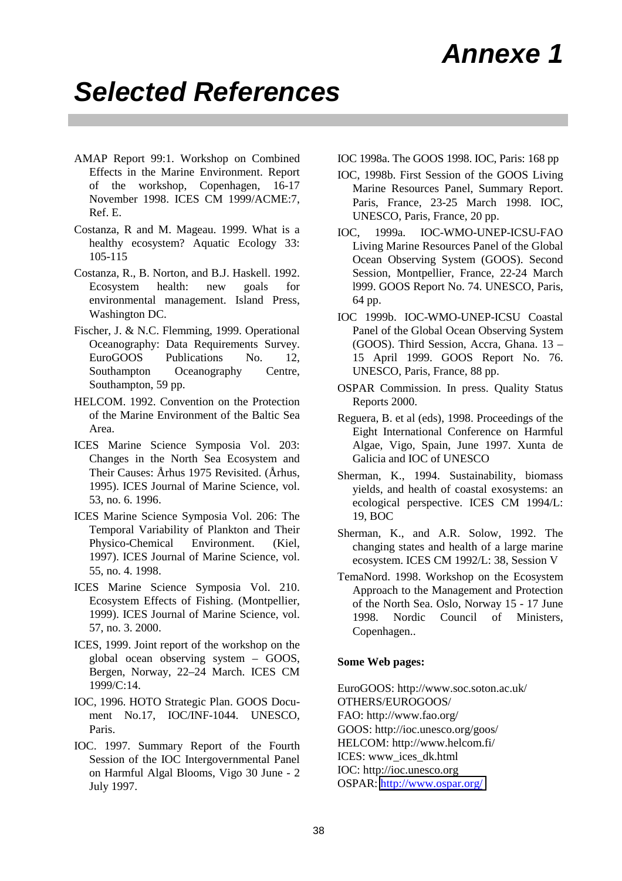# Annexe 1

# Selected References

AMAP Report 99:1. Workshop on Combined Effects in the Marine Environment. Report of the workshop, Copenhagen, 16-17 November 1998. ICES CM 1999/ACME:7, Ref. E.

Costanza, R and M. Mageau. 1999. What is a healthy ecosystem? Aquatic Ecology 33: 105-115

Costanza, R., B. Norton, and B.J. Haskell. 1992. Ecosystem health: new goals for environmental management. Island Press, Washington DC.

Fischer, J. & N.C. Flemming, 1999. Operational Oceanography: Data Requirements Survey. EuroGOOS Publications No. 12, Southampton Oceanography Centre, Southampton, 59 pp.

HELCOM. 1992. Convention on the Protection of the Marine Environment of the Baltic Sea Area.

ICES Marine Science Symposia Vol. 203: Changes in the North Sea Ecosystem and Their Causes: Århus 1975 Revisited. (Århus, 1995). ICES Journal of Marine Science, vol. 53, no. 6. 1996.

ICES Marine Science Symposia Vol. 206: The Temporal Variability of Plankton and Their Physico-Chemical Environment. (Kiel, 1997). ICES Journal of Marine Science, vol. 55, no. 4. 1998.

ICES Marine Science Symposia Vol. 210. Ecosystem Effects of Fishing. (Montpellier, 1999). ICES Journal of Marine Science, vol. 57, no. 3. 2000.

ICES, 1999. Joint report of the workshop on the global ocean observing system – GOOS, Bergen, Norway, 22–24 March. ICES CM 1999/C:14.

IOC, 1996. HOTO Strategic Plan. GOOS Document No.17, IOC/INF-1044. UNESCO, Paris.

IOC. 1997. Summary Report of the Fourth Session of the IOC Intergovernmental Panel on Harmful Algal Blooms, Vigo 30 June - 2 July 1997.

IOC 1998a. The GOOS 1998. IOC, Paris: 168 pp

IOC, 1998b. First Session of the GOOS Living Marine Resources Panel, Summary Report. Paris, France, 23-25 March 1998. IOC, UNESCO, Paris, France, 20 pp.

IOC, 1999a. IOC-WMO-UNEP-ICSU-FAO Living Marine Resources Panel of the Global Ocean Observing System (GOOS). Second Session, Montpellier, France, 22-24 March l999. GOOS Report No. 74. UNESCO, Paris, 64 pp.

IOC 1999b. IOC-WMO-UNEP-ICSU Coastal Panel of the Global Ocean Observing System (GOOS). Third Session, Accra, Ghana. 13 – 15 April 1999. GOOS Report No. 76. UNESCO, Paris, France, 88 pp.

OSPAR Commission. In press. Quality Status Reports 2000.

Reguera, B. et al (eds), 1998. Proceedings of the Eight International Conference on Harmful Algae, Vigo, Spain, June 1997. Xunta de Galicia and IOC of UNESCO

Sherman, K., 1994. Sustainability, biomass yields, and health of coastal exosystems: an ecological perspective. ICES CM 1994/L: 19, BOC

Sherman, K., and A.R. Solow, 1992. The changing states and health of a large marine ecosystem. ICES CM 1992/L: 38, Session V

TemaNord. 1998. Workshop on the Ecosystem Approach to the Management and Protection of the North Sea. Oslo, Norway 15 - 17 June 1998. Nordic Council of Ministers, Copenhagen..

**Some Web pages:**

EuroGOOS: http://www.soc.soton.ac.uk/OTHERS/EUROGOOS/
FAO: http://www.fao.org/
GOOS: http://ioc.unesco.org/goos/
HELCOM: http://www.helcom.fi/
ICES: www_ices_dk.html
IOC: http://ioc.unesco.org
OSPAR: http://www.ospar.org/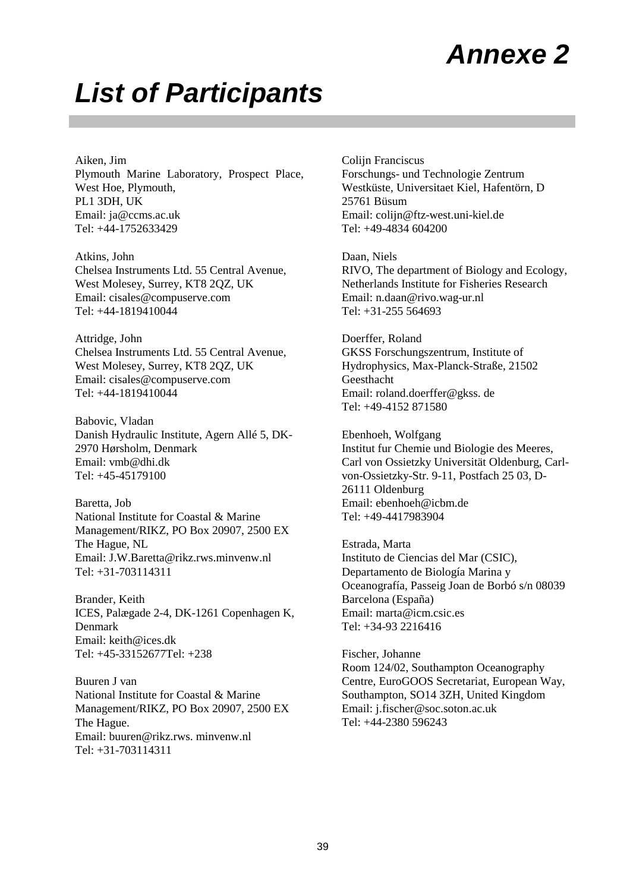# Annexe 2

# List of Participants

Aiken, Jim
Plymouth Marine Laboratory, Prospect Place, West Hoe, Plymouth,
PL1 3DH, UK
Email: ja@ccms.ac.uk
Tel: +44-1752633429

Atkins, John
Chelsea Instruments Ltd. 55 Central Avenue, West Molesey, Surrey, KT8 2QZ, UK
Email: cisales@compuserve.com
Tel: +44-1819410044

Attridge, John
Chelsea Instruments Ltd. 55 Central Avenue, West Molesey, Surrey, KT8 2QZ, UK
Email: cisales@compuserve.com
Tel: +44-1819410044

Babovic, Vladan
Danish Hydraulic Institute, Agern Allé 5, DK-2970 Hørsholm, Denmark
Email: vmb@dhi.dk
Tel: +45-45179100

Baretta, Job
National Institute for Coastal & Marine Management/RIKZ, PO Box 20907, 2500 EX The Hague, NL
Email: J.W.Baretta@rikz.rws.minvenw.nl
Tel: +31-703114311

Brander, Keith
ICES, Palægade 2-4, DK-1261 Copenhagen K, Denmark
Email: keith@ices.dk
Tel: +45-33152677Tel: +238

Buuren J van
National Institute for Coastal & Marine Management/RIKZ, PO Box 20907, 2500 EX The Hague.
Email: buuren@rikz.rws. minvenw.nl
Tel: +31-703114311

Colijn Franciscus
Forschungs- und Technologie Zentrum Westküste, Universitaet Kiel, Hafentörn, D 25761 Büsum
Email: colijn@ftz-west.uni-kiel.de
Tel: +49-4834 604200

Daan, Niels
RIVO, The department of Biology and Ecology, Netherlands Institute for Fisheries Research
Email: n.daan@rivo.wag-ur.nl
Tel: +31-255 564693

Doerffer, Roland
GKSS Forschungszentrum, Institute of Hydrophysics, Max-Planck-Straße, 21502 Geesthacht
Email: roland.doerffer@gkss. de
Tel: +49-4152 871580

Ebenhoeh, Wolfgang
Institut fur Chemie und Biologie des Meeres, Carl von Ossietzky Universität Oldenburg, Carl-von-Ossietzky-Str. 9-11, Postfach 25 03, D-26111 Oldenburg
Email: ebenhoeh@icbm.de
Tel: +49-4417983904

Estrada, Marta
Instituto de Ciencias del Mar (CSIC), Departamento de Biología Marina y Oceanografía, Passeig Joan de Borbó s/n 08039 Barcelona (España)
Email: marta@icm.csic.es
Tel: +34-93 2216416

Fischer, Johanne
Room 124/02, Southampton Oceanography Centre, EuroGOOS Secretariat, European Way, Southampton, SO14 3ZH, United Kingdom
Email: j.fischer@soc.soton.ac.uk
Tel: +44-2380 596243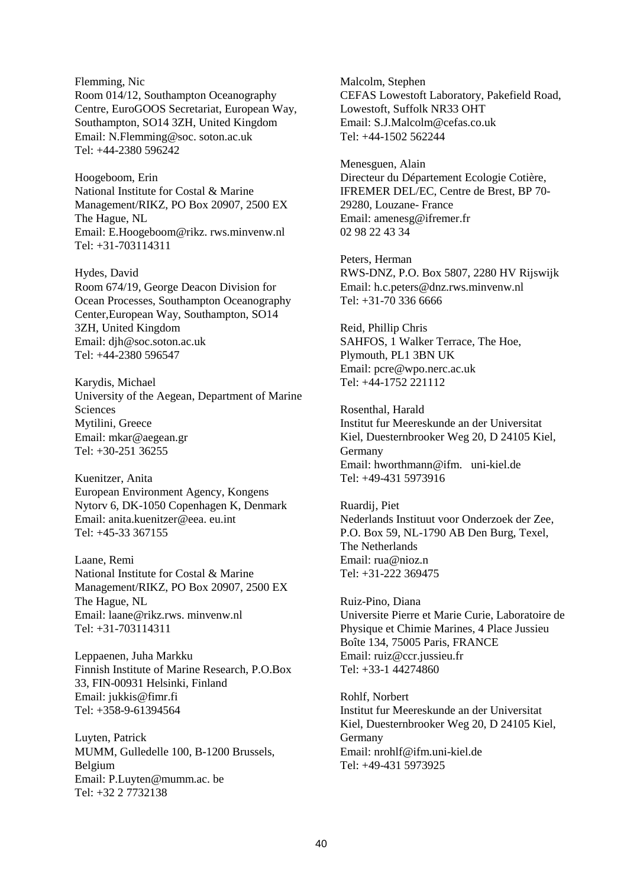Flemming, Nic
Room 014/12, Southampton Oceanography Centre, EuroGOOS Secretariat, European Way, Southampton, SO14 3ZH, United Kingdom
Email: N.Flemming@soc. soton.ac.uk
Tel: +44-2380 596242

Hoogeboom, Erin
National Institute for Costal & Marine Management/RIKZ, PO Box 20907, 2500 EX The Hague, NL
Email: E.Hoogeboom@rikz. rws.minvenw.nl
Tel: +31-703114311

Hydes, David
Room 674/19, George Deacon Division for Ocean Processes, Southampton Oceanography Center,European Way, Southampton, SO14 3ZH, United Kingdom
Email: djh@soc.soton.ac.uk
Tel: +44-2380 596547

Karydis, Michael
University of the Aegean, Department of Marine Sciences
Mytilini, Greece
Email: mkar@aegean.gr
Tel: +30-251 36255

Kuenitzer, Anita
European Environment Agency, Kongens Nytorv 6, DK-1050 Copenhagen K, Denmark
Email: anita.kuenitzer@eea. eu.int
Tel: +45-33 367155

Laane, Remi
National Institute for Costal & Marine Management/RIKZ, PO Box 20907, 2500 EX The Hague, NL
Email: laane@rikz.rws. minvenw.nl
Tel: +31-703114311

Leppaenen, Juha Markku
Finnish Institute of Marine Research, P.O.Box 33, FIN-00931 Helsinki, Finland
Email: jukkis@fimr.fi
Tel: +358-9-61394564

Luyten, Patrick
MUMM, Gulledelle 100, B-1200 Brussels, Belgium
Email: P.Luyten@mumm.ac. be
Tel: +32 2 7732138

Malcolm, Stephen
CEFAS Lowestoft Laboratory, Pakefield Road, Lowestoft, Suffolk NR33 OHT
Email: S.J.Malcolm@cefas.co.uk
Tel: +44-1502 562244

Menesguen, Alain
Directeur du Département Ecologie Cotière, IFREMER DEL/EC, Centre de Brest, BP 70-29280, Louzane- France
Email: amenesg@ifremer.fr
02 98 22 43 34

Peters, Herman
RWS-DNZ, P.O. Box 5807, 2280 HV Rijswijk
Email: h.c.peters@dnz.rws.minvenw.nl
Tel: +31-70 336 6666

Reid, Phillip Chris
SAHFOS, 1 Walker Terrace, The Hoe, Plymouth, PL1 3BN UK
Email: pcre@wpo.nerc.ac.uk
Tel: +44-1752 221112

Rosenthal, Harald
Institut fur Meereskunde an der Universitat Kiel, Duesternbrooker Weg 20, D 24105 Kiel, Germany
Email: hworthmann@ifm. uni-kiel.de
Tel: +49-431 5973916

Ruardij, Piet
Nederlands Instituut voor Onderzoek der Zee, P.O. Box 59, NL-1790 AB Den Burg, Texel, The Netherlands
Email: rua@nioz.n
Tel: +31-222 369475

Ruiz-Pino, Diana
Universite Pierre et Marie Curie, Laboratoire de Physique et Chimie Marines, 4 Place Jussieu Boîte 134, 75005 Paris, FRANCE
Email: ruiz@ccr.jussieu.fr
Tel: +33-1 44274860

Rohlf, Norbert
Institut fur Meereskunde an der Universitat Kiel, Duesternbrooker Weg 20, D 24105 Kiel, Germany
Email: nrohlf@ifm.uni-kiel.de
Tel: +49-431 5973925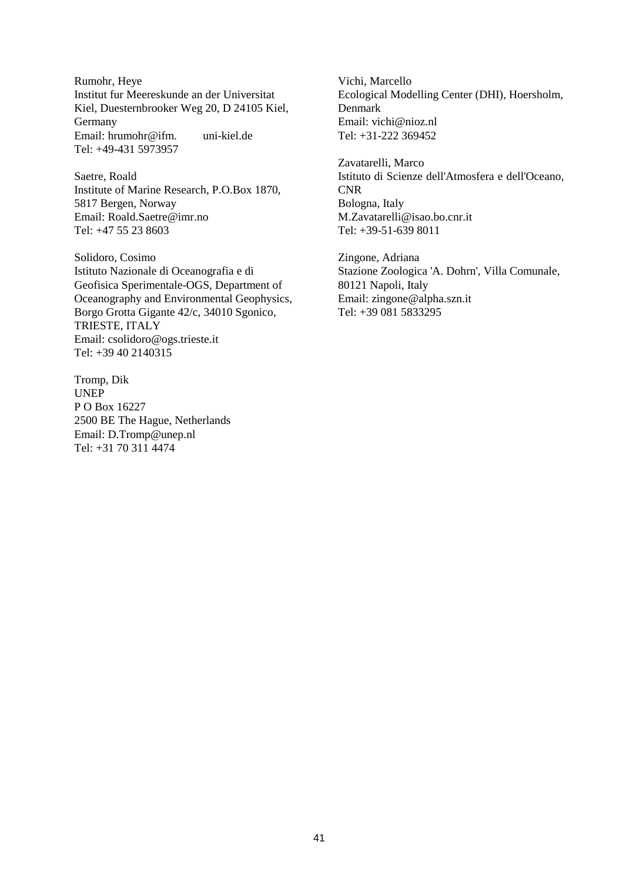Rumohr, Heye
Institut fur Meereskunde an der Universitat Kiel, Duesternbrooker Weg 20, D 24105 Kiel, Germany
Email: hrumohr@ifm. uni-kiel.de
Tel: +49-431 5973957

Saetre, Roald
Institute of Marine Research, P.O.Box 1870, 5817 Bergen, Norway
Email: Roald.Saetre@imr.no
Tel: +47 55 23 8603

Solidoro, Cosimo
Istituto Nazionale di Oceanografia e di Geofisica Sperimentale-OGS, Department of Oceanography and Environmental Geophysics, Borgo Grotta Gigante 42/c, 34010 Sgonico, TRIESTE, ITALY
Email: csolidoro@ogs.trieste.it
Tel: +39 40 2140315

Tromp, Dik
UNEP
P O Box 16227
2500 BE The Hague, Netherlands
Email: D.Tromp@unep.nl
Tel: +31 70 311 4474

Vichi, Marcello
Ecological Modelling Center (DHI), Hoersholm, Denmark
Email: vichi@nioz.nl
Tel: +31-222 369452

Zavatarelli, Marco
Istituto di Scienze dell'Atmosfera e dell'Oceano, CNR
Bologna, Italy
M.Zavatarelli@isao.bo.cnr.it
Tel: +39-51-639 8011

Zingone, Adriana
Stazione Zoologica 'A. Dohrn', Villa Comunale, 80121 Napoli, Italy
Email: zingone@alpha.szn.it
Tel: +39 081 5833295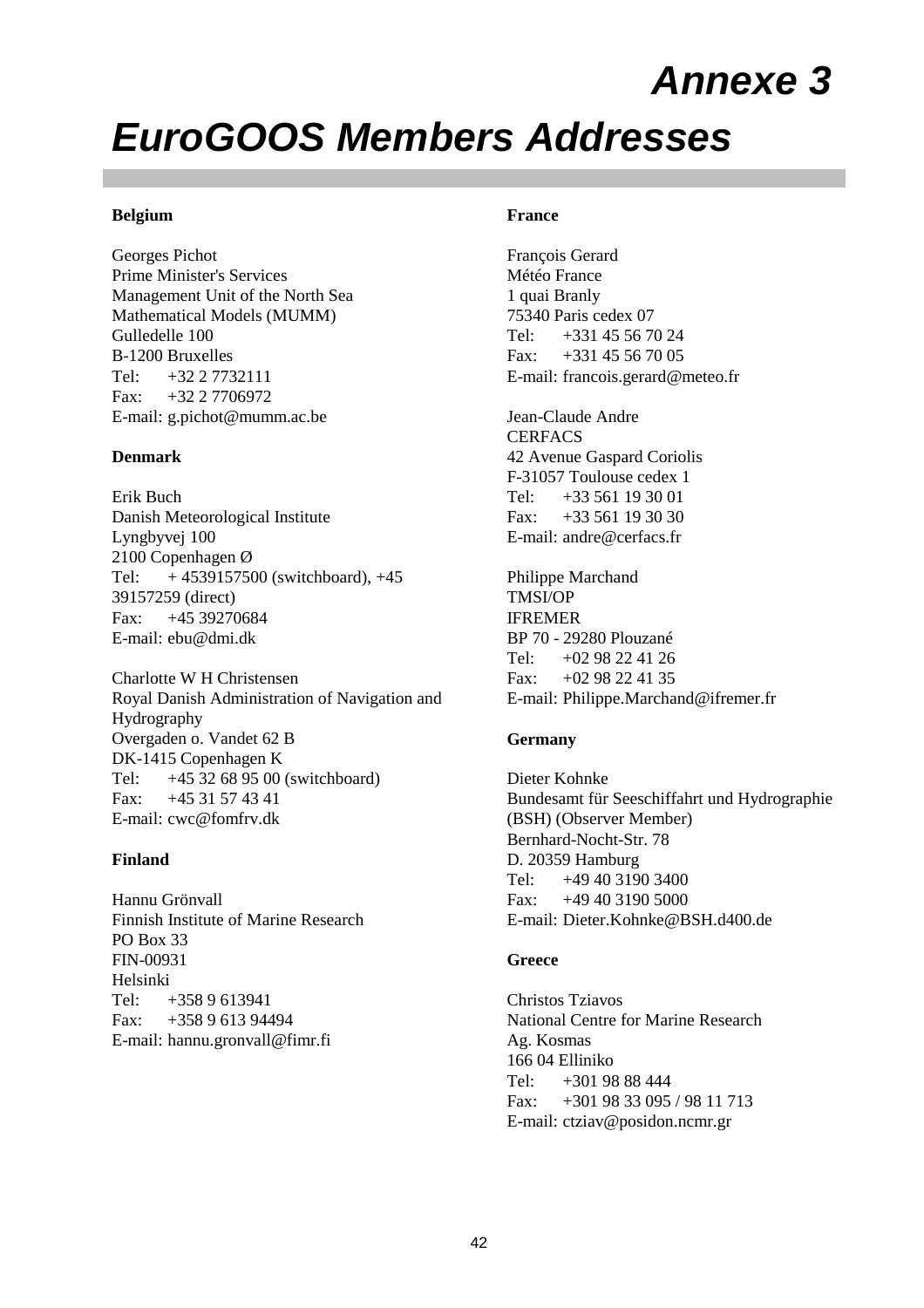# Annexe 3

# EuroGOOS Members Addresses

**Belgium**

Georges Pichot
Prime Minister's Services
Management Unit of the North Sea
Mathematical Models (MUMM)
Gulledelle 100
B-1200 Bruxelles
Tel: +32 2 7732111
Fax: +32 2 7706972
E-mail: g.pichot@mumm.ac.be

**Denmark**

Erik Buch
Danish Meteorological Institute
Lyngbyvej 100
2100 Copenhagen Ø
Tel: + 4539157500 (switchboard), +45 39157259 (direct)
Fax: +45 39270684
E-mail: ebu@dmi.dk

Charlotte W H Christensen
Royal Danish Administration of Navigation and Hydrography
Overgaden o. Vandet 62 B
DK-1415 Copenhagen K
Tel: +45 32 68 95 00 (switchboard)
Fax: +45 31 57 43 41
E-mail: cwc@fomfrv.dk

**Finland**

Hannu Grönvall
Finnish Institute of Marine Research
PO Box 33
FIN-00931
Helsinki
Tel: +358 9 613941
Fax: +358 9 613 94494
E-mail: hannu.gronvall@fimr.fi

**France**

François Gerard
Météo France
1 quai Branly
75340 Paris cedex 07
Tel: +331 45 56 70 24
Fax: +331 45 56 70 05
E-mail: francois.gerard@meteo.fr

Jean-Claude Andre
CERFACS
42 Avenue Gaspard Coriolis
F-31057 Toulouse cedex 1
Tel: +33 561 19 30 01
Fax: +33 561 19 30 30
E-mail: andre@cerfacs.fr

Philippe Marchand
TMSI/OP
IFREMER
BP 70 - 29280 Plouzané
Tel: +02 98 22 41 26
Fax: +02 98 22 41 35
E-mail: Philippe.Marchand@ifremer.fr

**Germany**

Dieter Kohnke
Bundesamt für Seeschiffahrt und Hydrographie (BSH) (Observer Member)
Bernhard-Nocht-Str. 78
D. 20359 Hamburg
Tel: +49 40 3190 3400
Fax: +49 40 3190 5000
E-mail: Dieter.Kohnke@BSH.d400.de

**Greece**

Christos Tziavos
National Centre for Marine Research
Ag. Kosmas
166 04 Elliniko
Tel: +301 98 88 444
Fax: +301 98 33 095 / 98 11 713
E-mail: ctziav@posidon.ncmr.gr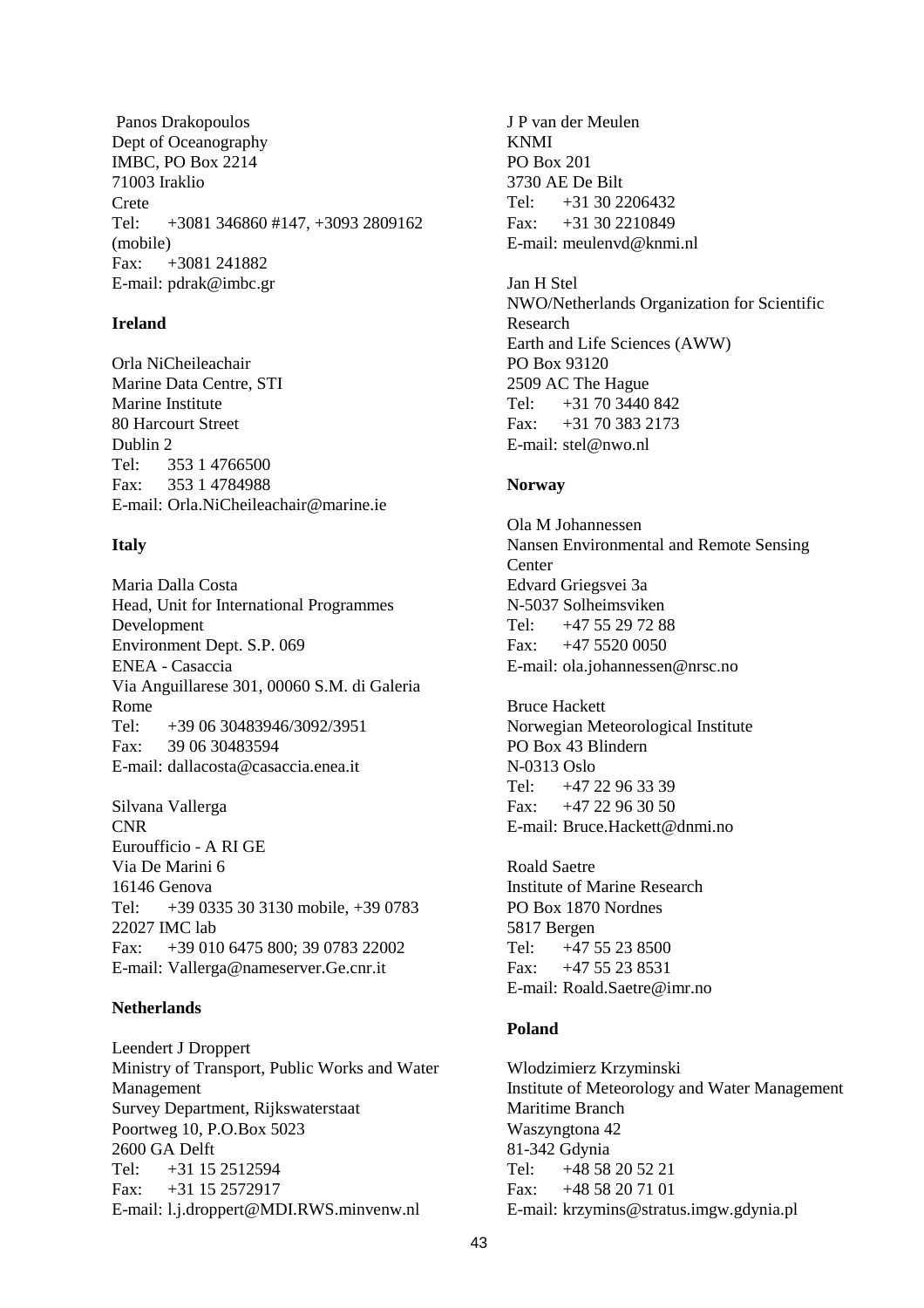Panos Drakopoulos
Dept of Oceanography
IMBC, PO Box 2214
71003 Iraklio
Crete
Tel: +3081 346860 #147, +3093 2809162 (mobile)
Fax: +3081 241882
E-mail: pdrak@imbc.gr

**Ireland**

Orla NiCheileachair
Marine Data Centre, STI
Marine Institute
80 Harcourt Street
Dublin 2
Tel: 353 1 4766500
Fax: 353 1 4784988
E-mail: Orla.NiCheileachair@marine.ie

**Italy**

Maria Dalla Costa
Head, Unit for International Programmes Development
Environment Dept. S.P. 069
ENEA - Casaccia
Via Anguillarese 301, 00060 S.M. di Galeria
Rome
Tel: +39 06 30483946/3092/3951
Fax: 39 06 30483594
E-mail: dallacosta@casaccia.enea.it

Silvana Vallerga
CNR
Euroufficio - A RI GE
Via De Marini 6
16146 Genova
Tel: +39 0335 30 3130 mobile, +39 0783 22027 IMC lab
Fax: +39 010 6475 800; 39 0783 22002
E-mail: Vallerga@nameserver.Ge.cnr.it

**Netherlands**

Leendert J Droppert
Ministry of Transport, Public Works and Water Management
Survey Department, Rijkswaterstaat
Poortweg 10, P.O.Box 5023
2600 GA Delft
Tel: +31 15 2512594
Fax: +31 15 2572917
E-mail: l.j.droppert@MDI.RWS.minvenw.nl

J P van der Meulen
KNMI
PO Box 201
3730 AE De Bilt
Tel: +31 30 2206432
Fax: +31 30 2210849
E-mail: meulenvd@knmi.nl

Jan H Stel
NWO/Netherlands Organization for Scientific Research
Earth and Life Sciences (AWW)
PO Box 93120
2509 AC The Hague
Tel: +31 70 3440 842
Fax: +31 70 383 2173
E-mail: stel@nwo.nl

**Norway**

Ola M Johannessen
Nansen Environmental and Remote Sensing Center
Edvard Griegsvei 3a
N-5037 Solheimsviken
Tel: +47 55 29 72 88
Fax: +47 5520 0050
E-mail: ola.johannessen@nrsc.no

Bruce Hackett
Norwegian Meteorological Institute
PO Box 43 Blindern
N-0313 Oslo
Tel: +47 22 96 33 39
Fax: +47 22 96 30 50
E-mail: Bruce.Hackett@dnmi.no

Roald Saetre
Institute of Marine Research
PO Box 1870 Nordnes
5817 Bergen
Tel: +47 55 23 8500
Fax: +47 55 23 8531
E-mail: Roald.Saetre@imr.no

**Poland**

Wlodzimierz Krzyminski
Institute of Meteorology and Water Management
Maritime Branch
Waszyngtona 42
81-342 Gdynia
Tel: +48 58 20 52 21
Fax: +48 58 20 71 01
E-mail: krzymins@stratus.imgw.gdynia.pl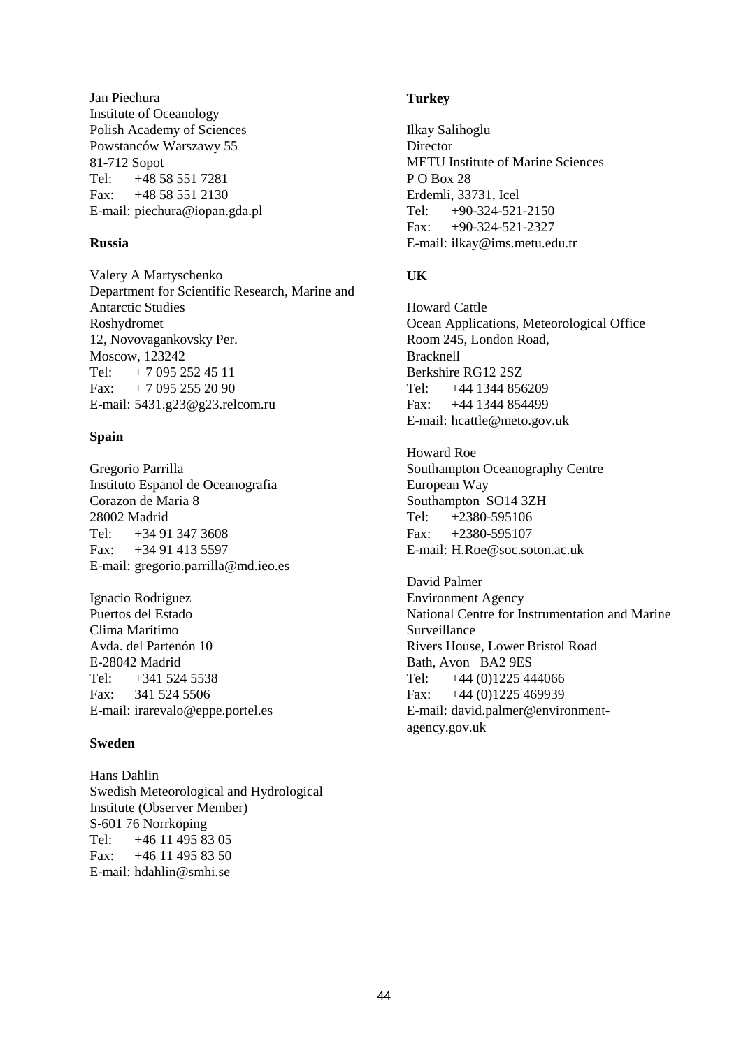Jan Piechura
Institute of Oceanology
Polish Academy of Sciences
Powstanców Warszawy 55
81-712 Sopot
Tel: +48 58 551 7281
Fax: +48 58 551 2130
E-mail: piechura@iopan.gda.pl

**Russia**

Valery A Martyschenko
Department for Scientific Research, Marine and Antarctic Studies
Roshydromet
12, Novovagankovsky Per.
Moscow, 123242
Tel: + 7 095 252 45 11
Fax: + 7 095 255 20 90
E-mail: 5431.g23@g23.relcom.ru

**Spain**

Gregorio Parrilla
Instituto Espanol de Oceanografia
Corazon de Maria 8
28002 Madrid
Tel: +34 91 347 3608
Fax: +34 91 413 5597
E-mail: gregorio.parrilla@md.ieo.es

Ignacio Rodriguez
Puertos del Estado
Clima Marítimo
Avda. del Partenón 10
E-28042 Madrid
Tel: +341 524 5538
Fax: 341 524 5506
E-mail: irarevalo@eppe.portel.es

**Sweden**

Hans Dahlin
Swedish Meteorological and Hydrological Institute (Observer Member)
S-601 76 Norrköping
Tel: +46 11 495 83 05
Fax: +46 11 495 83 50
E-mail: hdahlin@smhi.se

**Turkey**

Ilkay Salihoglu
Director
METU Institute of Marine Sciences
P O Box 28
Erdemli, 33731, Icel
Tel: +90-324-521-2150
Fax: +90-324-521-2327
E-mail: ilkay@ims.metu.edu.tr

**UK**

Howard Cattle
Ocean Applications, Meteorological Office
Room 245, London Road,
Bracknell
Berkshire RG12 2SZ
Tel: +44 1344 856209
Fax: +44 1344 854499
E-mail: hcattle@meto.gov.uk

Howard Roe
Southampton Oceanography Centre
European Way
Southampton SO14 3ZH
Tel: +2380-595106
Fax: +2380-595107
E-mail: H.Roe@soc.soton.ac.uk

David Palmer
Environment Agency
National Centre for Instrumentation and Marine Surveillance
Rivers House, Lower Bristol Road
Bath, Avon BA2 9ES
Tel: +44 (0)1225 444066
Fax: +44 (0)1225 469939
E-mail: david.palmer@environment-agency.gov.uk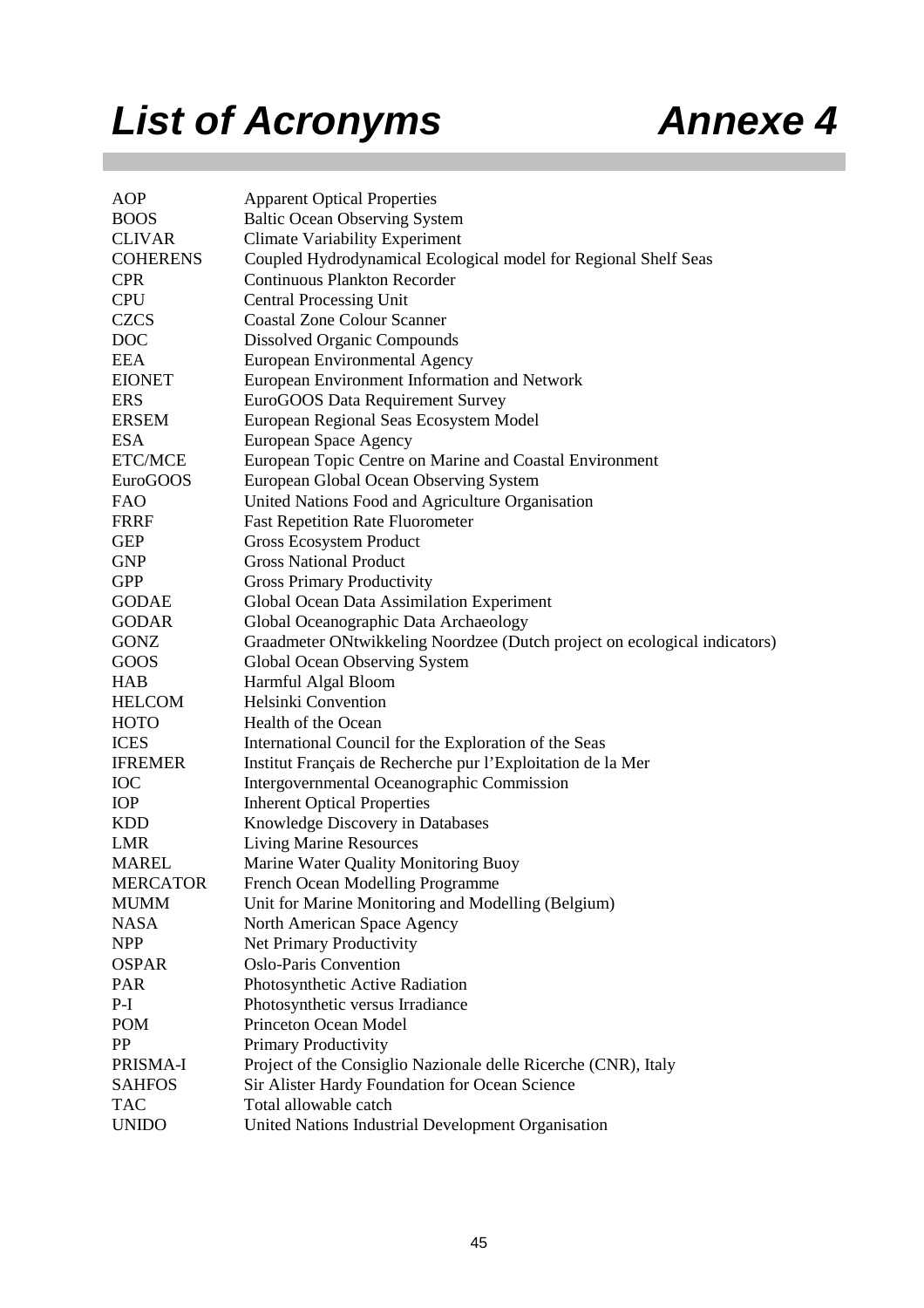# *List of Acronyms* *Annexe 4*

| | |
|---|---|
| AOP | Apparent Optical Properties |
| BOOS | Baltic Ocean Observing System |
| CLIVAR | Climate Variability Experiment |
| COHERENS | Coupled Hydrodynamical Ecological model for Regional Shelf Seas |
| CPR | Continuous Plankton Recorder |
| CPU | Central Processing Unit |
| CZCS | Coastal Zone Colour Scanner |
| DOC | Dissolved Organic Compounds |
| EEA | European Environmental Agency |
| EIONET | European Environment Information and Network |
| ERS | EuroGOOS Data Requirement Survey |
| ERSEM | European Regional Seas Ecosystem Model |
| ESA | European Space Agency |
| ETC/MCE | European Topic Centre on Marine and Coastal Environment |
| EuroGOOS | European Global Ocean Observing System |
| FAO | United Nations Food and Agriculture Organisation |
| FRRF | Fast Repetition Rate Fluorometer |
| GEP | Gross Ecosystem Product |
| GNP | Gross National Product |
| GPP | Gross Primary Productivity |
| GODAE | Global Ocean Data Assimilation Experiment |
| GODAR | Global Oceanographic Data Archaeology |
| GONZ | Graadmeter ONtwikkeling Noordzee (Dutch project on ecological indicators) |
| GOOS | Global Ocean Observing System |
| HAB | Harmful Algal Bloom |
| HELCOM | Helsinki Convention |
| HOTO | Health of the Ocean |
| ICES | International Council for the Exploration of the Seas |
| IFREMER | Institut Français de Recherche pur l'Exploitation de la Mer |
| IOC | Intergovernmental Oceanographic Commission |
| IOP | Inherent Optical Properties |
| KDD | Knowledge Discovery in Databases |
| LMR | Living Marine Resources |
| MAREL | Marine Water Quality Monitoring Buoy |
| MERCATOR | French Ocean Modelling Programme |
| MUMM | Unit for Marine Monitoring and Modelling (Belgium) |
| NASA | North American Space Agency |
| NPP | Net Primary Productivity |
| OSPAR | Oslo-Paris Convention |
| PAR | Photosynthetic Active Radiation |
| P-I | Photosynthetic versus Irradiance |
| POM | Princeton Ocean Model |
| PP | Primary Productivity |
| PRISMA-I | Project of the Consiglio Nazionale delle Ricerche (CNR), Italy |
| SAHFOS | Sir Alister Hardy Foundation for Ocean Science |
| TAC | Total allowable catch |
| UNIDO | United Nations Industrial Development Organisation |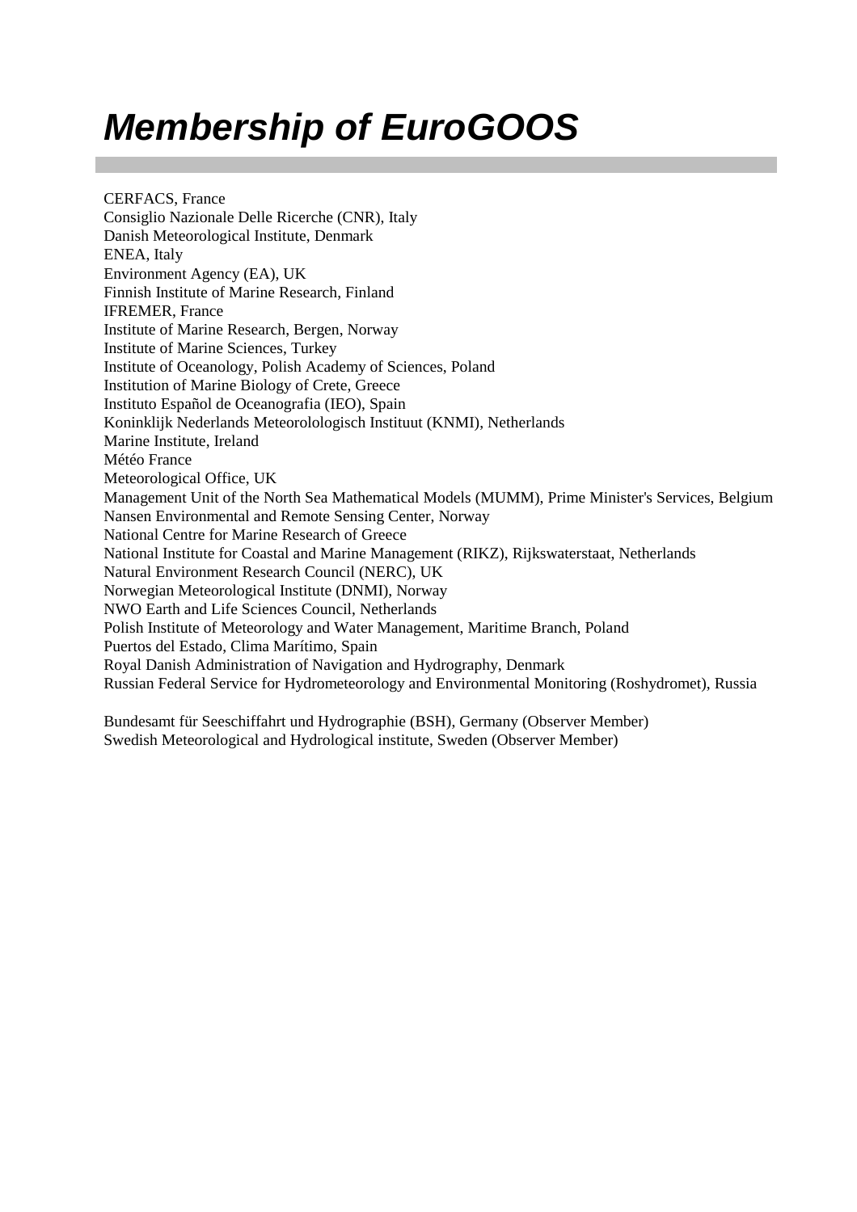# *Membership of EuroGOOS*

CERFACS, France
Consiglio Nazionale Delle Ricerche (CNR), Italy
Danish Meteorological Institute, Denmark
ENEA, Italy
Environment Agency (EA), UK
Finnish Institute of Marine Research, Finland
IFREMER, France
Institute of Marine Research, Bergen, Norway
Institute of Marine Sciences, Turkey
Institute of Oceanology, Polish Academy of Sciences, Poland
Institution of Marine Biology of Crete, Greece
Instituto Español de Oceanografia (IEO), Spain
Koninklijk Nederlands Meteorolologisch Instituut (KNMI), Netherlands
Marine Institute, Ireland
Météo France
Meteorological Office, UK
Management Unit of the North Sea Mathematical Models (MUMM), Prime Minister's Services, Belgium
Nansen Environmental and Remote Sensing Center, Norway
National Centre for Marine Research of Greece
National Institute for Coastal and Marine Management (RIKZ), Rijkswaterstaat, Netherlands
Natural Environment Research Council (NERC), UK
Norwegian Meteorological Institute (DNMI), Norway
NWO Earth and Life Sciences Council, Netherlands
Polish Institute of Meteorology and Water Management, Maritime Branch, Poland
Puertos del Estado, Clima Marítimo, Spain
Royal Danish Administration of Navigation and Hydrography, Denmark
Russian Federal Service for Hydrometeorology and Environmental Monitoring (Roshydromet), Russia

Bundesamt für Seeschiffahrt und Hydrographie (BSH), Germany (Observer Member)
Swedish Meteorological and Hydrological institute, Sweden (Observer Member)